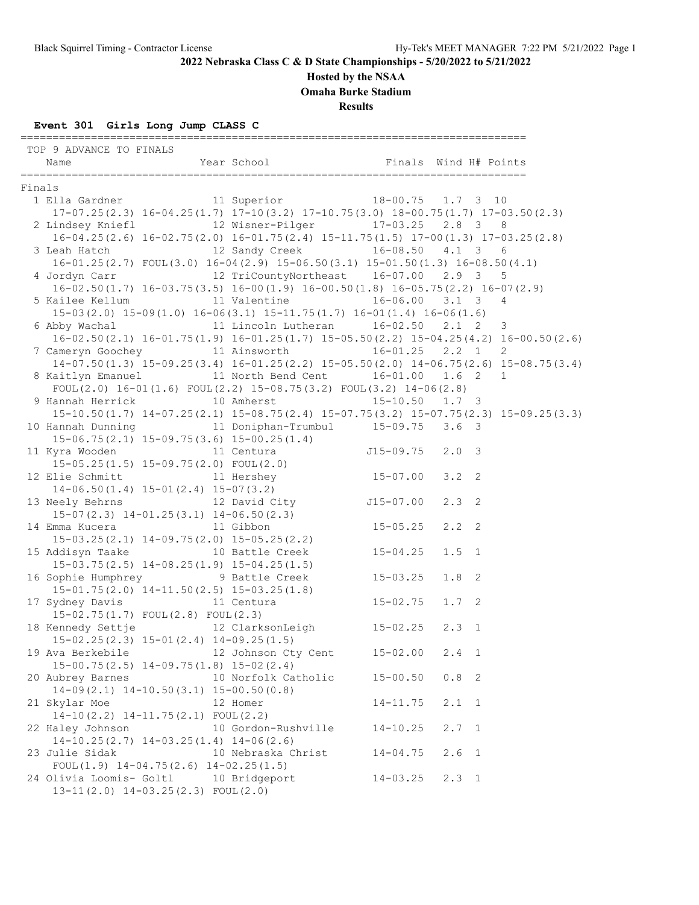# 2022 Nebraska Class C & D State Championships - 5/20/2022 to 5/21/2022

## Hosted by the NSAA

## Omaha Burke Stadium

## Results

### Event 301 Girls Long Jump CLASS C

TOP 9 ADVANCE TO FINALS

| | Name | Year | School | Finals | Wind | H# | Points |
|---|---|---|---|---|---|---|---|
| **Finals** | | | | | | | |
| 1 | Ella Gardner | 11 | Superior | 18-00.75 | 1.7 | 3 | 10 |
| | 17-07.25(2.3) 16-04.25(1.7) 17-10(3.2) 17-10.75(3.0) 18-00.75(1.7) 17-03.50(2.3) | | | | | | |
| 2 | Lindsey Kniefl | 12 | Wisner-Pilger | 17-03.25 | 2.8 | 3 | 8 |
| | 16-04.25(2.6) 16-02.75(2.0) 16-01.75(2.4) 15-11.75(1.5) 17-00(1.3) 17-03.25(2.8) | | | | | | |
| 3 | Leah Hatch | 12 | Sandy Creek | 16-08.50 | 4.1 | 3 | 6 |
| | 16-01.25(2.7) FOUL(3.0) 16-04(2.9) 15-06.50(3.1) 15-01.50(1.3) 16-08.50(4.1) | | | | | | |
| 4 | Jordyn Carr | 12 | TriCountyNortheast | 16-07.00 | 2.9 | 3 | 5 |
| | 16-02.50(1.7) 16-03.75(3.5) 16-00(1.9) 16-00.50(1.8) 16-05.75(2.2) 16-07(2.9) | | | | | | |
| 5 | Kailee Kellum | 11 | Valentine | 16-06.00 | 3.1 | 3 | 4 |
| | 15-03(2.0) 15-09(1.0) 16-06(3.1) 15-11.75(1.7) 16-01(1.4) 16-06(1.6) | | | | | | |
| 6 | Abby Wachal | 11 | Lincoln Lutheran | 16-02.50 | 2.1 | 2 | 3 |
| | 16-02.50(2.1) 16-01.75(1.9) 16-01.25(1.7) 15-05.50(2.2) 15-04.25(4.2) 16-00.50(2.6) | | | | | | |
| 7 | Cameryn Goochey | 11 | Ainsworth | 16-01.25 | 2.2 | 1 | 2 |
| | 14-07.50(1.3) 15-09.25(3.4) 16-01.25(2.2) 15-05.50(2.0) 14-06.75(2.6) 15-08.75(3.4) | | | | | | |
| 8 | Kaitlyn Emanuel | 11 | North Bend Cent | 16-01.00 | 1.6 | 2 | 1 |
| | FOUL(2.0) 16-01(1.6) FOUL(2.2) 15-08.75(3.2) FOUL(3.2) 14-06(2.8) | | | | | | |
| 9 | Hannah Herrick | 10 | Amherst | 15-10.50 | 1.7 | 3 | |
| | 15-10.50(1.7) 14-07.25(2.1) 15-08.75(2.4) 15-07.75(3.2) 15-07.75(2.3) 15-09.25(3.3) | | | | | | |
| 10 | Hannah Dunning | 11 | Doniphan-Trumbul | 15-09.75 | 3.6 | 3 | |
| | 15-06.75(2.1) 15-09.75(3.6) 15-00.25(1.4) | | | | | | |
| 11 | Kyra Wooden | 11 | Centura | J15-09.75 | 2.0 | 3 | |
| | 15-05.25(1.5) 15-09.75(2.0) FOUL(2.0) | | | | | | |
| 12 | Elie Schmitt | 11 | Hershey | 15-07.00 | 3.2 | 2 | |
| | 14-06.50(1.4) 15-01(2.4) 15-07(3.2) | | | | | | |
| 13 | Neely Behrns | 12 | David City | J15-07.00 | 2.3 | 2 | |
| | 15-07(2.3) 14-01.25(3.1) 14-06.50(2.3) | | | | | | |
| 14 | Emma Kucera | 11 | Gibbon | 15-05.25 | 2.2 | 2 | |
| | 15-03.25(2.1) 14-09.75(2.0) 15-05.25(2.2) | | | | | | |
| 15 | Addisyn Taake | 10 | Battle Creek | 15-04.25 | 1.5 | 1 | |
| | 15-03.75(2.5) 14-08.25(1.9) 15-04.25(1.5) | | | | | | |
| 16 | Sophie Humphrey | 9 | Battle Creek | 15-03.25 | 1.8 | 2 | |
| | 15-01.75(2.0) 14-11.50(2.5) 15-03.25(1.8) | | | | | | |
| 17 | Sydney Davis | 11 | Centura | 15-02.75 | 1.7 | 2 | |
| | 15-02.75(1.7) FOUL(2.8) FOUL(2.3) | | | | | | |
| 18 | Kennedy Settje | 12 | ClarksonLeigh | 15-02.25 | 2.3 | 1 | |
| | 15-02.25(2.3) 15-01(2.4) 14-09.25(1.5) | | | | | | |
| 19 | Ava Berkebile | 12 | Johnson Cty Cent | 15-02.00 | 2.4 | 1 | |
| | 15-00.75(2.5) 14-09.75(1.8) 15-02(2.4) | | | | | | |
| 20 | Aubrey Barnes | 10 | Norfolk Catholic | 15-00.50 | 0.8 | 2 | |
| | 14-09(2.1) 14-10.50(3.1) 15-00.50(0.8) | | | | | | |
| 21 | Skylar Moe | 12 | Homer | 14-11.75 | 2.1 | 1 | |
| | 14-10(2.2) 14-11.75(2.1) FOUL(2.2) | | | | | | |
| 22 | Haley Johnson | 10 | Gordon-Rushville | 14-10.25 | 2.7 | 1 | |
| | 14-10.25(2.7) 14-03.25(1.4) 14-06(2.6) | | | | | | |
| 23 | Julie Sidak | 10 | Nebraska Christ | 14-04.75 | 2.6 | 1 | |
| | FOUL(1.9) 14-04.75(2.6) 14-02.25(1.5) | | | | | | |
| 24 | Olivia Loomis- Goltl | 10 | Bridgeport | 14-03.25 | 2.3 | 1 | |
| | 13-11(2.0) 14-03.25(2.3) FOUL(2.0) | | | | | | |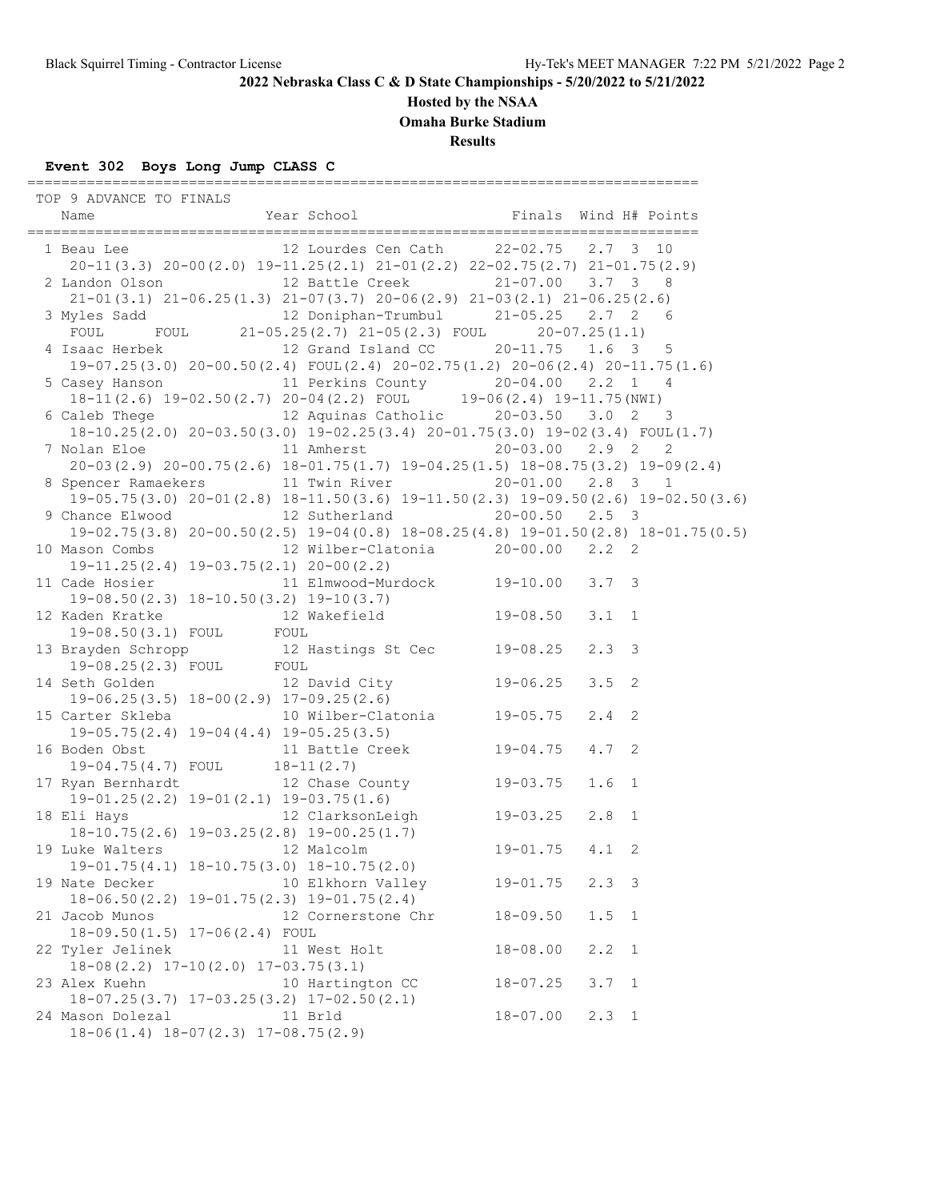**2022 Nebraska Class C & D State Championships - 5/20/2022 to 5/21/2022**

**Hosted by the NSAA**

**Omaha Burke Stadium**

**Results**

### Event 302 Boys Long Jump CLASS C

TOP 9 ADVANCE TO FINALS

| Name | Year | School | Finals | Wind | H# | Points |
|---|---|---|---|---|---|---|
| 1 Beau Lee | 12 | Lourdes Cen Cath | 22-02.75 | 2.7 | 3 | 10 |
| 20-11(3.3) 20-00(2.0) 19-11.25(2.1) 21-01(2.2) 22-02.75(2.7) 21-01.75(2.9) | | | | | | |
| 2 Landon Olson | 12 | Battle Creek | 21-07.00 | 3.7 | 3 | 8 |
| 21-01(3.1) 21-06.25(1.3) 21-07(3.7) 20-06(2.9) 21-03(2.1) 21-06.25(2.6) | | | | | | |
| 3 Myles Sadd | 12 | Doniphan-Trumbul | 21-05.25 | 2.7 | 2 | 6 |
| FOUL FOUL 21-05.25(2.7) 21-05(2.3) FOUL 20-07.25(1.1) | | | | | | |
| 4 Isaac Herbek | 12 | Grand Island CC | 20-11.75 | 1.6 | 3 | 5 |
| 19-07.25(3.0) 20-00.50(2.4) FOUL(2.4) 20-02.75(1.2) 20-06(2.4) 20-11.75(1.6) | | | | | | |
| 5 Casey Hanson | 11 | Perkins County | 20-04.00 | 2.2 | 1 | 4 |
| 18-11(2.6) 19-02.50(2.7) 20-04(2.2) FOUL 19-06(2.4) 19-11.75(NWI) | | | | | | |
| 6 Caleb Thege | 12 | Aquinas Catholic | 20-03.50 | 3.0 | 2 | 3 |
| 18-10.25(2.0) 20-03.50(3.0) 19-02.25(3.4) 20-01.75(3.0) 19-02(3.4) FOUL(1.7) | | | | | | |
| 7 Nolan Eloe | 11 | Amherst | 20-03.00 | 2.9 | 2 | 2 |
| 20-03(2.9) 20-00.75(2.6) 18-01.75(1.7) 19-04.25(1.5) 18-08.75(3.2) 19-09(2.4) | | | | | | |
| 8 Spencer Ramaekers | 11 | Twin River | 20-01.00 | 2.8 | 3 | 1 |
| 19-05.75(3.0) 20-01(2.8) 18-11.50(3.6) 19-11.50(2.3) 19-09.50(2.6) 19-02.50(3.6) | | | | | | |
| 9 Chance Elwood | 12 | Sutherland | 20-00.50 | 2.5 | 3 | |
| 19-02.75(3.8) 20-00.50(2.5) 19-04(0.8) 18-08.25(4.8) 19-01.50(2.8) 18-01.75(0.5) | | | | | | |
| 10 Mason Combs | 12 | Wilber-Clatonia | 20-00.00 | 2.2 | 2 | |
| 19-11.25(2.4) 19-03.75(2.1) 20-00(2.2) | | | | | | |
| 11 Cade Hosier | 11 | Elmwood-Murdock | 19-10.00 | 3.7 | 3 | |
| 19-08.50(2.3) 18-10.50(3.2) 19-10(3.7) | | | | | | |
| 12 Kaden Kratke | 12 | Wakefield | 19-08.50 | 3.1 | 1 | |
| 19-08.50(3.1) FOUL FOUL | | | | | | |
| 13 Brayden Schropp | 12 | Hastings St Cec | 19-08.25 | 2.3 | 3 | |
| 19-08.25(2.3) FOUL FOUL | | | | | | |
| 14 Seth Golden | 12 | David City | 19-06.25 | 3.5 | 2 | |
| 19-06.25(3.5) 18-00(2.9) 17-09.25(2.6) | | | | | | |
| 15 Carter Skleba | 10 | Wilber-Clatonia | 19-05.75 | 2.4 | 2 | |
| 19-05.75(2.4) 19-04(4.4) 19-05.25(3.5) | | | | | | |
| 16 Boden Obst | 11 | Battle Creek | 19-04.75 | 4.7 | 2 | |
| 19-04.75(4.7) FOUL 18-11(2.7) | | | | | | |
| 17 Ryan Bernhardt | 12 | Chase County | 19-03.75 | 1.6 | 1 | |
| 19-01.25(2.2) 19-01(2.1) 19-03.75(1.6) | | | | | | |
| 18 Eli Hays | 12 | ClarksonLeigh | 19-03.25 | 2.8 | 1 | |
| 18-10.75(2.6) 19-03.25(2.8) 19-00.25(1.7) | | | | | | |
| 19 Luke Walters | 12 | Malcolm | 19-01.75 | 4.1 | 2 | |
| 19-01.75(4.1) 18-10.75(3.0) 18-10.75(2.0) | | | | | | |
| 19 Nate Decker | 10 | Elkhorn Valley | 19-01.75 | 2.3 | 3 | |
| 18-06.50(2.2) 19-01.75(2.3) 19-01.75(2.4) | | | | | | |
| 21 Jacob Munos | 12 | Cornerstone Chr | 18-09.50 | 1.5 | 1 | |
| 18-09.50(1.5) 17-06(2.4) FOUL | | | | | | |
| 22 Tyler Jelinek | 11 | West Holt | 18-08.00 | 2.2 | 1 | |
| 18-08(2.2) 17-10(2.0) 17-03.75(3.1) | | | | | | |
| 23 Alex Kuehn | 10 | Hartington CC | 18-07.25 | 3.7 | 1 | |
| 18-07.25(3.7) 17-03.25(3.2) 17-02.50(2.1) | | | | | | |
| 24 Mason Dolezal | 11 | Brld | 18-07.00 | 2.3 | 1 | |
| 18-06(1.4) 18-07(2.3) 17-08.75(2.9) | | | | | | |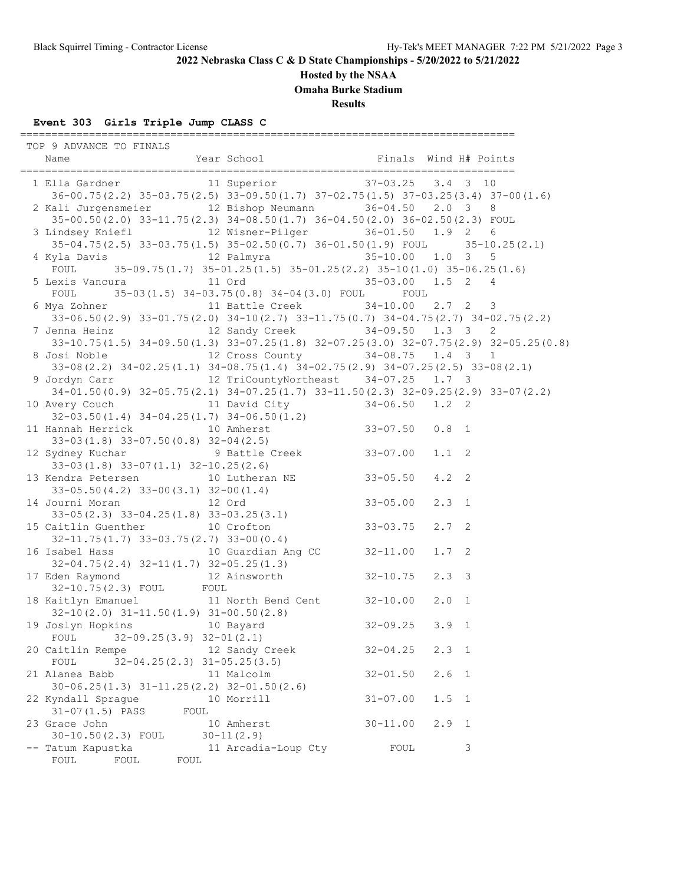## 2022 Nebraska Class C & D State Championships - 5/20/2022 to 5/21/2022

### Hosted by the NSAA

### Omaha Burke Stadium

### Results

#### Event 303 Girls Triple Jump CLASS C

```
===============================================================================
 TOP 9 ADVANCE TO FINALS
    Name                    Year School                Finals  Wind H# Points
===============================================================================
  1 Ella Gardner           11 Superior              37-03.25   3.4  3  10
     36-00.75(2.2) 35-03.75(2.5) 33-09.50(1.7) 37-02.75(1.5) 37-03.25(3.4) 37-00(1.6)
  2 Kali Jurgensmeier      12 Bishop Neumann        36-04.50   2.0  3   8
     35-00.50(2.0) 33-11.75(2.3) 34-08.50(1.7) 36-04.50(2.0) 36-02.50(2.3) FOUL
  3 Lindsey Kniefl         12 Wisner-Pilger         36-01.50   1.9  2   6
     35-04.75(2.5) 33-03.75(1.5) 35-02.50(0.7) 36-01.50(1.9) FOUL       35-10.25(2.1)
  4 Kyla Davis             12 Palmyra               35-10.00   1.0  3   5
     FOUL      35-09.75(1.7) 35-01.25(1.5) 35-01.25(2.2) 35-10(1.0) 35-06.25(1.6)
  5 Lexis Vancura          11 Ord                   35-03.00   1.5  2   4
     FOUL      35-03(1.5) 34-03.75(0.8) 34-04(3.0) FOUL       FOUL
  6 Mya Zohner             11 Battle Creek          34-10.00   2.7  2   3
     33-06.50(2.9) 33-01.75(2.0) 34-10(2.7) 33-11.75(0.7) 34-04.75(2.7) 34-02.75(2.2)
  7 Jenna Heinz            12 Sandy Creek           34-09.50   1.3  3   2
     33-10.75(1.5) 34-09.50(1.3) 33-07.25(1.8) 32-07.25(3.0) 32-07.75(2.9) 32-05.25(0.8)
  8 Josi Noble             12 Cross County          34-08.75   1.4  3   1
     33-08(2.2) 34-02.25(1.1) 34-08.75(1.4) 34-02.75(2.9) 34-07.25(2.5) 33-08(2.1)
  9 Jordyn Carr            12 TriCountyNortheast    34-07.25   1.7  3
     34-01.50(0.9) 32-05.75(2.1) 34-07.25(1.7) 33-11.50(2.3) 32-09.25(2.9) 33-07(2.2)
 10 Avery Couch            11 David City            34-06.50   1.2  2
     32-03.50(1.4) 34-04.25(1.7) 34-06.50(1.2)
 11 Hannah Herrick         10 Amherst               33-07.50   0.8  1
     33-03(1.8) 33-07.50(0.8) 32-04(2.5)
 12 Sydney Kuchar           9 Battle Creek          33-07.00   1.1  2
     33-03(1.8) 33-07(1.1) 32-10.25(2.6)
 13 Kendra Petersen        10 Lutheran NE           33-05.50   4.2  2
     33-05.50(4.2) 33-00(3.1) 32-00(1.4)
 14 Journi Moran           12 Ord                   33-05.00   2.3  1
     33-05(2.3) 33-04.25(1.8) 33-03.25(3.1)
 15 Caitlin Guenther       10 Crofton               33-03.75   2.7  2
     32-11.75(1.7) 33-03.75(2.7) 33-00(0.4)
 16 Isabel Hass            10 Guardian Ang CC       32-11.00   1.7  2
     32-04.75(2.4) 32-11(1.7) 32-05.25(1.3)
 17 Eden Raymond           12 Ainsworth             32-10.75   2.3  3
     32-10.75(2.3) FOUL       FOUL
 18 Kaitlyn Emanuel        11 North Bend Cent       32-10.00   2.0  1
     32-10(2.0) 31-11.50(1.9) 31-00.50(2.8)
 19 Joslyn Hopkins         10 Bayard                32-09.25   3.9  1
     FOUL       32-09.25(3.9) 32-01(2.1)
 20 Caitlin Rempe          12 Sandy Creek           32-04.25   2.3  1
     FOUL       32-04.25(2.3) 31-05.25(3.5)
 21 Alanea Babb            11 Malcolm               32-01.50   2.6  1
     30-06.25(1.3) 31-11.25(2.2) 32-01.50(2.6)
 22 Kyndall Sprague        10 Morrill               31-07.00   1.5  1
     31-07(1.5) PASS       FOUL
 23 Grace John             10 Amherst               30-11.00   2.9  1
     30-10.50(2.3) FOUL       30-11(2.9)
 -- Tatum Kapustka         11 Arcadia-Loup Cty          FOUL        3
     FOUL       FOUL       FOUL
```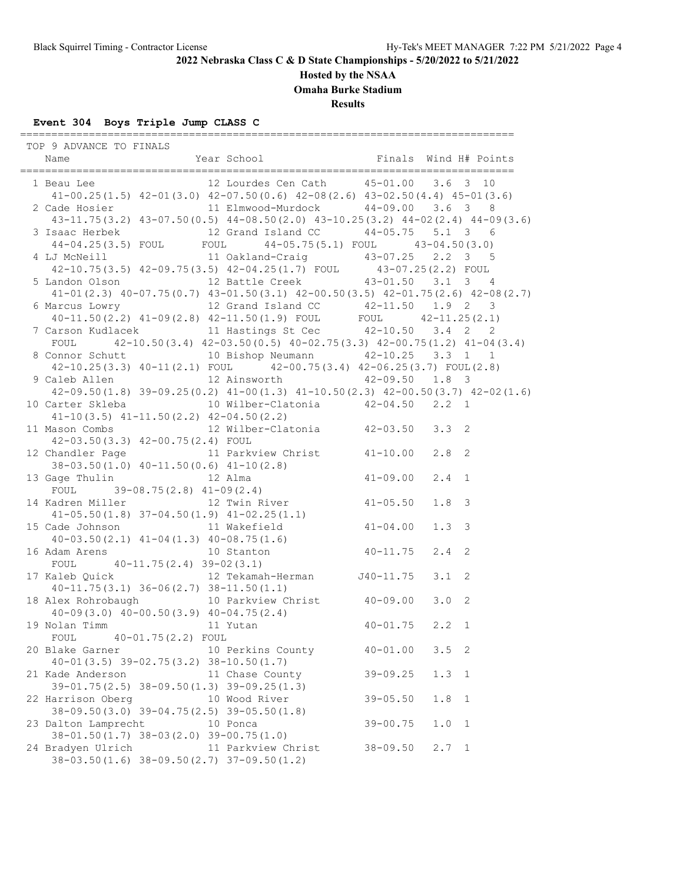**2022 Nebraska Class C & D State Championships - 5/20/2022 to 5/21/2022**

**Hosted by the NSAA**

**Omaha Burke Stadium**

**Results**

### Event 304 Boys Triple Jump CLASS C

TOP 9 ADVANCE TO FINALS

| Place | Name | Year | School | Finals | Wind | H# | Points |
|---|---|---|---|---|---|---|---|
| 1 | Beau Lee | 12 | Lourdes Cen Cath | 45-01.00 | 3.6 | 3 | 10 |
| | 41-00.25(1.5) 42-01(3.0) 42-07.50(0.6) 42-08(2.6) 43-02.50(4.4) 45-01(3.6) | | | | | | |
| 2 | Cade Hosier | 11 | Elmwood-Murdock | 44-09.00 | 3.6 | 3 | 8 |
| | 43-11.75(3.2) 43-07.50(0.5) 44-08.50(2.0) 43-10.25(3.2) 44-02(2.4) 44-09(3.6) | | | | | | |
| 3 | Isaac Herbek | 12 | Grand Island CC | 44-05.75 | 5.1 | 3 | 6 |
| | 44-04.25(3.5) FOUL FOUL 44-05.75(5.1) FOUL 43-04.50(3.0) | | | | | | |
| 4 | LJ McNeill | 11 | Oakland-Craig | 43-07.25 | 2.2 | 3 | 5 |
| | 42-10.75(3.5) 42-09.75(3.5) 42-04.25(1.7) FOUL 43-07.25(2.2) FOUL | | | | | | |
| 5 | Landon Olson | 12 | Battle Creek | 43-01.50 | 3.1 | 3 | 4 |
| | 41-01(2.3) 40-07.75(0.7) 43-01.50(3.1) 42-00.50(3.5) 42-01.75(2.6) 42-08(2.7) | | | | | | |
| 6 | Marcus Lowry | 12 | Grand Island CC | 42-11.50 | 1.9 | 2 | 3 |
| | 40-11.50(2.2) 41-09(2.8) 42-11.50(1.9) FOUL FOUL 42-11.25(2.1) | | | | | | |
| 7 | Carson Kudlacek | 11 | Hastings St Cec | 42-10.50 | 3.4 | 2 | 2 |
| | FOUL 42-10.50(3.4) 42-03.50(0.5) 40-02.75(3.3) 42-00.75(1.2) 41-04(3.4) | | | | | | |
| 8 | Connor Schutt | 10 | Bishop Neumann | 42-10.25 | 3.3 | 1 | 1 |
| | 42-10.25(3.3) 40-11(2.1) FOUL 42-00.75(3.4) 42-06.25(3.7) FOUL(2.8) | | | | | | |
| 9 | Caleb Allen | 12 | Ainsworth | 42-09.50 | 1.8 | 3 | |
| | 42-09.50(1.8) 39-09.25(0.2) 41-00(1.3) 41-10.50(2.3) 42-00.50(3.7) 42-02(1.6) | | | | | | |
| 10 | Carter Skleba | 10 | Wilber-Clatonia | 42-04.50 | 2.2 | 1 | |
| | 41-10(3.5) 41-11.50(2.2) 42-04.50(2.2) | | | | | | |
| 11 | Mason Combs | 12 | Wilber-Clatonia | 42-03.50 | 3.3 | 2 | |
| | 42-03.50(3.3) 42-00.75(2.4) FOUL | | | | | | |
| 12 | Chandler Page | 11 | Parkview Christ | 41-10.00 | 2.8 | 2 | |
| | 38-03.50(1.0) 40-11.50(0.6) 41-10(2.8) | | | | | | |
| 13 | Gage Thulin | 12 | Alma | 41-09.00 | 2.4 | 1 | |
| | FOUL 39-08.75(2.8) 41-09(2.4) | | | | | | |
| 14 | Kadren Miller | 12 | Twin River | 41-05.50 | 1.8 | 3 | |
| | 41-05.50(1.8) 37-04.50(1.9) 41-02.25(1.1) | | | | | | |
| 15 | Cade Johnson | 11 | Wakefield | 41-04.00 | 1.3 | 3 | |
| | 40-03.50(2.1) 41-04(1.3) 40-08.75(1.6) | | | | | | |
| 16 | Adam Arens | 10 | Stanton | 40-11.75 | 2.4 | 2 | |
| | FOUL 40-11.75(2.4) 39-02(3.1) | | | | | | |
| 17 | Kaleb Quick | 12 | Tekamah-Herman | J40-11.75 | 3.1 | 2 | |
| | 40-11.75(3.1) 36-06(2.7) 38-11.50(1.1) | | | | | | |
| 18 | Alex Rohrobaugh | 10 | Parkview Christ | 40-09.00 | 3.0 | 2 | |
| | 40-09(3.0) 40-00.50(3.9) 40-04.75(2.4) | | | | | | |
| 19 | Nolan Timm | 11 | Yutan | 40-01.75 | 2.2 | 1 | |
| | FOUL 40-01.75(2.2) FOUL | | | | | | |
| 20 | Blake Garner | 10 | Perkins County | 40-01.00 | 3.5 | 2 | |
| | 40-01(3.5) 39-02.75(3.2) 38-10.50(1.7) | | | | | | |
| 21 | Kade Anderson | 11 | Chase County | 39-09.25 | 1.3 | 1 | |
| | 39-01.75(2.5) 38-09.50(1.3) 39-09.25(1.3) | | | | | | |
| 22 | Harrison Oberg | 10 | Wood River | 39-05.50 | 1.8 | 1 | |
| | 38-09.50(3.0) 39-04.75(2.5) 39-05.50(1.8) | | | | | | |
| 23 | Dalton Lamprecht | 10 | Ponca | 39-00.75 | 1.0 | 1 | |
| | 38-01.50(1.7) 38-03(2.0) 39-00.75(1.0) | | | | | | |
| 24 | Bradyen Ulrich | 11 | Parkview Christ | 38-09.50 | 2.7 | 1 | |
| | 38-03.50(1.6) 38-09.50(2.7) 37-09.50(1.2) | | | | | | |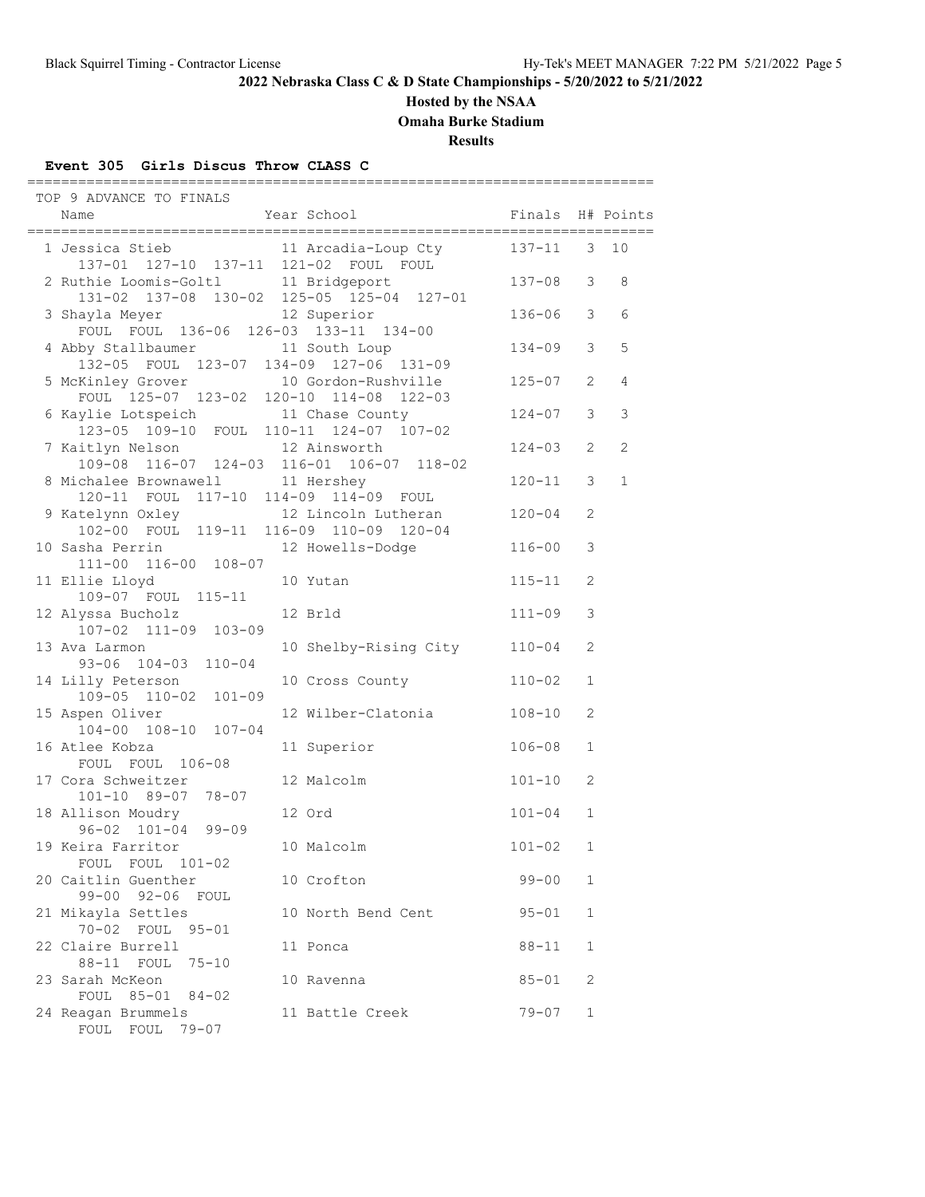## 2022 Nebraska Class C & D State Championships - 5/20/2022 to 5/21/2022

**Hosted by the NSAA**

**Omaha Burke Stadium**

**Results**

### Event 305 Girls Discus Throw CLASS C

TOP 9 ADVANCE TO FINALS

| Name | Year | School | Finals | H# | Points |
|---|---|---|---|---|---|
| 1 Jessica Stieb | 11 | Arcadia-Loup Cty | 137-11 | 3 | 10 |
| 137-01 127-10 137-11 121-02 FOUL FOUL | | | | | |
| 2 Ruthie Loomis-Goltl | 11 | Bridgeport | 137-08 | 3 | 8 |
| 131-02 137-08 130-02 125-05 125-04 127-01 | | | | | |
| 3 Shayla Meyer | 12 | Superior | 136-06 | 3 | 6 |
| FOUL FOUL 136-06 126-03 133-11 134-00 | | | | | |
| 4 Abby Stallbaumer | 11 | South Loup | 134-09 | 3 | 5 |
| 132-05 FOUL 123-07 134-09 127-06 131-09 | | | | | |
| 5 McKinley Grover | 10 | Gordon-Rushville | 125-07 | 2 | 4 |
| FOUL 125-07 123-02 120-10 114-08 122-03 | | | | | |
| 6 Kaylie Lotspeich | 11 | Chase County | 124-07 | 3 | 3 |
| 123-05 109-10 FOUL 110-11 124-07 107-02 | | | | | |
| 7 Kaitlyn Nelson | 12 | Ainsworth | 124-03 | 2 | 2 |
| 109-08 116-07 124-03 116-01 106-07 118-02 | | | | | |
| 8 Michalee Brownawell | 11 | Hershey | 120-11 | 3 | 1 |
| 120-11 FOUL 117-10 114-09 114-09 FOUL | | | | | |
| 9 Katelynn Oxley | 12 | Lincoln Lutheran | 120-04 | 2 | |
| 102-00 FOUL 119-11 116-09 110-09 120-04 | | | | | |
| 10 Sasha Perrin | 12 | Howells-Dodge | 116-00 | 3 | |
| 111-00 116-00 108-07 | | | | | |
| 11 Ellie Lloyd | 10 | Yutan | 115-11 | 2 | |
| 109-07 FOUL 115-11 | | | | | |
| 12 Alyssa Bucholz | 12 | Brld | 111-09 | 3 | |
| 107-02 111-09 103-09 | | | | | |
| 13 Ava Larmon | 10 | Shelby-Rising City | 110-04 | 2 | |
| 93-06 104-03 110-04 | | | | | |
| 14 Lilly Peterson | 10 | Cross County | 110-02 | 1 | |
| 109-05 110-02 101-09 | | | | | |
| 15 Aspen Oliver | 12 | Wilber-Clatonia | 108-10 | 2 | |
| 104-00 108-10 107-04 | | | | | |
| 16 Atlee Kobza | 11 | Superior | 106-08 | 1 | |
| FOUL FOUL 106-08 | | | | | |
| 17 Cora Schweitzer | 12 | Malcolm | 101-10 | 2 | |
| 101-10 89-07 78-07 | | | | | |
| 18 Allison Moudry | 12 | Ord | 101-04 | 1 | |
| 96-02 101-04 99-09 | | | | | |
| 19 Keira Farritor | 10 | Malcolm | 101-02 | 1 | |
| FOUL FOUL 101-02 | | | | | |
| 20 Caitlin Guenther | 10 | Crofton | 99-00 | 1 | |
| 99-00 92-06 FOUL | | | | | |
| 21 Mikayla Settles | 10 | North Bend Cent | 95-01 | 1 | |
| 70-02 FOUL 95-01 | | | | | |
| 22 Claire Burrell | 11 | Ponca | 88-11 | 1 | |
| 88-11 FOUL 75-10 | | | | | |
| 23 Sarah McKeon | 10 | Ravenna | 85-01 | 2 | |
| FOUL 85-01 84-02 | | | | | |
| 24 Reagan Brummels | 11 | Battle Creek | 79-07 | 1 | |
| FOUL FOUL 79-07 | | | | | |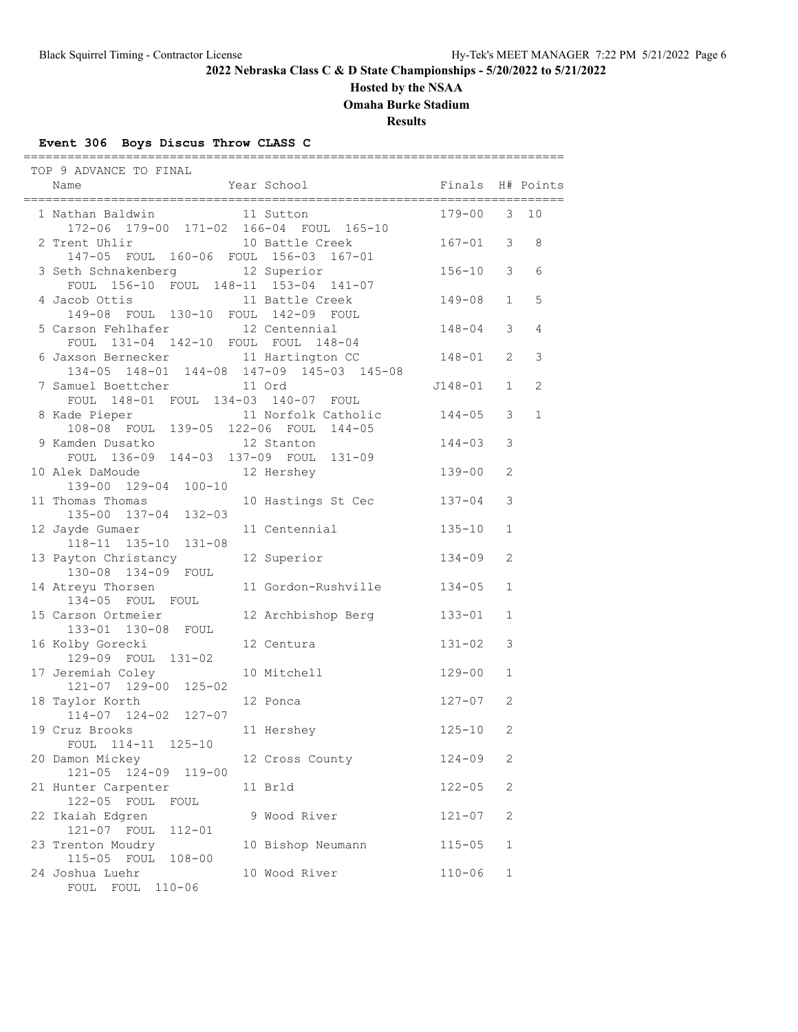## 2022 Nebraska Class C & D State Championships - 5/20/2022 to 5/21/2022

### Hosted by the NSAA

### Omaha Burke Stadium

### Results

**Event 306 Boys Discus Throw CLASS C**

TOP 9 ADVANCE TO FINAL

| | Name | Year | School | Finals | H# | Points |
|---|---|---|---|---|---|---|
| 1 | Nathan Baldwin | 11 | Sutton | 179-00 | 3 | 10 |
| | 172-06 179-00 171-02 166-04 FOUL 165-10 | | | | | |
| 2 | Trent Uhlir | 10 | Battle Creek | 167-01 | 3 | 8 |
| | 147-05 FOUL 160-06 FOUL 156-03 167-01 | | | | | |
| 3 | Seth Schnakenberg | 12 | Superior | 156-10 | 3 | 6 |
| | FOUL 156-10 FOUL 148-11 153-04 141-07 | | | | | |
| 4 | Jacob Ottis | 11 | Battle Creek | 149-08 | 1 | 5 |
| | 149-08 FOUL 130-10 FOUL 142-09 FOUL | | | | | |
| 5 | Carson Fehlhafer | 12 | Centennial | 148-04 | 3 | 4 |
| | FOUL 131-04 142-10 FOUL FOUL 148-04 | | | | | |
| 6 | Jaxson Bernecker | 11 | Hartington CC | 148-01 | 2 | 3 |
| | 134-05 148-01 144-08 147-09 145-03 145-08 | | | | | |
| 7 | Samuel Boettcher | 11 | Ord | J148-01 | 1 | 2 |
| | FOUL 148-01 FOUL 134-03 140-07 FOUL | | | | | |
| 8 | Kade Pieper | 11 | Norfolk Catholic | 144-05 | 3 | 1 |
| | 108-08 FOUL 139-05 122-06 FOUL 144-05 | | | | | |
| 9 | Kamden Dusatko | 12 | Stanton | 144-03 | 3 | |
| | FOUL 136-09 144-03 137-09 FOUL 131-09 | | | | | |
| 10 | Alek DaMoude | 12 | Hershey | 139-00 | 2 | |
| | 139-00 129-04 100-10 | | | | | |
| 11 | Thomas Thomas | 10 | Hastings St Cec | 137-04 | 3 | |
| | 135-00 137-04 132-03 | | | | | |
| 12 | Jayde Gumaer | 11 | Centennial | 135-10 | 1 | |
| | 118-11 135-10 131-08 | | | | | |
| 13 | Payton Christancy | 12 | Superior | 134-09 | 2 | |
| | 130-08 134-09 FOUL | | | | | |
| 14 | Atreyu Thorsen | 11 | Gordon-Rushville | 134-05 | 1 | |
| | 134-05 FOUL FOUL | | | | | |
| 15 | Carson Ortmeier | 12 | Archbishop Berg | 133-01 | 1 | |
| | 133-01 130-08 FOUL | | | | | |
| 16 | Kolby Gorecki | 12 | Centura | 131-02 | 3 | |
| | 129-09 FOUL 131-02 | | | | | |
| 17 | Jeremiah Coley | 10 | Mitchell | 129-00 | 1 | |
| | 121-07 129-00 125-02 | | | | | |
| 18 | Taylor Korth | 12 | Ponca | 127-07 | 2 | |
| | 114-07 124-02 127-07 | | | | | |
| 19 | Cruz Brooks | 11 | Hershey | 125-10 | 2 | |
| | FOUL 114-11 125-10 | | | | | |
| 20 | Damon Mickey | 12 | Cross County | 124-09 | 2 | |
| | 121-05 124-09 119-00 | | | | | |
| 21 | Hunter Carpenter | 11 | Brld | 122-05 | 2 | |
| | 122-05 FOUL FOUL | | | | | |
| 22 | Ikaiah Edgren | 9 | Wood River | 121-07 | 2 | |
| | 121-07 FOUL 112-01 | | | | | |
| 23 | Trenton Moudry | 10 | Bishop Neumann | 115-05 | 1 | |
| | 115-05 FOUL 108-00 | | | | | |
| 24 | Joshua Luehr | 10 | Wood River | 110-06 | 1 | |
| | FOUL FOUL 110-06 | | | | | |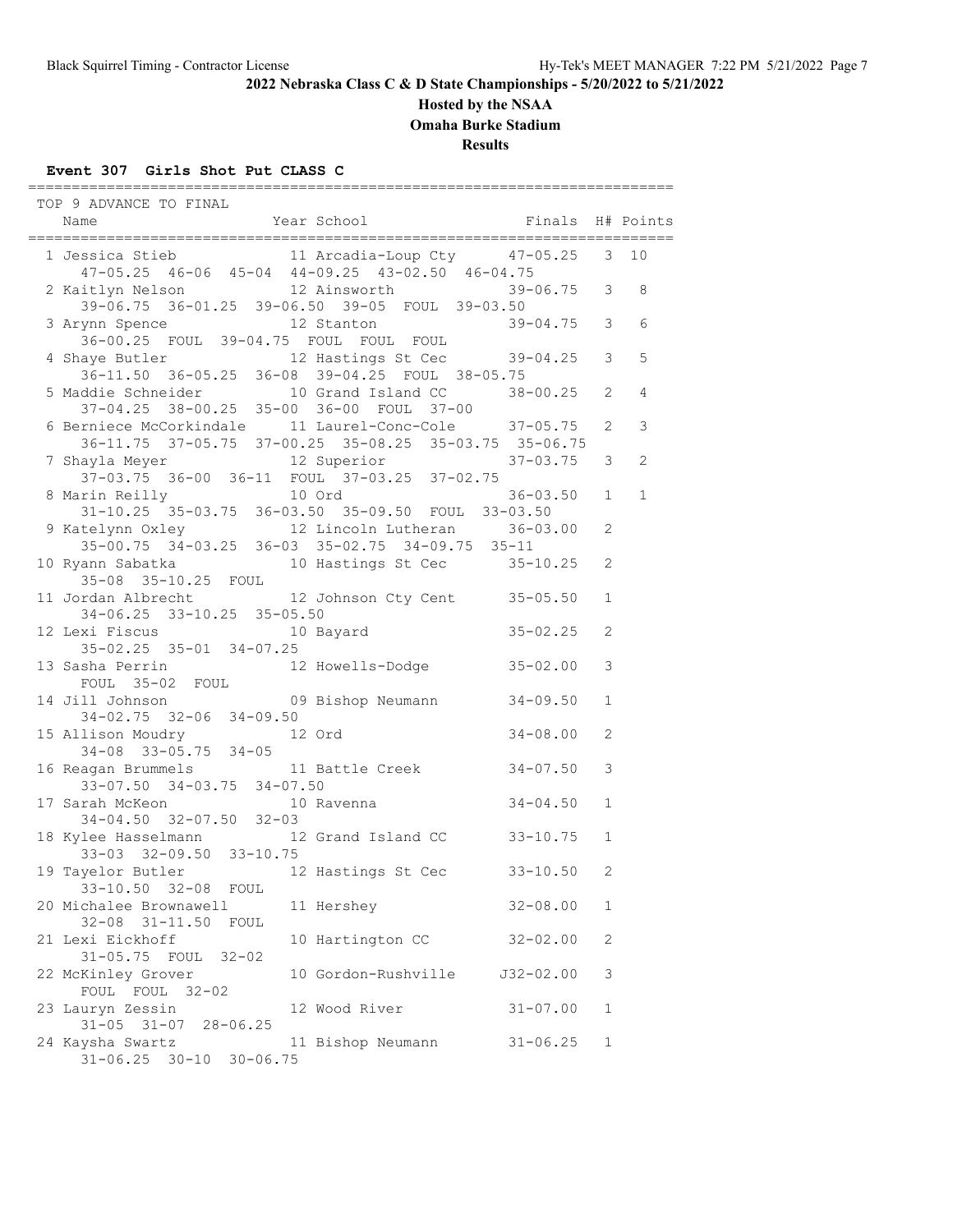## 2022 Nebraska Class C & D State Championships - 5/20/2022 to 5/21/2022

### Hosted by the NSAA

### Omaha Burke Stadium

### Results

**Event 307 Girls Shot Put CLASS C**

TOP 9 ADVANCE TO FINAL

| Place | Name | Year | School | Finals | H# | Points |
|---|---|---|---|---|---|---|
| 1 | Jessica Stieb | 11 | Arcadia-Loup Cty | 47-05.25 | 3 | 10 |
| | 47-05.25 46-06 45-04 44-09.25 43-02.50 46-04.75 | | | | | |
| 2 | Kaitlyn Nelson | 12 | Ainsworth | 39-06.75 | 3 | 8 |
| | 39-06.75 36-01.25 39-06.50 39-05 FOUL 39-03.50 | | | | | |
| 3 | Arynn Spence | 12 | Stanton | 39-04.75 | 3 | 6 |
| | 36-00.25 FOUL 39-04.75 FOUL FOUL FOUL | | | | | |
| 4 | Shaye Butler | 12 | Hastings St Cec | 39-04.25 | 3 | 5 |
| | 36-11.50 36-05.25 36-08 39-04.25 FOUL 38-05.75 | | | | | |
| 5 | Maddie Schneider | 10 | Grand Island CC | 38-00.25 | 2 | 4 |
| | 37-04.25 38-00.25 35-00 36-00 FOUL 37-00 | | | | | |
| 6 | Berniece McCorkindale | 11 | Laurel-Conc-Cole | 37-05.75 | 2 | 3 |
| | 36-11.75 37-05.75 37-00.25 35-08.25 35-03.75 35-06.75 | | | | | |
| 7 | Shayla Meyer | 12 | Superior | 37-03.75 | 3 | 2 |
| | 37-03.75 36-00 36-11 FOUL 37-03.25 37-02.75 | | | | | |
| 8 | Marin Reilly | 10 | Ord | 36-03.50 | 1 | 1 |
| | 31-10.25 35-03.75 36-03.50 35-09.50 FOUL 33-03.50 | | | | | |
| 9 | Katelynn Oxley | 12 | Lincoln Lutheran | 36-03.00 | 2 | |
| | 35-00.75 34-03.25 36-03 35-02.75 34-09.75 35-11 | | | | | |
| 10 | Ryann Sabatka | 10 | Hastings St Cec | 35-10.25 | 2 | |
| | 35-08 35-10.25 FOUL | | | | | |
| 11 | Jordan Albrecht | 12 | Johnson Cty Cent | 35-05.50 | 1 | |
| | 34-06.25 33-10.25 35-05.50 | | | | | |
| 12 | Lexi Fiscus | 10 | Bayard | 35-02.25 | 2 | |
| | 35-02.25 35-01 34-07.25 | | | | | |
| 13 | Sasha Perrin | 12 | Howells-Dodge | 35-02.00 | 3 | |
| | FOUL 35-02 FOUL | | | | | |
| 14 | Jill Johnson | 09 | Bishop Neumann | 34-09.50 | 1 | |
| | 34-02.75 32-06 34-09.50 | | | | | |
| 15 | Allison Moudry | 12 | Ord | 34-08.00 | 2 | |
| | 34-08 33-05.75 34-05 | | | | | |
| 16 | Reagan Brummels | 11 | Battle Creek | 34-07.50 | 3 | |
| | 33-07.50 34-03.75 34-07.50 | | | | | |
| 17 | Sarah McKeon | 10 | Ravenna | 34-04.50 | 1 | |
| | 34-04.50 32-07.50 32-03 | | | | | |
| 18 | Kylee Hasselmann | 12 | Grand Island CC | 33-10.75 | 1 | |
| | 33-03 32-09.50 33-10.75 | | | | | |
| 19 | Tayelor Butler | 12 | Hastings St Cec | 33-10.50 | 2 | |
| | 33-10.50 32-08 FOUL | | | | | |
| 20 | Michalee Brownawell | 11 | Hershey | 32-08.00 | 1 | |
| | 32-08 31-11.50 FOUL | | | | | |
| 21 | Lexi Eickhoff | 10 | Hartington CC | 32-02.00 | 2 | |
| | 31-05.75 FOUL 32-02 | | | | | |
| 22 | McKinley Grover | 10 | Gordon-Rushville | J32-02.00 | 3 | |
| | FOUL FOUL 32-02 | | | | | |
| 23 | Lauryn Zessin | 12 | Wood River | 31-07.00 | 1 | |
| | 31-05 31-07 28-06.25 | | | | | |
| 24 | Kaysha Swartz | 11 | Bishop Neumann | 31-06.25 | 1 | |
| | 31-06.25 30-10 30-06.75 | | | | | |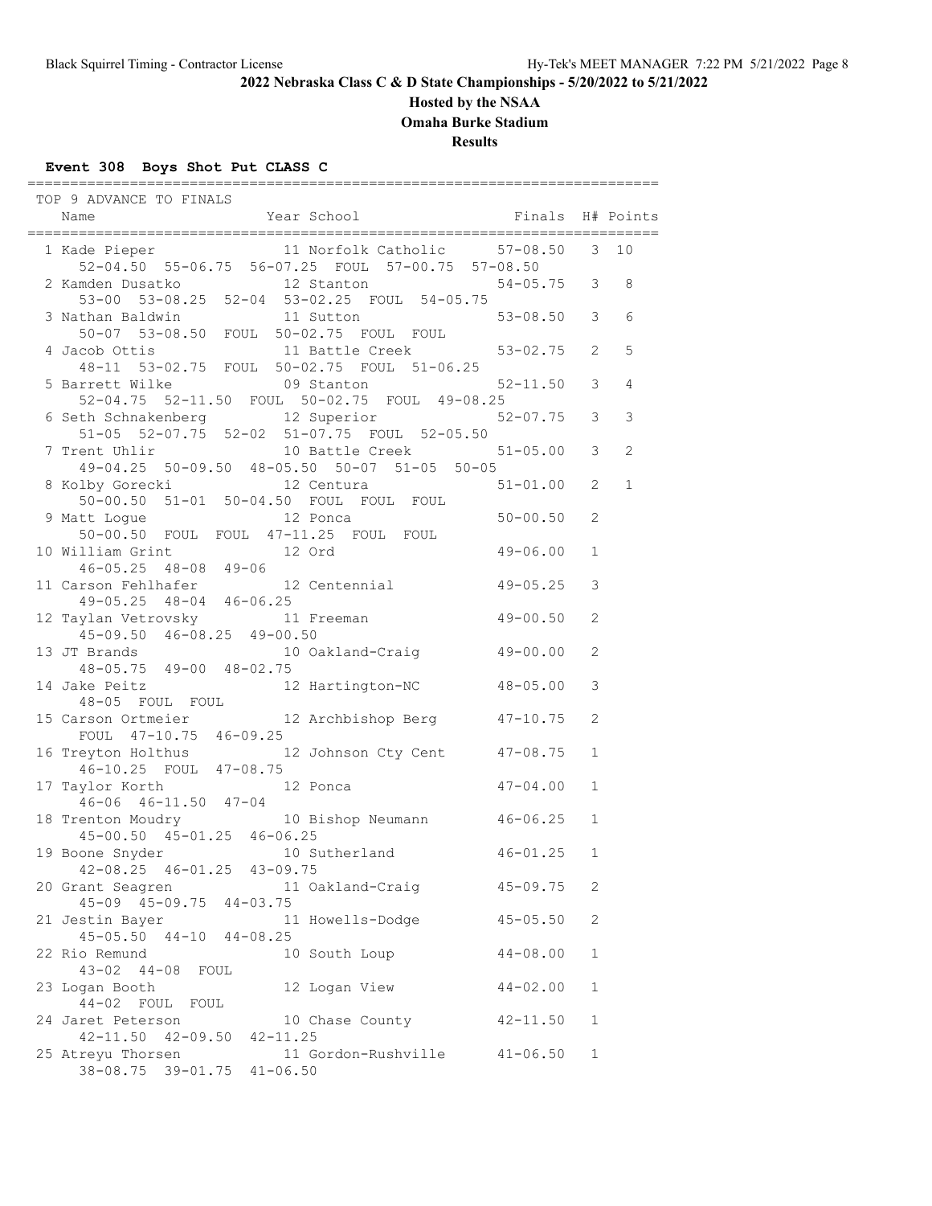**2022 Nebraska Class C & D State Championships - 5/20/2022 to 5/21/2022**

**Hosted by the NSAA**

**Omaha Burke Stadium**

**Results**

### Event 308 Boys Shot Put CLASS C

TOP 9 ADVANCE TO FINALS

| | Name | Year | School | Finals | H# | Points |
|---|---|---|---|---|---|---|
| 1 | Kade Pieper | 11 | Norfolk Catholic | 57-08.50 | 3 | 10 |
| | 52-04.50 55-06.75 56-07.25 FOUL 57-00.75 57-08.50 | | | | | |
| 2 | Kamden Dusatko | 12 | Stanton | 54-05.75 | 3 | 8 |
| | 53-00 53-08.25 52-04 53-02.25 FOUL 54-05.75 | | | | | |
| 3 | Nathan Baldwin | 11 | Sutton | 53-08.50 | 3 | 6 |
| | 50-07 53-08.50 FOUL 50-02.75 FOUL FOUL | | | | | |
| 4 | Jacob Ottis | 11 | Battle Creek | 53-02.75 | 2 | 5 |
| | 48-11 53-02.75 FOUL 50-02.75 FOUL 51-06.25 | | | | | |
| 5 | Barrett Wilke | 09 | Stanton | 52-11.50 | 3 | 4 |
| | 52-04.75 52-11.50 FOUL 50-02.75 FOUL 49-08.25 | | | | | |
| 6 | Seth Schnakenberg | 12 | Superior | 52-07.75 | 3 | 3 |
| | 51-05 52-07.75 52-02 51-07.75 FOUL 52-05.50 | | | | | |
| 7 | Trent Uhlir | 10 | Battle Creek | 51-05.00 | 3 | 2 |
| | 49-04.25 50-09.50 48-05.50 50-07 51-05 50-05 | | | | | |
| 8 | Kolby Gorecki | 12 | Centura | 51-01.00 | 2 | 1 |
| | 50-00.50 51-01 50-04.50 FOUL FOUL FOUL | | | | | |
| 9 | Matt Logue | 12 | Ponca | 50-00.50 | 2 | |
| | 50-00.50 FOUL FOUL 47-11.25 FOUL FOUL | | | | | |
| 10 | William Grint | 12 | Ord | 49-06.00 | 1 | |
| | 46-05.25 48-08 49-06 | | | | | |
| 11 | Carson Fehlhafer | 12 | Centennial | 49-05.25 | 3 | |
| | 49-05.25 48-04 46-06.25 | | | | | |
| 12 | Taylan Vetrovsky | 11 | Freeman | 49-00.50 | 2 | |
| | 45-09.50 46-08.25 49-00.50 | | | | | |
| 13 | JT Brands | 10 | Oakland-Craig | 49-00.00 | 2 | |
| | 48-05.75 49-00 48-02.75 | | | | | |
| 14 | Jake Peitz | 12 | Hartington-NC | 48-05.00 | 3 | |
| | 48-05 FOUL FOUL | | | | | |
| 15 | Carson Ortmeier | 12 | Archbishop Berg | 47-10.75 | 2 | |
| | FOUL 47-10.75 46-09.25 | | | | | |
| 16 | Treyton Holthus | 12 | Johnson Cty Cent | 47-08.75 | 1 | |
| | 46-10.25 FOUL 47-08.75 | | | | | |
| 17 | Taylor Korth | 12 | Ponca | 47-04.00 | 1 | |
| | 46-06 46-11.50 47-04 | | | | | |
| 18 | Trenton Moudry | 10 | Bishop Neumann | 46-06.25 | 1 | |
| | 45-00.50 45-01.25 46-06.25 | | | | | |
| 19 | Boone Snyder | 10 | Sutherland | 46-01.25 | 1 | |
| | 42-08.25 46-01.25 43-09.75 | | | | | |
| 20 | Grant Seagren | 11 | Oakland-Craig | 45-09.75 | 2 | |
| | 45-09 45-09.75 44-03.75 | | | | | |
| 21 | Jestin Bayer | 11 | Howells-Dodge | 45-05.50 | 2 | |
| | 45-05.50 44-10 44-08.25 | | | | | |
| 22 | Rio Remund | 10 | South Loup | 44-08.00 | 1 | |
| | 43-02 44-08 FOUL | | | | | |
| 23 | Logan Booth | 12 | Logan View | 44-02.00 | 1 | |
| | 44-02 FOUL FOUL | | | | | |
| 24 | Jaret Peterson | 10 | Chase County | 42-11.50 | 1 | |
| | 42-11.50 42-09.50 42-11.25 | | | | | |
| 25 | Atreyu Thorsen | 11 | Gordon-Rushville | 41-06.50 | 1 | |
| | 38-08.75 39-01.75 41-06.50 | | | | | |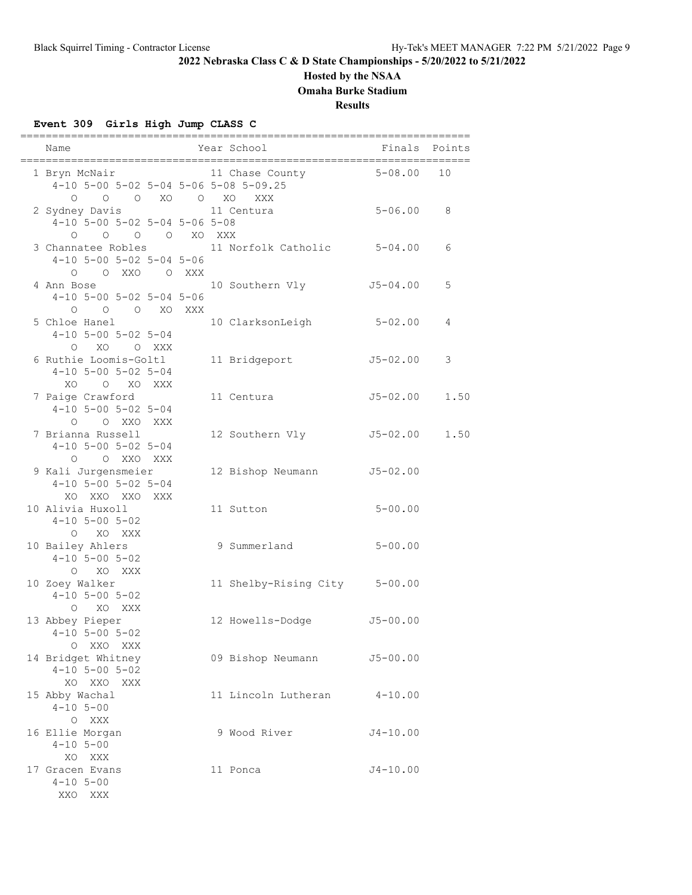# 2022 Nebraska Class C & D State Championships - 5/20/2022 to 5/21/2022

## Hosted by the NSAA

## Omaha Burke Stadium

## Results

### Event 309 Girls High Jump CLASS C

| Place | Name | Year | School | Finals | Points |
|---|---|---|---|---|---|
| 1 | Bryn McNair | 11 | Chase County | 5-08.00 | 10 |
| | 4-10 5-00 5-02 5-04 5-06 5-08 5-09.25 | | | | |
| | O O O XO O XO XXX | | | | |
| 2 | Sydney Davis | 11 | Centura | 5-06.00 | 8 |
| | 4-10 5-00 5-02 5-04 5-06 5-08 | | | | |
| | O O O O XO XXX | | | | |
| 3 | Channatee Robles | 11 | Norfolk Catholic | 5-04.00 | 6 |
| | 4-10 5-00 5-02 5-04 5-06 | | | | |
| | O O XXO O XXX | | | | |
| 4 | Ann Bose | 10 | Southern Vly | J5-04.00 | 5 |
| | 4-10 5-00 5-02 5-04 5-06 | | | | |
| | O O O XO XXX | | | | |
| 5 | Chloe Hanel | 10 | ClarksonLeigh | 5-02.00 | 4 |
| | 4-10 5-00 5-02 5-04 | | | | |
| | O XO O XXX | | | | |
| 6 | Ruthie Loomis-Goltl | 11 | Bridgeport | J5-02.00 | 3 |
| | 4-10 5-00 5-02 5-04 | | | | |
| | XO O XO XXX | | | | |
| 7 | Paige Crawford | 11 | Centura | J5-02.00 | 1.50 |
| | 4-10 5-00 5-02 5-04 | | | | |
| | O O XXO XXX | | | | |
| 7 | Brianna Russell | 12 | Southern Vly | J5-02.00 | 1.50 |
| | 4-10 5-00 5-02 5-04 | | | | |
| | O O XXO XXX | | | | |
| 9 | Kali Jurgensmeier | 12 | Bishop Neumann | J5-02.00 | |
| | 4-10 5-00 5-02 5-04 | | | | |
| | XO XXO XXO XXX | | | | |
| 10 | Alivia Huxoll | 11 | Sutton | 5-00.00 | |
| | 4-10 5-00 5-02 | | | | |
| | O XO XXX | | | | |
| 10 | Bailey Ahlers | 9 | Summerland | 5-00.00 | |
| | 4-10 5-00 5-02 | | | | |
| | O XO XXX | | | | |
| 10 | Zoey Walker | 11 | Shelby-Rising City | 5-00.00 | |
| | 4-10 5-00 5-02 | | | | |
| | O XO XXX | | | | |
| 13 | Abbey Pieper | 12 | Howells-Dodge | J5-00.00 | |
| | 4-10 5-00 5-02 | | | | |
| | O XXO XXX | | | | |
| 14 | Bridget Whitney | 09 | Bishop Neumann | J5-00.00 | |
| | 4-10 5-00 5-02 | | | | |
| | XO XXO XXX | | | | |
| 15 | Abby Wachal | 11 | Lincoln Lutheran | 4-10.00 | |
| | 4-10 5-00 | | | | |
| | O XXX | | | | |
| 16 | Ellie Morgan | 9 | Wood River | J4-10.00 | |
| | 4-10 5-00 | | | | |
| | XO XXX | | | | |
| 17 | Gracen Evans | 11 | Ponca | J4-10.00 | |
| | 4-10 5-00 | | | | |
| | XXO XXX | | | | |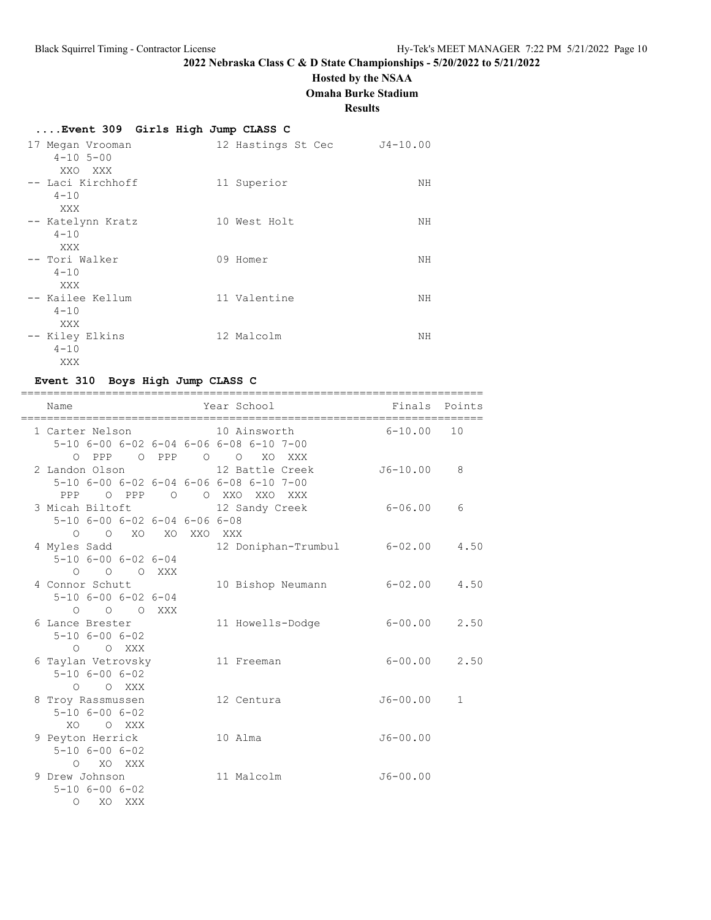**2022 Nebraska Class C & D State Championships - 5/20/2022 to 5/21/2022**

**Hosted by the NSAA**

**Omaha Burke Stadium**

**Results**

### ....Event 309 Girls High Jump CLASS C

```
 17 Megan Vrooman            12 Hastings St Cec       J4-10.00
      4-10 5-00
       XXO  XXX
 -- Laci Kirchhoff           11 Superior                    NH
      4-10
       XXX
 -- Katelynn Kratz           10 West Holt                   NH
      4-10
       XXX
 -- Tori Walker              09 Homer                       NH
      4-10
       XXX
 -- Kailee Kellum            11 Valentine                   NH
      4-10
       XXX
 -- Kiley Elkins             12 Malcolm                     NH
      4-10
       XXX
```

### Event 310 Boys High Jump CLASS C

```
=======================================================================
    Name                    Year School                 Finals  Points
=======================================================================
  1 Carter Nelson            10 Ainsworth              6-10.00   10
      5-10 6-00 6-02 6-04 6-06 6-08 6-10 7-00
         O  PPP    O  PPP    O    O   XO  XXX
  2 Landon Olson             12 Battle Creek          J6-10.00    8
      5-10 6-00 6-02 6-04 6-06 6-08 6-10 7-00
       PPP    O  PPP    O    O  XXO  XXO  XXX
  3 Micah Biltoft            12 Sandy Creek            6-06.00    6
      5-10 6-00 6-02 6-04 6-06 6-08
         O    O   XO   XO  XXO  XXX
  4 Myles Sadd               12 Doniphan-Trumbul       6-02.00    4.50
      5-10 6-00 6-02 6-04
         O    O    O  XXX
  4 Connor Schutt            10 Bishop Neumann         6-02.00    4.50
      5-10 6-00 6-02 6-04
         O    O    O  XXX
  6 Lance Brester            11 Howells-Dodge          6-00.00    2.50
      5-10 6-00 6-02
         O    O  XXX
  6 Taylan Vetrovsky         11 Freeman                6-00.00    2.50
      5-10 6-00 6-02
         O    O  XXX
  8 Troy Rassmussen          12 Centura               J6-00.00    1
      5-10 6-00 6-02
        XO    O  XXX
  9 Peyton Herrick           10 Alma                  J6-00.00
      5-10 6-00 6-02
         O   XO  XXX
  9 Drew Johnson             11 Malcolm               J6-00.00
      5-10 6-00 6-02
         O   XO  XXX
```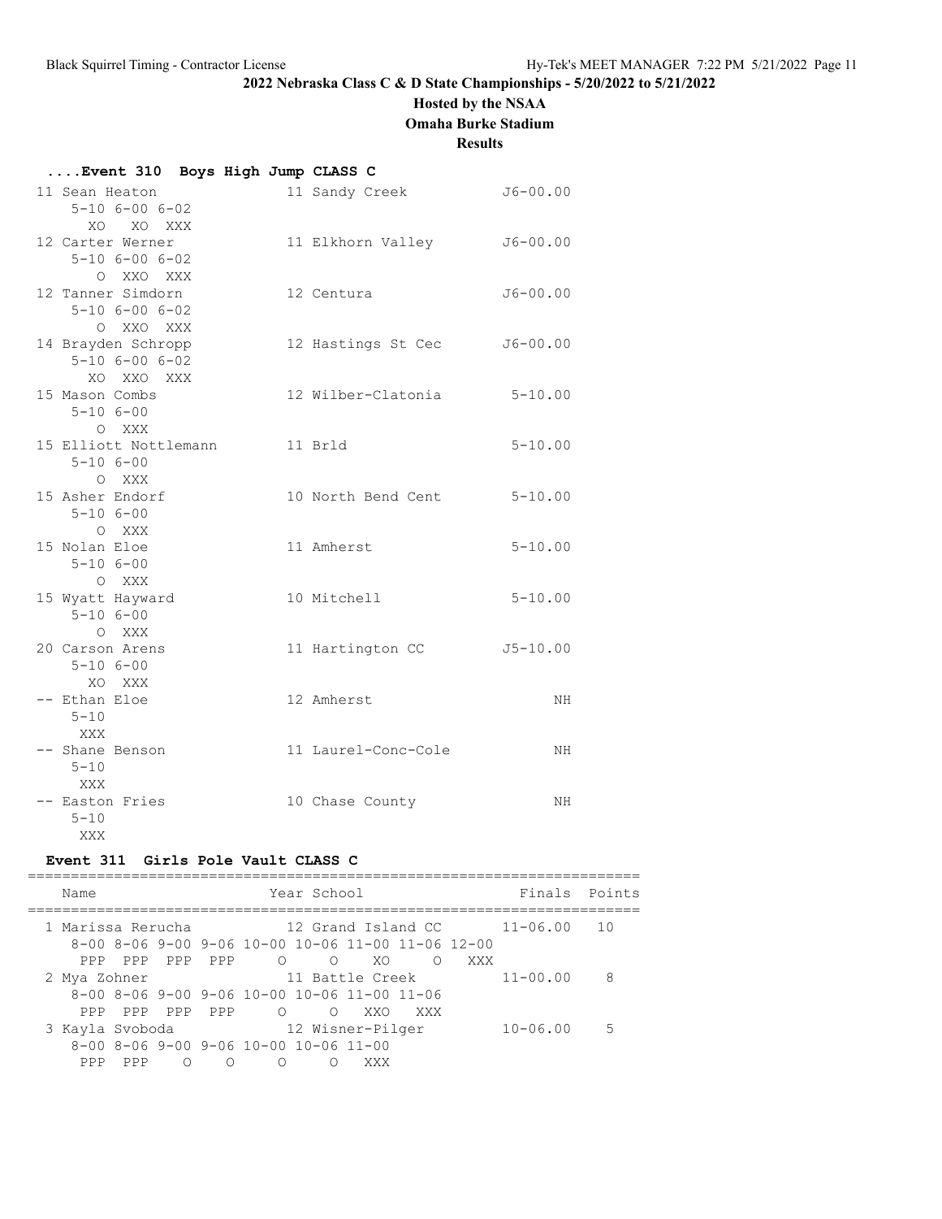**2022 Nebraska Class C & D State Championships - 5/20/2022 to 5/21/2022**

**Hosted by the NSAA**

**Omaha Burke Stadium**

**Results**

### ....Event 310 Boys High Jump CLASS C

```
 11 Sean Heaton                 11 Sandy Creek          J6-00.00
      5-10 6-00 6-02
        XO   XO  XXX
 12 Carter Werner               11 Elkhorn Valley       J6-00.00
      5-10 6-00 6-02
         O  XXO  XXX
 12 Tanner Simdorn              12 Centura              J6-00.00
      5-10 6-00 6-02
         O  XXO  XXX
 14 Brayden Schropp             12 Hastings St Cec      J6-00.00
      5-10 6-00 6-02
        XO  XXO  XXX
 15 Mason Combs                 12 Wilber-Clatonia       5-10.00
      5-10 6-00
         O  XXX
 15 Elliott Nottlemann          11 Brld                  5-10.00
      5-10 6-00
         O  XXX
 15 Asher Endorf                10 North Bend Cent       5-10.00
      5-10 6-00
         O  XXX
 15 Nolan Eloe                  11 Amherst               5-10.00
      5-10 6-00
         O  XXX
 15 Wyatt Hayward               10 Mitchell              5-10.00
      5-10 6-00
         O  XXX
 20 Carson Arens                11 Hartington CC        J5-10.00
      5-10 6-00
        XO  XXX
 -- Ethan Eloe                  12 Amherst                    NH
      5-10
       XXX
 -- Shane Benson                11 Laurel-Conc-Cole           NH
      5-10
       XXX
 -- Easton Fries                10 Chase County               NH
      5-10
       XXX
```

### Event 311 Girls Pole Vault CLASS C

```
=======================================================================
    Name                    Year School                 Finals  Points
=======================================================================
  1 Marissa Rerucha           12 Grand Island CC      11-06.00   10
     8-00 8-06 9-00 9-06 10-00 10-06 11-00 11-06 12-00
      PPP  PPP  PPP  PPP     O     O    XO     O   XXX
  2 Mya Zohner                11 Battle Creek         11-00.00    8
     8-00 8-06 9-00 9-06 10-00 10-06 11-00 11-06
      PPP  PPP  PPP  PPP     O     O   XXO   XXX
  3 Kayla Svoboda             12 Wisner-Pilger        10-06.00    5
     8-00 8-06 9-00 9-06 10-00 10-06 11-00
      PPP  PPP    O    O     O     O   XXX
```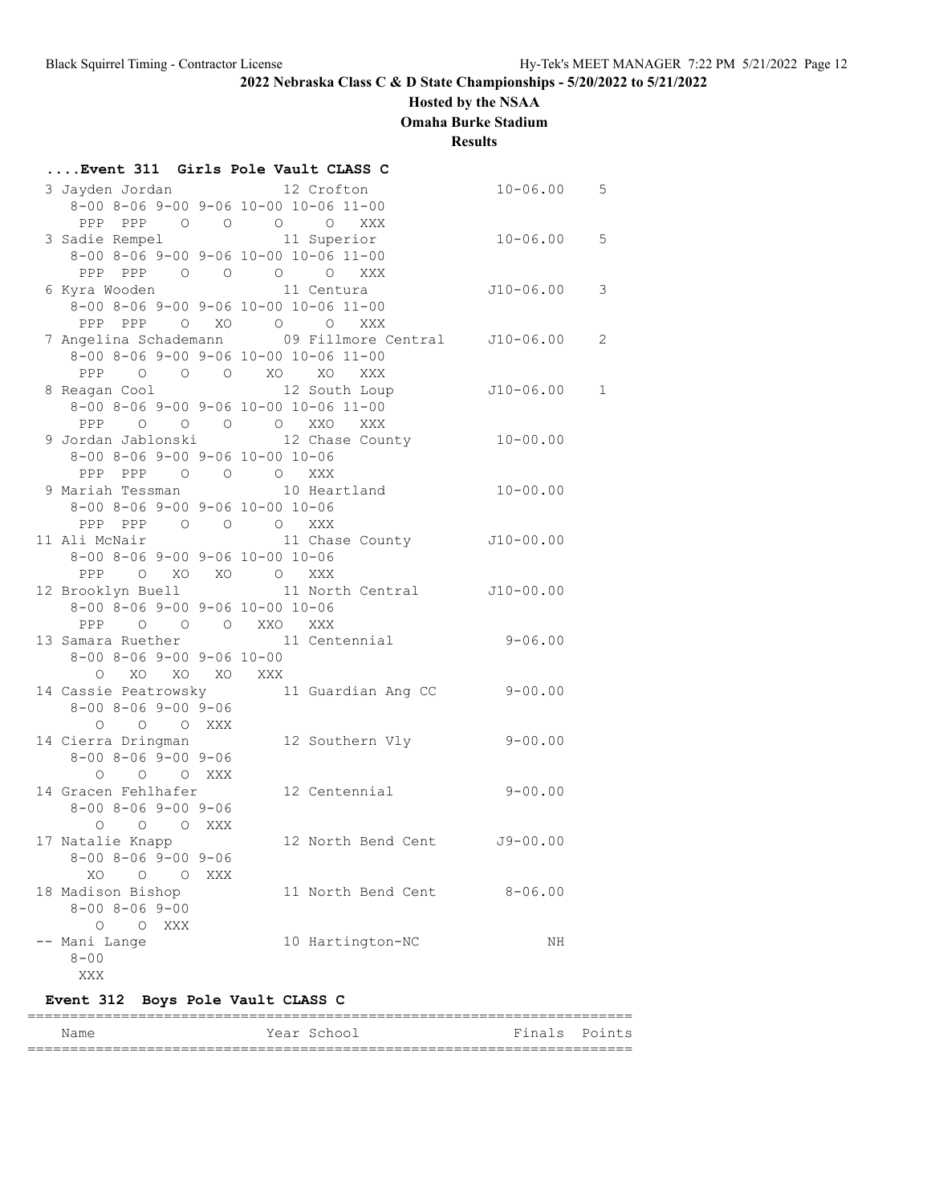**2022 Nebraska Class C & D State Championships - 5/20/2022 to 5/21/2022**

**Hosted by the NSAA**

**Omaha Burke Stadium**

**Results**

### ....Event 311 Girls Pole Vault CLASS C

```
  3 Jayden Jordan             12 Crofton                10-06.00    5 
     8-00 8-06 9-00 9-06 10-00 10-06 11-00
      PPP  PPP    O    O     O     O   XXX
  3 Sadie Rempel              11 Superior               10-06.00    5 
     8-00 8-06 9-00 9-06 10-00 10-06 11-00
      PPP  PPP    O    O     O     O   XXX
  6 Kyra Wooden               11 Centura               J10-06.00    3 
     8-00 8-06 9-00 9-06 10-00 10-06 11-00
      PPP  PPP    O   XO     O     O   XXX
  7 Angelina Schademann       09 Fillmore Central      J10-06.00    2 
     8-00 8-06 9-00 9-06 10-00 10-06 11-00
      PPP    O    O    O    XO    XO   XXX
  8 Reagan Cool               12 South Loup            J10-06.00    1 
     8-00 8-06 9-00 9-06 10-00 10-06 11-00
      PPP    O    O    O     O   XXO   XXX
  9 Jordan Jablonski          12 Chase County           10-00.00      
     8-00 8-06 9-00 9-06 10-00 10-06
      PPP  PPP    O    O     O   XXX
  9 Mariah Tessman            10 Heartland              10-00.00      
     8-00 8-06 9-00 9-06 10-00 10-06
      PPP  PPP    O    O     O   XXX
 11 Ali McNair                11 Chase County          J10-00.00      
     8-00 8-06 9-00 9-06 10-00 10-06
      PPP    O   XO   XO     O   XXX
 12 Brooklyn Buell            11 North Central         J10-00.00      
     8-00 8-06 9-00 9-06 10-00 10-06
      PPP    O    O    O   XXO   XXX
 13 Samara Ruether            11 Centennial              9-06.00      
     8-00 8-06 9-00 9-06 10-00
        O   XO   XO   XO   XXX
 14 Cassie Peatrowsky         11 Guardian Ang CC         9-00.00      
     8-00 8-06 9-00 9-06
        O    O    O  XXX
 14 Cierra Dringman           12 Southern Vly            9-00.00      
     8-00 8-06 9-00 9-06
        O    O    O  XXX
 14 Gracen Fehlhafer          12 Centennial              9-00.00      
     8-00 8-06 9-00 9-06
        O    O    O  XXX
 17 Natalie Knapp             12 North Bend Cent        J9-00.00      
     8-00 8-06 9-00 9-06
       XO    O    O  XXX
 18 Madison Bishop            11 North Bend Cent         8-06.00      
     8-00 8-06 9-00
        O    O  XXX
 -- Mani Lange                10 Hartington-NC                NH      
     8-00
      XXX
```

### Event 312 Boys Pole Vault CLASS C

```
=======================================================================
    Name                    Year School                 Finals  Points 
=======================================================================
```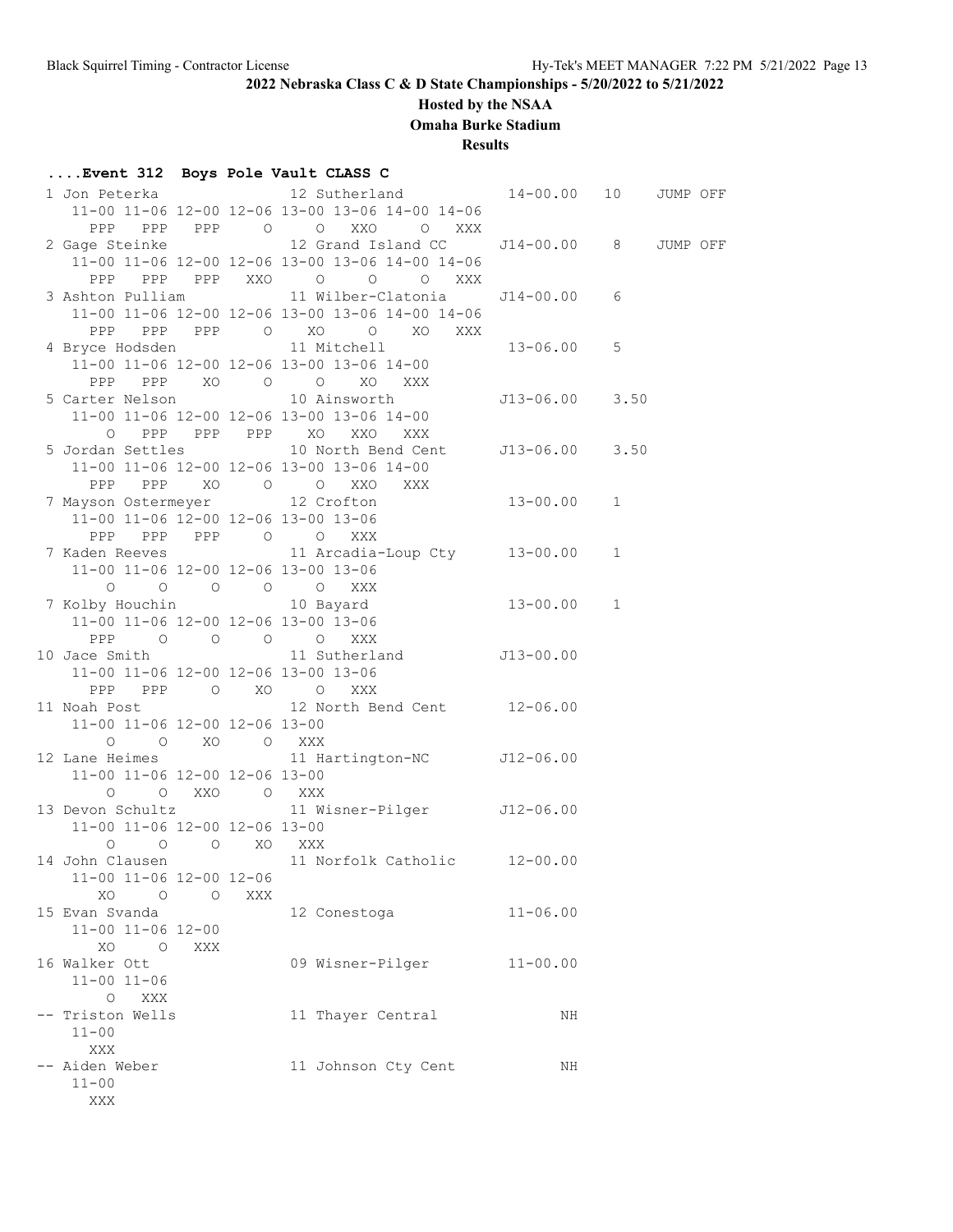**2022 Nebraska Class C & D State Championships - 5/20/2022 to 5/21/2022**

**Hosted by the NSAA**

**Omaha Burke Stadium**

**Results**

**....Event 312 Boys Pole Vault CLASS C**

```
 1 Jon Peterka              12 Sutherland           14-00.00   10    JUMP OFF
    11-00 11-06 12-00 12-06 13-00 13-06 14-00 14-06
      PPP   PPP   PPP     O     O   XXO     O   XXX
 2 Gage Steinke             12 Grand Island CC     J14-00.00    8    JUMP OFF
    11-00 11-06 12-00 12-06 13-00 13-06 14-00 14-06
      PPP   PPP   PPP   XXO     O     O     O   XXX
 3 Ashton Pulliam           11 Wilber-Clatonia     J14-00.00    6
    11-00 11-06 12-00 12-06 13-00 13-06 14-00 14-06
      PPP   PPP   PPP     O    XO     O    XO   XXX
 4 Bryce Hodsden            11 Mitchell             13-06.00    5
    11-00 11-06 12-00 12-06 13-00 13-06 14-00
      PPP   PPP    XO     O     O    XO   XXX
 5 Carter Nelson            10 Ainsworth           J13-06.00    3.50
    11-00 11-06 12-00 12-06 13-00 13-06 14-00
        O   PPP   PPP   PPP    XO   XXO   XXX
 5 Jordan Settles           10 North Bend Cent     J13-06.00    3.50
    11-00 11-06 12-00 12-06 13-00 13-06 14-00
      PPP   PPP    XO     O     O   XXO   XXX
 7 Mayson Ostermeyer        12 Crofton              13-00.00    1
    11-00 11-06 12-00 12-06 13-00 13-06
      PPP   PPP   PPP     O     O   XXX
 7 Kaden Reeves             11 Arcadia-Loup Cty     13-00.00    1
    11-00 11-06 12-00 12-06 13-00 13-06
        O     O     O     O     O   XXX
 7 Kolby Houchin            10 Bayard               13-00.00    1
    11-00 11-06 12-00 12-06 13-00 13-06
      PPP     O     O     O     O   XXX
10 Jace Smith               11 Sutherland          J13-00.00
    11-00 11-06 12-00 12-06 13-00 13-06
      PPP   PPP     O    XO     O   XXX
11 Noah Post                12 North Bend Cent      12-06.00
    11-00 11-06 12-00 12-06 13-00
        O     O    XO     O   XXX
12 Lane Heimes              11 Hartington-NC       J12-06.00
    11-00 11-06 12-00 12-06 13-00
        O     O   XXO     O   XXX
13 Devon Schultz            11 Wisner-Pilger       J12-06.00
    11-00 11-06 12-00 12-06 13-00
        O     O     O    XO   XXX
14 John Clausen             11 Norfolk Catholic     12-00.00
    11-00 11-06 12-00 12-06
       XO     O     O   XXX
15 Evan Svanda              12 Conestoga            11-06.00
    11-00 11-06 12-00
       XO     O   XXX
16 Walker Ott               09 Wisner-Pilger        11-00.00
    11-00 11-06
        O   XXX
-- Triston Wells            11 Thayer Central             NH
    11-00
      XXX
-- Aiden Weber              11 Johnson Cty Cent           NH
    11-00
      XXX
```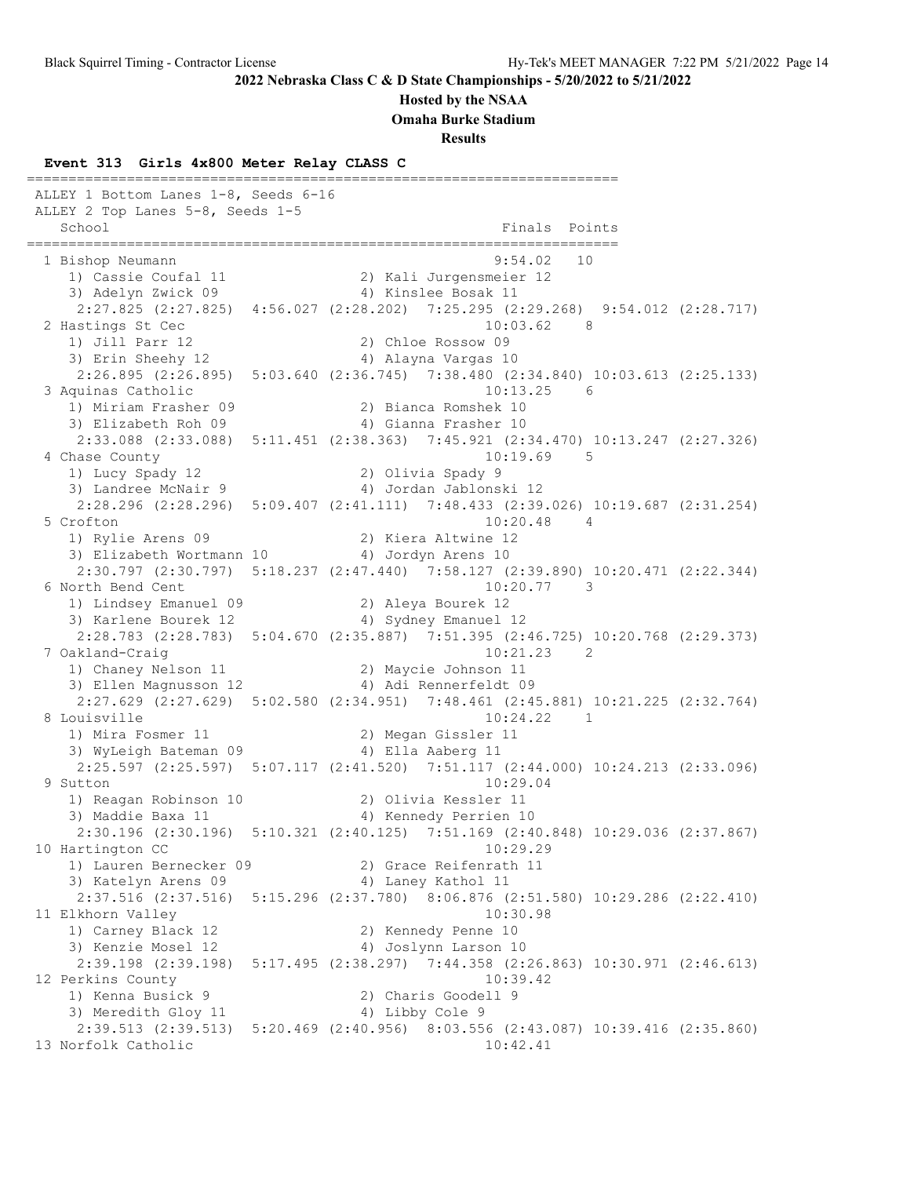**2022 Nebraska Class C & D State Championships - 5/20/2022 to 5/21/2022**

**Hosted by the NSAA**

**Omaha Burke Stadium**

**Results**

### Event 313 Girls 4x800 Meter Relay CLASS C

ALLEY 1 Bottom Lanes 1-8, Seeds 6-16
ALLEY 2 Top Lanes 5-8, Seeds 1-5

| Place | School | Finals | Points |
|---|---|---|---|
| 1 | Bishop Neumann | 9:54.02 | 10 |
| | 1) Cassie Coufal 11; 2) Kali Jurgensmeier 12; 3) Adelyn Zwick 09; 4) Kinslee Bosak 11 | | |
| | 2:27.825 (2:27.825) 4:56.027 (2:28.202) 7:25.295 (2:29.268) 9:54.012 (2:28.717) | | |
| 2 | Hastings St Cec | 10:03.62 | 8 |
| | 1) Jill Parr 12; 2) Chloe Rossow 09; 3) Erin Sheehy 12; 4) Alayna Vargas 10 | | |
| | 2:26.895 (2:26.895) 5:03.640 (2:36.745) 7:38.480 (2:34.840) 10:03.613 (2:25.133) | | |
| 3 | Aquinas Catholic | 10:13.25 | 6 |
| | 1) Miriam Frasher 09; 2) Bianca Romshek 10; 3) Elizabeth Roh 09; 4) Gianna Frasher 10 | | |
| | 2:33.088 (2:33.088) 5:11.451 (2:38.363) 7:45.921 (2:34.470) 10:13.247 (2:27.326) | | |
| 4 | Chase County | 10:19.69 | 5 |
| | 1) Lucy Spady 12; 2) Olivia Spady 9; 3) Landree McNair 9; 4) Jordan Jablonski 12 | | |
| | 2:28.296 (2:28.296) 5:09.407 (2:41.111) 7:48.433 (2:39.026) 10:19.687 (2:31.254) | | |
| 5 | Crofton | 10:20.48 | 4 |
| | 1) Rylie Arens 09; 2) Kiera Altwine 12; 3) Elizabeth Wortmann 10; 4) Jordyn Arens 10 | | |
| | 2:30.797 (2:30.797) 5:18.237 (2:47.440) 7:58.127 (2:39.890) 10:20.471 (2:22.344) | | |
| 6 | North Bend Cent | 10:20.77 | 3 |
| | 1) Lindsey Emanuel 09; 2) Aleya Bourek 12; 3) Karlene Bourek 12; 4) Sydney Emanuel 12 | | |
| | 2:28.783 (2:28.783) 5:04.670 (2:35.887) 7:51.395 (2:46.725) 10:20.768 (2:29.373) | | |
| 7 | Oakland-Craig | 10:21.23 | 2 |
| | 1) Chaney Nelson 11; 2) Maycie Johnson 11; 3) Ellen Magnusson 12; 4) Adi Rennerfeldt 09 | | |
| | 2:27.629 (2:27.629) 5:02.580 (2:34.951) 7:48.461 (2:45.881) 10:21.225 (2:32.764) | | |
| 8 | Louisville | 10:24.22 | 1 |
| | 1) Mira Fosmer 11; 2) Megan Gissler 11; 3) WyLeigh Bateman 09; 4) Ella Aaberg 11 | | |
| | 2:25.597 (2:25.597) 5:07.117 (2:41.520) 7:51.117 (2:44.000) 10:24.213 (2:33.096) | | |
| 9 | Sutton | 10:29.04 | |
| | 1) Reagan Robinson 10; 2) Olivia Kessler 11; 3) Maddie Baxa 11; 4) Kennedy Perrien 10 | | |
| | 2:30.196 (2:30.196) 5:10.321 (2:40.125) 7:51.169 (2:40.848) 10:29.036 (2:37.867) | | |
| 10 | Hartington CC | 10:29.29 | |
| | 1) Lauren Bernecker 09; 2) Grace Reifenrath 11; 3) Katelyn Arens 09; 4) Laney Kathol 11 | | |
| | 2:37.516 (2:37.516) 5:15.296 (2:37.780) 8:06.876 (2:51.580) 10:29.286 (2:22.410) | | |
| 11 | Elkhorn Valley | 10:30.98 | |
| | 1) Carney Black 12; 2) Kennedy Penne 10; 3) Kenzie Mosel 12; 4) Joslynn Larson 10 | | |
| | 2:39.198 (2:39.198) 5:17.495 (2:38.297) 7:44.358 (2:26.863) 10:30.971 (2:46.613) | | |
| 12 | Perkins County | 10:39.42 | |
| | 1) Kenna Busick 9; 2) Charis Goodell 9; 3) Meredith Gloy 11; 4) Libby Cole 9 | | |
| | 2:39.513 (2:39.513) 5:20.469 (2:40.956) 8:03.556 (2:43.087) 10:39.416 (2:35.860) | | |
| 13 | Norfolk Catholic | 10:42.41 | |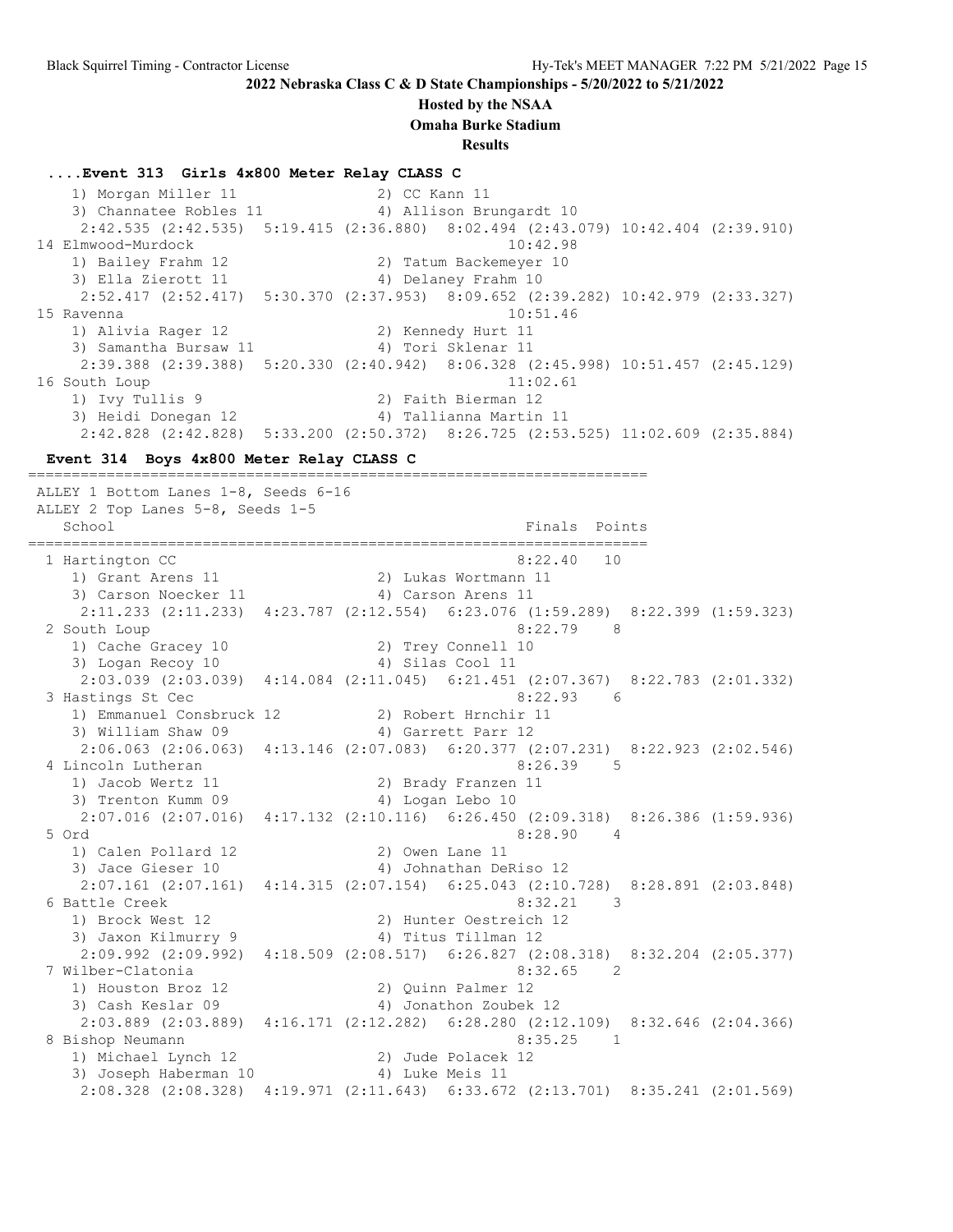**2022 Nebraska Class C & D State Championships - 5/20/2022 to 5/21/2022**

**Hosted by the NSAA**

**Omaha Burke Stadium**

**Results**

### ....Event 313 Girls 4x800 Meter Relay CLASS C

```
    1) Morgan Miller 11               2) CC Kann 11
    3) Channatee Robles 11            4) Allison Brungardt 10
     2:42.535 (2:42.535)  5:19.415 (2:36.880)  8:02.494 (2:43.079) 10:42.404 (2:39.910)
 14 Elmwood-Murdock                                  10:42.98
    1) Bailey Frahm 12                2) Tatum Backemeyer 10
    3) Ella Zierott 11                4) Delaney Frahm 10
     2:52.417 (2:52.417)  5:30.370 (2:37.953)  8:09.652 (2:39.282) 10:42.979 (2:33.327)
 15 Ravenna                                          10:51.46
    1) Alivia Rager 12                2) Kennedy Hurt 11
    3) Samantha Bursaw 11             4) Tori Sklenar 11
     2:39.388 (2:39.388)  5:20.330 (2:40.942)  8:06.328 (2:45.998) 10:51.457 (2:45.129)
 16 South Loup                                       11:02.61
    1) Ivy Tullis 9                   2) Faith Bierman 12
    3) Heidi Donegan 12               4) Tallianna Martin 11
     2:42.828 (2:42.828)  5:33.200 (2:50.372)  8:26.725 (2:53.525) 11:02.609 (2:35.884)
```

### Event 314 Boys 4x800 Meter Relay CLASS C

```
=======================================================================
 ALLEY 1 Bottom Lanes 1-8, Seeds 6-16
 ALLEY 2 Top Lanes 5-8, Seeds 1-5
    School                                            Finals  Points
=======================================================================
  1 Hartington CC                                     8:22.40   10
     1) Grant Arens 11                2) Lukas Wortmann 11
     3) Carson Noecker 11             4) Carson Arens 11
     2:11.233 (2:11.233)  4:23.787 (2:12.554)  6:23.076 (1:59.289)  8:22.399 (1:59.323)
  2 South Loup                                        8:22.79    8
     1) Cache Gracey 10               2) Trey Connell 10
     3) Logan Recoy 10                4) Silas Cool 11
     2:03.039 (2:03.039)  4:14.084 (2:11.045)  6:21.451 (2:07.367)  8:22.783 (2:01.332)
  3 Hastings St Cec                                   8:22.93    6
     1) Emmanuel Consbruck 12         2) Robert Hrnchir 11
     3) William Shaw 09               4) Garrett Parr 12
     2:06.063 (2:06.063)  4:13.146 (2:07.083)  6:20.377 (2:07.231)  8:22.923 (2:02.546)
  4 Lincoln Lutheran                                  8:26.39    5
     1) Jacob Wertz 11                2) Brady Franzen 11
     3) Trenton Kumm 09               4) Logan Lebo 10
     2:07.016 (2:07.016)  4:17.132 (2:10.116)  6:26.450 (2:09.318)  8:26.386 (1:59.936)
  5 Ord                                               8:28.90    4
     1) Calen Pollard 12              2) Owen Lane 11
     3) Jace Gieser 10                4) Johnathan DeRiso 12
     2:07.161 (2:07.161)  4:14.315 (2:07.154)  6:25.043 (2:10.728)  8:28.891 (2:03.848)
  6 Battle Creek                                      8:32.21    3
     1) Brock West 12                 2) Hunter Oestreich 12
     3) Jaxon Kilmurry 9              4) Titus Tillman 12
     2:09.992 (2:09.992)  4:18.509 (2:08.517)  6:26.827 (2:08.318)  8:32.204 (2:05.377)
  7 Wilber-Clatonia                                   8:32.65    2
     1) Houston Broz 12               2) Quinn Palmer 12
     3) Cash Keslar 09                4) Jonathon Zoubek 12
     2:03.889 (2:03.889)  4:16.171 (2:12.282)  6:28.280 (2:12.109)  8:32.646 (2:04.366)
  8 Bishop Neumann                                    8:35.25    1
     1) Michael Lynch 12              2) Jude Polacek 12
     3) Joseph Haberman 10            4) Luke Meis 11
     2:08.328 (2:08.328)  4:19.971 (2:11.643)  6:33.672 (2:13.701)  8:35.241 (2:01.569)
```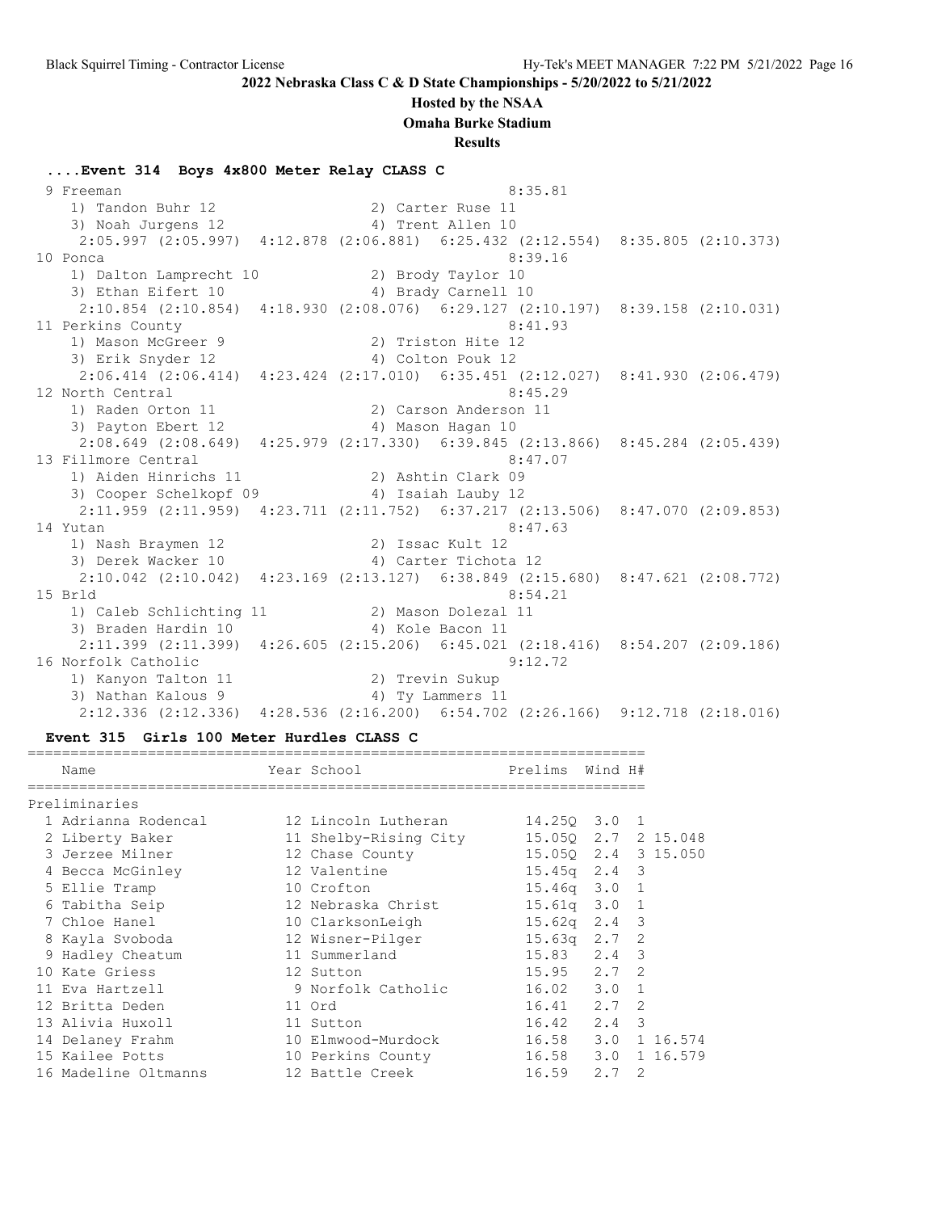## 2022 Nebraska Class C & D State Championships - 5/20/2022 to 5/21/2022

**Hosted by the NSAA**

**Omaha Burke Stadium**

**Results**

### ....Event 314 Boys 4x800 Meter Relay CLASS C

```
  9 Freeman                                               8:35.81
     1) Tandon Buhr 12                 2) Carter Ruse 11
     3) Noah Jurgens 12                4) Trent Allen 10
      2:05.997 (2:05.997)  4:12.878 (2:06.881)  6:25.432 (2:12.554)  8:35.805 (2:10.373)
 10 Ponca                                                 8:39.16
     1) Dalton Lamprecht 10            2) Brody Taylor 10
     3) Ethan Eifert 10                4) Brady Carnell 10
      2:10.854 (2:10.854)  4:18.930 (2:08.076)  6:29.127 (2:10.197)  8:39.158 (2:10.031)
 11 Perkins County                                        8:41.93
     1) Mason McGreer 9                2) Triston Hite 12
     3) Erik Snyder 12                 4) Colton Pouk 12
      2:06.414 (2:06.414)  4:23.424 (2:17.010)  6:35.451 (2:12.027)  8:41.930 (2:06.479)
 12 North Central                                         8:45.29
     1) Raden Orton 11                 2) Carson Anderson 11
     3) Payton Ebert 12                4) Mason Hagan 10
      2:08.649 (2:08.649)  4:25.979 (2:17.330)  6:39.845 (2:13.866)  8:45.284 (2:05.439)
 13 Fillmore Central                                      8:47.07
     1) Aiden Hinrichs 11              2) Ashtin Clark 09
     3) Cooper Schelkopf 09            4) Isaiah Lauby 12
      2:11.959 (2:11.959)  4:23.711 (2:11.752)  6:37.217 (2:13.506)  8:47.070 (2:09.853)
 14 Yutan                                                 8:47.63
     1) Nash Braymen 12                2) Issac Kult 12
     3) Derek Wacker 10                4) Carter Tichota 12
      2:10.042 (2:10.042)  4:23.169 (2:13.127)  6:38.849 (2:15.680)  8:47.621 (2:08.772)
 15 Brld                                                  8:54.21
     1) Caleb Schlichting 11           2) Mason Dolezal 11
     3) Braden Hardin 10               4) Kole Bacon 11
      2:11.399 (2:11.399)  4:26.605 (2:15.206)  6:45.021 (2:18.416)  8:54.207 (2:09.186)
 16 Norfolk Catholic                                      9:12.72
     1) Kanyon Talton 11               2) Trevin Sukup
     3) Nathan Kalous 9                4) Ty Lammers 11
      2:12.336 (2:12.336)  4:28.536 (2:16.200)  6:54.702 (2:26.166)  9:12.718 (2:18.016)
```

### Event 315 Girls 100 Meter Hurdles CLASS C

| | Name | Year | School | Prelims | Wind | H# | |
|---|---|---|---|---|---|---|---|
| **Preliminaries** | | | | | | | |
| 1 | Adrianna Rodencal | 12 | Lincoln Lutheran | 14.25Q | 3.0 | 1 | |
| 2 | Liberty Baker | 11 | Shelby-Rising City | 15.05Q | 2.7 | 2 | 15.048 |
| 3 | Jerzee Milner | 12 | Chase County | 15.05Q | 2.4 | 3 | 15.050 |
| 4 | Becca McGinley | 12 | Valentine | 15.45q | 2.4 | 3 | |
| 5 | Ellie Tramp | 10 | Crofton | 15.46q | 3.0 | 1 | |
| 6 | Tabitha Seip | 12 | Nebraska Christ | 15.61q | 3.0 | 1 | |
| 7 | Chloe Hanel | 10 | ClarksonLeigh | 15.62q | 2.4 | 3 | |
| 8 | Kayla Svoboda | 12 | Wisner-Pilger | 15.63q | 2.7 | 2 | |
| 9 | Hadley Cheatum | 11 | Summerland | 15.83 | 2.4 | 3 | |
| 10 | Kate Griess | 12 | Sutton | 15.95 | 2.7 | 2 | |
| 11 | Eva Hartzell | 9 | Norfolk Catholic | 16.02 | 3.0 | 1 | |
| 12 | Britta Deden | 11 | Ord | 16.41 | 2.7 | 2 | |
| 13 | Alivia Huxoll | 11 | Sutton | 16.42 | 2.4 | 3 | |
| 14 | Delaney Frahm | 10 | Elmwood-Murdock | 16.58 | 3.0 | 1 | 16.574 |
| 15 | Kailee Potts | 10 | Perkins County | 16.58 | 3.0 | 1 | 16.579 |
| 16 | Madeline Oltmanns | 12 | Battle Creek | 16.59 | 2.7 | 2 | |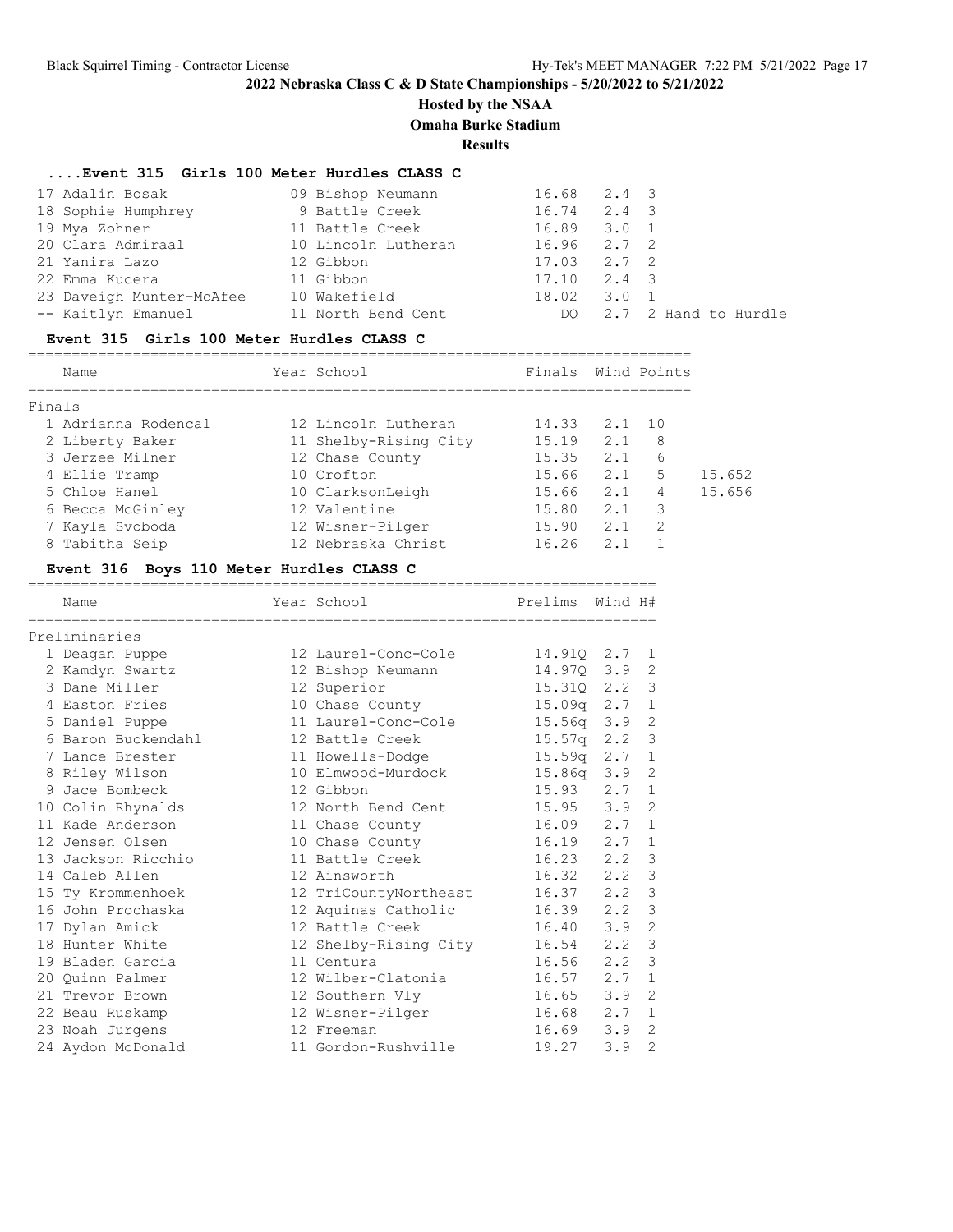## 2022 Nebraska Class C & D State Championships - 5/20/2022 to 5/21/2022

**Hosted by the NSAA**

**Omaha Burke Stadium**

**Results**

### ....Event 315 Girls 100 Meter Hurdles CLASS C

| Place | Name | Year | School | Prelims | Wind | H# | Note |
|---|---|---|---|---|---|---|---|
| 17 | Adalin Bosak | 09 | Bishop Neumann | 16.68 | 2.4 | 3 | |
| 18 | Sophie Humphrey | 9 | Battle Creek | 16.74 | 2.4 | 3 | |
| 19 | Mya Zohner | 11 | Battle Creek | 16.89 | 3.0 | 1 | |
| 20 | Clara Admiraal | 10 | Lincoln Lutheran | 16.96 | 2.7 | 2 | |
| 21 | Yanira Lazo | 12 | Gibbon | 17.03 | 2.7 | 2 | |
| 22 | Emma Kucera | 11 | Gibbon | 17.10 | 2.4 | 3 | |
| 23 | Daveigh Munter-McAfee | 10 | Wakefield | 18.02 | 3.0 | 1 | |
| -- | Kaitlyn Emanuel | 11 | North Bend Cent | DQ | 2.7 | 2 | Hand to Hurdle |

### Event 315 Girls 100 Meter Hurdles CLASS C

Finals

| Place | Name | Year | School | Finals | Wind | Points | |
|---|---|---|---|---|---|---|---|
| 1 | Adrianna Rodencal | 12 | Lincoln Lutheran | 14.33 | 2.1 | 10 | |
| 2 | Liberty Baker | 11 | Shelby-Rising City | 15.19 | 2.1 | 8 | |
| 3 | Jerzee Milner | 12 | Chase County | 15.35 | 2.1 | 6 | |
| 4 | Ellie Tramp | 10 | Crofton | 15.66 | 2.1 | 5 | 15.652 |
| 5 | Chloe Hanel | 10 | ClarksonLeigh | 15.66 | 2.1 | 4 | 15.656 |
| 6 | Becca McGinley | 12 | Valentine | 15.80 | 2.1 | 3 | |
| 7 | Kayla Svoboda | 12 | Wisner-Pilger | 15.90 | 2.1 | 2 | |
| 8 | Tabitha Seip | 12 | Nebraska Christ | 16.26 | 2.1 | 1 | |

### Event 316 Boys 110 Meter Hurdles CLASS C

Preliminaries

| Place | Name | Year | School | Prelims | Wind | H# |
|---|---|---|---|---|---|---|
| 1 | Deagan Puppe | 12 | Laurel-Conc-Cole | 14.91Q | 2.7 | 1 |
| 2 | Kamdyn Swartz | 12 | Bishop Neumann | 14.97Q | 3.9 | 2 |
| 3 | Dane Miller | 12 | Superior | 15.31Q | 2.2 | 3 |
| 4 | Easton Fries | 10 | Chase County | 15.09q | 2.7 | 1 |
| 5 | Daniel Puppe | 11 | Laurel-Conc-Cole | 15.56q | 3.9 | 2 |
| 6 | Baron Buckendahl | 12 | Battle Creek | 15.57q | 2.2 | 3 |
| 7 | Lance Brester | 11 | Howells-Dodge | 15.59q | 2.7 | 1 |
| 8 | Riley Wilson | 10 | Elmwood-Murdock | 15.86q | 3.9 | 2 |
| 9 | Jace Bombeck | 12 | Gibbon | 15.93 | 2.7 | 1 |
| 10 | Colin Rhynalds | 12 | North Bend Cent | 15.95 | 3.9 | 2 |
| 11 | Kade Anderson | 11 | Chase County | 16.09 | 2.7 | 1 |
| 12 | Jensen Olsen | 10 | Chase County | 16.19 | 2.7 | 1 |
| 13 | Jackson Ricchio | 11 | Battle Creek | 16.23 | 2.2 | 3 |
| 14 | Caleb Allen | 12 | Ainsworth | 16.32 | 2.2 | 3 |
| 15 | Ty Krommenhoek | 12 | TriCountyNortheast | 16.37 | 2.2 | 3 |
| 16 | John Prochaska | 12 | Aquinas Catholic | 16.39 | 2.2 | 3 |
| 17 | Dylan Amick | 12 | Battle Creek | 16.40 | 3.9 | 2 |
| 18 | Hunter White | 12 | Shelby-Rising City | 16.54 | 2.2 | 3 |
| 19 | Bladen Garcia | 11 | Centura | 16.56 | 2.2 | 3 |
| 20 | Quinn Palmer | 12 | Wilber-Clatonia | 16.57 | 2.7 | 1 |
| 21 | Trevor Brown | 12 | Southern Vly | 16.65 | 3.9 | 2 |
| 22 | Beau Ruskamp | 12 | Wisner-Pilger | 16.68 | 2.7 | 1 |
| 23 | Noah Jurgens | 12 | Freeman | 16.69 | 3.9 | 2 |
| 24 | Aydon McDonald | 11 | Gordon-Rushville | 19.27 | 3.9 | 2 |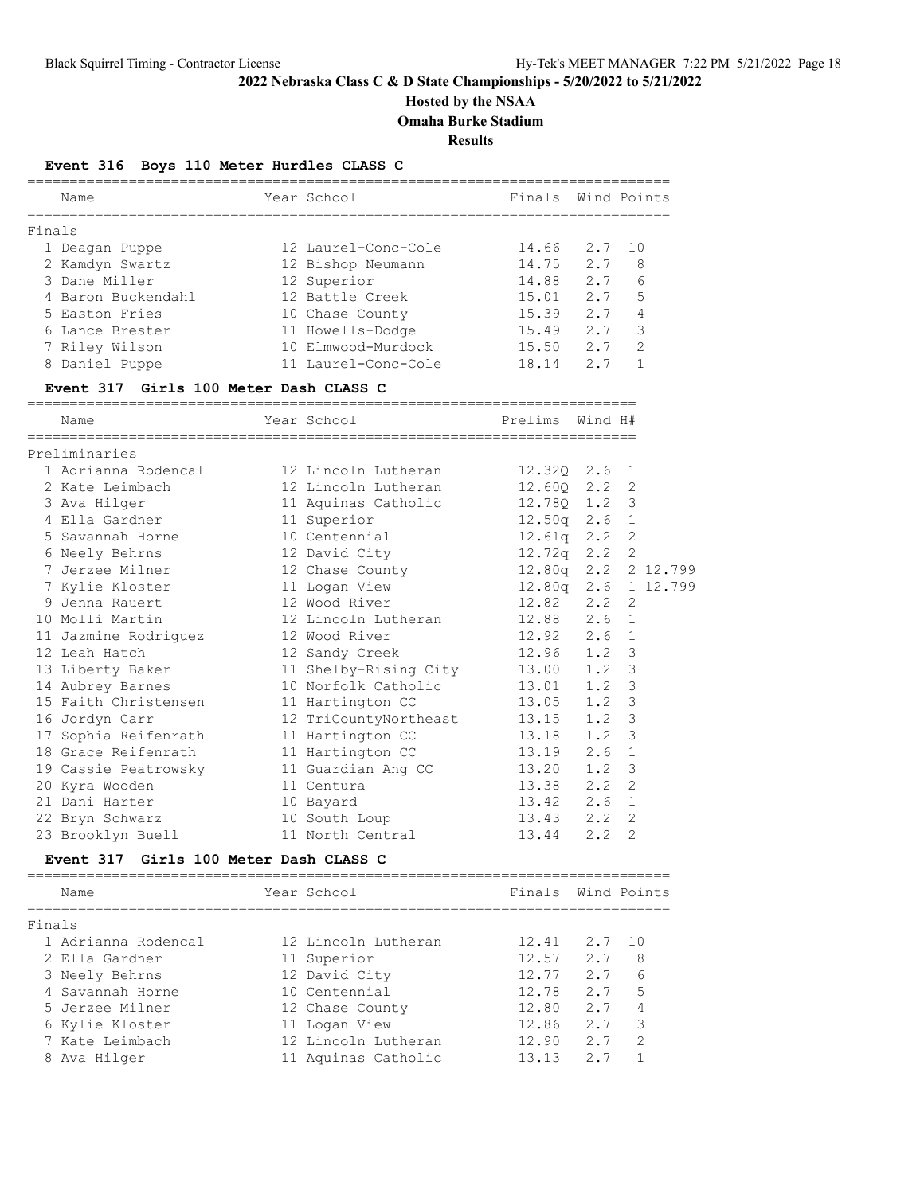# 2022 Nebraska Class C & D State Championships - 5/20/2022 to 5/21/2022

**Hosted by the NSAA**

**Omaha Burke Stadium**

**Results**

### Event 316 Boys 110 Meter Hurdles CLASS C

**Finals**

| Place | Name | Year | School | Finals | Wind | Points |
|---|---|---|---|---|---|---|
| 1 | Deagan Puppe | 12 | Laurel-Conc-Cole | 14.66 | 2.7 | 10 |
| 2 | Kamdyn Swartz | 12 | Bishop Neumann | 14.75 | 2.7 | 8 |
| 3 | Dane Miller | 12 | Superior | 14.88 | 2.7 | 6 |
| 4 | Baron Buckendahl | 12 | Battle Creek | 15.01 | 2.7 | 5 |
| 5 | Easton Fries | 10 | Chase County | 15.39 | 2.7 | 4 |
| 6 | Lance Brester | 11 | Howells-Dodge | 15.49 | 2.7 | 3 |
| 7 | Riley Wilson | 10 | Elmwood-Murdock | 15.50 | 2.7 | 2 |
| 8 | Daniel Puppe | 11 | Laurel-Conc-Cole | 18.14 | 2.7 | 1 |

### Event 317 Girls 100 Meter Dash CLASS C

**Preliminaries**

| Place | Name | Year | School | Prelims | Wind | H# | |
|---|---|---|---|---|---|---|---|
| 1 | Adrianna Rodencal | 12 | Lincoln Lutheran | 12.32Q | 2.6 | 1 | |
| 2 | Kate Leimbach | 12 | Lincoln Lutheran | 12.60Q | 2.2 | 2 | |
| 3 | Ava Hilger | 11 | Aquinas Catholic | 12.78Q | 1.2 | 3 | |
| 4 | Ella Gardner | 11 | Superior | 12.50q | 2.6 | 1 | |
| 5 | Savannah Horne | 10 | Centennial | 12.61q | 2.2 | 2 | |
| 6 | Neely Behrns | 12 | David City | 12.72q | 2.2 | 2 | |
| 7 | Jerzee Milner | 12 | Chase County | 12.80q | 2.2 | 2 | 12.799 |
| 7 | Kylie Kloster | 11 | Logan View | 12.80q | 2.6 | 1 | 12.799 |
| 9 | Jenna Rauert | 12 | Wood River | 12.82 | 2.2 | 2 | |
| 10 | Molli Martin | 12 | Lincoln Lutheran | 12.88 | 2.6 | 1 | |
| 11 | Jazmine Rodriguez | 12 | Wood River | 12.92 | 2.6 | 1 | |
| 12 | Leah Hatch | 12 | Sandy Creek | 12.96 | 1.2 | 3 | |
| 13 | Liberty Baker | 11 | Shelby-Rising City | 13.00 | 1.2 | 3 | |
| 14 | Aubrey Barnes | 10 | Norfolk Catholic | 13.01 | 1.2 | 3 | |
| 15 | Faith Christensen | 11 | Hartington CC | 13.05 | 1.2 | 3 | |
| 16 | Jordyn Carr | 12 | TriCountyNortheast | 13.15 | 1.2 | 3 | |
| 17 | Sophia Reifenrath | 11 | Hartington CC | 13.18 | 1.2 | 3 | |
| 18 | Grace Reifenrath | 11 | Hartington CC | 13.19 | 2.6 | 1 | |
| 19 | Cassie Peatrowsky | 11 | Guardian Ang CC | 13.20 | 1.2 | 3 | |
| 20 | Kyra Wooden | 11 | Centura | 13.38 | 2.2 | 2 | |
| 21 | Dani Harter | 10 | Bayard | 13.42 | 2.6 | 1 | |
| 22 | Bryn Schwarz | 10 | South Loup | 13.43 | 2.2 | 2 | |
| 23 | Brooklyn Buell | 11 | North Central | 13.44 | 2.2 | 2 | |

### Event 317 Girls 100 Meter Dash CLASS C

**Finals**

| Place | Name | Year | School | Finals | Wind | Points |
|---|---|---|---|---|---|---|
| 1 | Adrianna Rodencal | 12 | Lincoln Lutheran | 12.41 | 2.7 | 10 |
| 2 | Ella Gardner | 11 | Superior | 12.57 | 2.7 | 8 |
| 3 | Neely Behrns | 12 | David City | 12.77 | 2.7 | 6 |
| 4 | Savannah Horne | 10 | Centennial | 12.78 | 2.7 | 5 |
| 5 | Jerzee Milner | 12 | Chase County | 12.80 | 2.7 | 4 |
| 6 | Kylie Kloster | 11 | Logan View | 12.86 | 2.7 | 3 |
| 7 | Kate Leimbach | 12 | Lincoln Lutheran | 12.90 | 2.7 | 2 |
| 8 | Ava Hilger | 11 | Aquinas Catholic | 13.13 | 2.7 | 1 |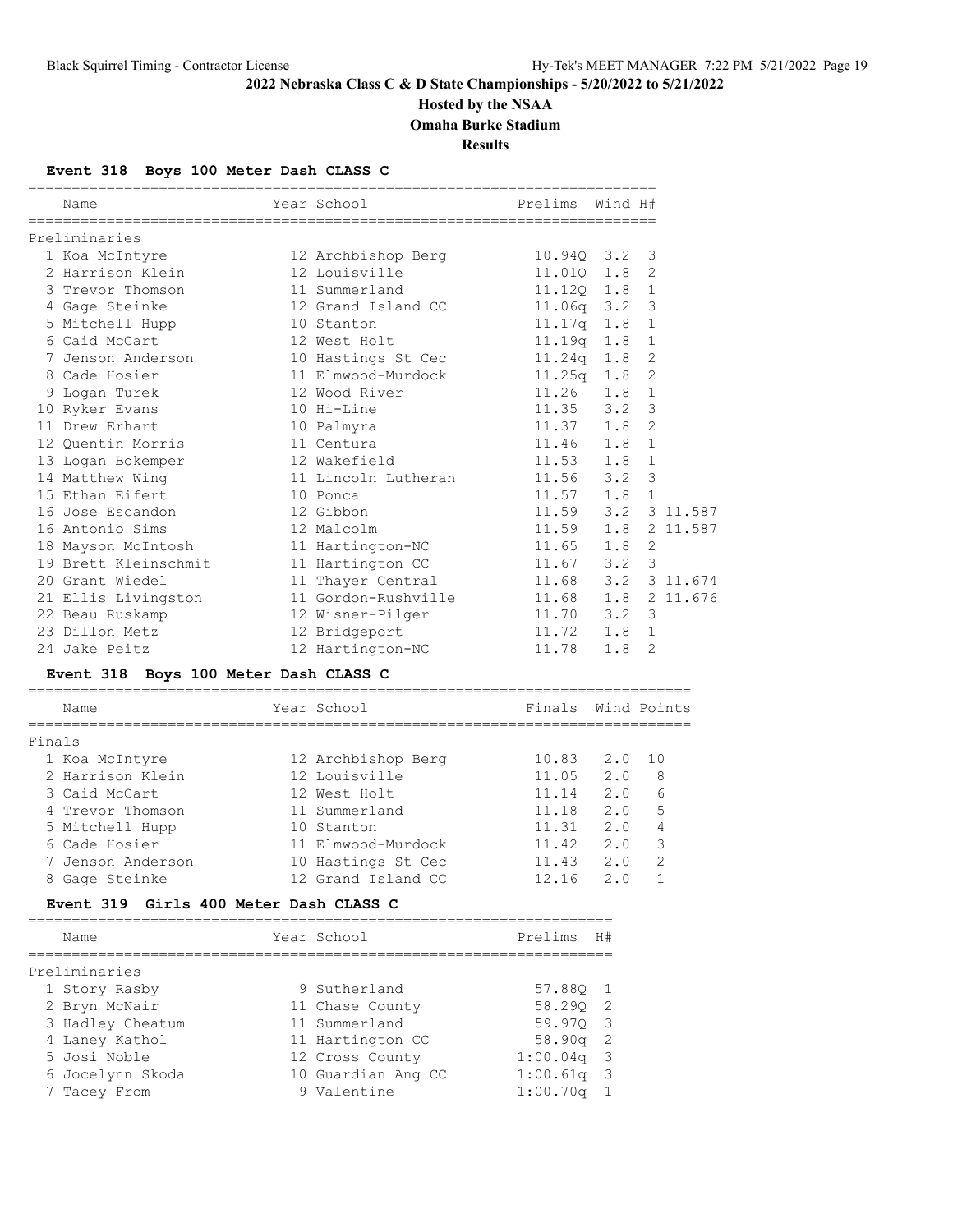**2022 Nebraska Class C & D State Championships - 5/20/2022 to 5/21/2022**

**Hosted by the NSAA**

**Omaha Burke Stadium**

**Results**

### Event 318 Boys 100 Meter Dash CLASS C

**Preliminaries**

| Place | Name | Year | School | Prelims | Wind | H# | |
|---|---|---|---|---|---|---|---|
| 1 | Koa McIntyre | 12 | Archbishop Berg | 10.94Q | 3.2 | 3 | |
| 2 | Harrison Klein | 12 | Louisville | 11.01Q | 1.8 | 2 | |
| 3 | Trevor Thomson | 11 | Summerland | 11.12Q | 1.8 | 1 | |
| 4 | Gage Steinke | 12 | Grand Island CC | 11.06q | 3.2 | 3 | |
| 5 | Mitchell Hupp | 10 | Stanton | 11.17q | 1.8 | 1 | |
| 6 | Caid McCart | 12 | West Holt | 11.19q | 1.8 | 1 | |
| 7 | Jenson Anderson | 10 | Hastings St Cec | 11.24q | 1.8 | 2 | |
| 8 | Cade Hosier | 11 | Elmwood-Murdock | 11.25q | 1.8 | 2 | |
| 9 | Logan Turek | 12 | Wood River | 11.26 | 1.8 | 1 | |
| 10 | Ryker Evans | 10 | Hi-Line | 11.35 | 3.2 | 3 | |
| 11 | Drew Erhart | 10 | Palmyra | 11.37 | 1.8 | 2 | |
| 12 | Quentin Morris | 11 | Centura | 11.46 | 1.8 | 1 | |
| 13 | Logan Bokemper | 12 | Wakefield | 11.53 | 1.8 | 1 | |
| 14 | Matthew Wing | 11 | Lincoln Lutheran | 11.56 | 3.2 | 3 | |
| 15 | Ethan Eifert | 10 | Ponca | 11.57 | 1.8 | 1 | |
| 16 | Jose Escandon | 12 | Gibbon | 11.59 | 3.2 | 3 | 11.587 |
| 16 | Antonio Sims | 12 | Malcolm | 11.59 | 1.8 | 2 | 11.587 |
| 18 | Mayson McIntosh | 11 | Hartington-NC | 11.65 | 1.8 | 2 | |
| 19 | Brett Kleinschmit | 11 | Hartington CC | 11.67 | 3.2 | 3 | |
| 20 | Grant Wiedel | 11 | Thayer Central | 11.68 | 3.2 | 3 | 11.674 |
| 21 | Ellis Livingston | 11 | Gordon-Rushville | 11.68 | 1.8 | 2 | 11.676 |
| 22 | Beau Ruskamp | 12 | Wisner-Pilger | 11.70 | 3.2 | 3 | |
| 23 | Dillon Metz | 12 | Bridgeport | 11.72 | 1.8 | 1 | |
| 24 | Jake Peitz | 12 | Hartington-NC | 11.78 | 1.8 | 2 | |

### Event 318 Boys 100 Meter Dash CLASS C

**Finals**

| Place | Name | Year | School | Finals | Wind | Points |
|---|---|---|---|---|---|---|
| 1 | Koa McIntyre | 12 | Archbishop Berg | 10.83 | 2.0 | 10 |
| 2 | Harrison Klein | 12 | Louisville | 11.05 | 2.0 | 8 |
| 3 | Caid McCart | 12 | West Holt | 11.14 | 2.0 | 6 |
| 4 | Trevor Thomson | 11 | Summerland | 11.18 | 2.0 | 5 |
| 5 | Mitchell Hupp | 10 | Stanton | 11.31 | 2.0 | 4 |
| 6 | Cade Hosier | 11 | Elmwood-Murdock | 11.42 | 2.0 | 3 |
| 7 | Jenson Anderson | 10 | Hastings St Cec | 11.43 | 2.0 | 2 |
| 8 | Gage Steinke | 12 | Grand Island CC | 12.16 | 2.0 | 1 |

### Event 319 Girls 400 Meter Dash CLASS C

**Preliminaries**

| Place | Name | Year | School | Prelims | H# |
|---|---|---|---|---|---|
| 1 | Story Rasby | 9 | Sutherland | 57.88Q | 1 |
| 2 | Bryn McNair | 11 | Chase County | 58.29Q | 2 |
| 3 | Hadley Cheatum | 11 | Summerland | 59.97Q | 3 |
| 4 | Laney Kathol | 11 | Hartington CC | 58.90q | 2 |
| 5 | Josi Noble | 12 | Cross County | 1:00.04q | 3 |
| 6 | Jocelynn Skoda | 10 | Guardian Ang CC | 1:00.61q | 3 |
| 7 | Tacey From | 9 | Valentine | 1:00.70q | 1 |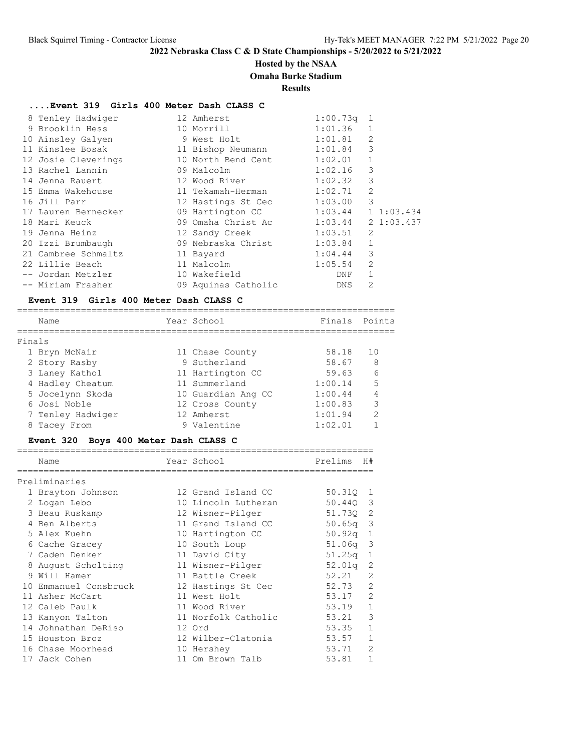# 2022 Nebraska Class C & D State Championships - 5/20/2022 to 5/21/2022

## Hosted by the NSAA

## Omaha Burke Stadium

## Results

### ....Event 319 Girls 400 Meter Dash CLASS C

| Place | Name | Year | School | Prelims | H# | |
|---|---|---|---|---|---|---|
| 8 | Tenley Hadwiger | 12 | Amherst | 1:00.73q | 1 | |
| 9 | Brooklin Hess | 10 | Morrill | 1:01.36 | 1 | |
| 10 | Ainsley Galyen | 9 | West Holt | 1:01.81 | 2 | |
| 11 | Kinslee Bosak | 11 | Bishop Neumann | 1:01.84 | 3 | |
| 12 | Josie Cleveringa | 10 | North Bend Cent | 1:02.01 | 1 | |
| 13 | Rachel Lannin | 09 | Malcolm | 1:02.16 | 3 | |
| 14 | Jenna Rauert | 12 | Wood River | 1:02.32 | 3 | |
| 15 | Emma Wakehouse | 11 | Tekamah-Herman | 1:02.71 | 2 | |
| 16 | Jill Parr | 12 | Hastings St Cec | 1:03.00 | 3 | |
| 17 | Lauren Bernecker | 09 | Hartington CC | 1:03.44 | 1 | 1:03.434 |
| 18 | Mari Keuck | 09 | Omaha Christ Ac | 1:03.44 | 2 | 1:03.437 |
| 19 | Jenna Heinz | 12 | Sandy Creek | 1:03.51 | 2 | |
| 20 | Izzi Brumbaugh | 09 | Nebraska Christ | 1:03.84 | 1 | |
| 21 | Cambree Schmaltz | 11 | Bayard | 1:04.44 | 3 | |
| 22 | Lillie Beach | 11 | Malcolm | 1:05.54 | 2 | |
| -- | Jordan Metzler | 10 | Wakefield | DNF | 1 | |
| -- | Miriam Frasher | 09 | Aquinas Catholic | DNS | 2 | |

### Event 319 Girls 400 Meter Dash CLASS C

Finals

| Place | Name | Year | School | Finals | Points |
|---|---|---|---|---|---|
| 1 | Bryn McNair | 11 | Chase County | 58.18 | 10 |
| 2 | Story Rasby | 9 | Sutherland | 58.67 | 8 |
| 3 | Laney Kathol | 11 | Hartington CC | 59.63 | 6 |
| 4 | Hadley Cheatum | 11 | Summerland | 1:00.14 | 5 |
| 5 | Jocelynn Skoda | 10 | Guardian Ang CC | 1:00.44 | 4 |
| 6 | Josi Noble | 12 | Cross County | 1:00.83 | 3 |
| 7 | Tenley Hadwiger | 12 | Amherst | 1:01.94 | 2 |
| 8 | Tacey From | 9 | Valentine | 1:02.01 | 1 |

### Event 320 Boys 400 Meter Dash CLASS C

Preliminaries

| Place | Name | Year | School | Prelims | H# |
|---|---|---|---|---|---|
| 1 | Brayton Johnson | 12 | Grand Island CC | 50.31Q | 1 |
| 2 | Logan Lebo | 10 | Lincoln Lutheran | 50.44Q | 3 |
| 3 | Beau Ruskamp | 12 | Wisner-Pilger | 51.73Q | 2 |
| 4 | Ben Alberts | 11 | Grand Island CC | 50.65q | 3 |
| 5 | Alex Kuehn | 10 | Hartington CC | 50.92q | 1 |
| 6 | Cache Gracey | 10 | South Loup | 51.06q | 3 |
| 7 | Caden Denker | 11 | David City | 51.25q | 1 |
| 8 | August Scholting | 11 | Wisner-Pilger | 52.01q | 2 |
| 9 | Will Hamer | 11 | Battle Creek | 52.21 | 2 |
| 10 | Emmanuel Consbruck | 12 | Hastings St Cec | 52.73 | 2 |
| 11 | Asher McCart | 11 | West Holt | 53.17 | 2 |
| 12 | Caleb Paulk | 11 | Wood River | 53.19 | 1 |
| 13 | Kanyon Talton | 11 | Norfolk Catholic | 53.21 | 3 |
| 14 | Johnathan DeRiso | 12 | Ord | 53.35 | 1 |
| 15 | Houston Broz | 12 | Wilber-Clatonia | 53.57 | 1 |
| 16 | Chase Moorhead | 10 | Hershey | 53.71 | 2 |
| 17 | Jack Cohen | 11 | Om Brown Talb | 53.81 | 1 |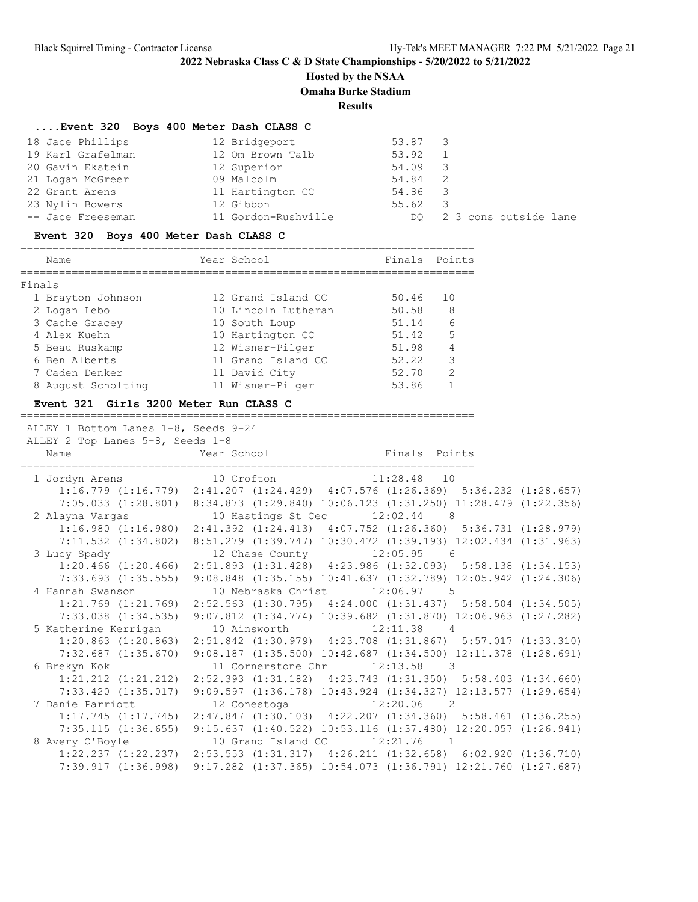**2022 Nebraska Class C & D State Championships - 5/20/2022 to 5/21/2022**

**Hosted by the NSAA**

**Omaha Burke Stadium**

**Results**

### ....Event 320 Boys 400 Meter Dash CLASS C

| Place | Name | Year | School | Time | Heat | Note |
|---|---|---|---|---|---|---|
| 18 | Jace Phillips | 12 | Bridgeport | 53.87 | 3 | |
| 19 | Karl Grafelman | 12 | Om Brown Talb | 53.92 | 1 | |
| 20 | Gavin Ekstein | 12 | Superior | 54.09 | 3 | |
| 21 | Logan McGreer | 09 | Malcolm | 54.84 | 2 | |
| 22 | Grant Arens | 11 | Hartington CC | 54.86 | 3 | |
| 23 | Nylin Bowers | 12 | Gibbon | 55.62 | 3 | |
| -- | Jace Freeseman | 11 | Gordon-Rushville | DQ | 2 | 3 cons outside lane |

### Event 320 Boys 400 Meter Dash CLASS C

**Finals**

| Place | Name | Year | School | Finals | Points |
|---|---|---|---|---|---|
| 1 | Brayton Johnson | 12 | Grand Island CC | 50.46 | 10 |
| 2 | Logan Lebo | 10 | Lincoln Lutheran | 50.58 | 8 |
| 3 | Cache Gracey | 10 | South Loup | 51.14 | 6 |
| 4 | Alex Kuehn | 10 | Hartington CC | 51.42 | 5 |
| 5 | Beau Ruskamp | 12 | Wisner-Pilger | 51.98 | 4 |
| 6 | Ben Alberts | 11 | Grand Island CC | 52.22 | 3 |
| 7 | Caden Denker | 11 | David City | 52.70 | 2 |
| 8 | August Scholting | 11 | Wisner-Pilger | 53.86 | 1 |

### Event 321 Girls 3200 Meter Run CLASS C

ALLEY 1 Bottom Lanes 1-8, Seeds 9-24
ALLEY 2 Top Lanes 5-8, Seeds 1-8

| Place | Name | Year | School | Finals | Points |
|---|---|---|---|---|---|
| 1 | Jordyn Arens | 10 | Crofton | 11:28.48 | 10 |
| | 1:16.779 (1:16.779) 2:41.207 (1:24.429) 4:07.576 (1:26.369) 5:36.232 (1:28.657) 7:05.033 (1:28.801) 8:34.873 (1:29.840) 10:06.123 (1:31.250) 11:28.479 (1:22.356) | | | | |
| 2 | Alayna Vargas | 10 | Hastings St Cec | 12:02.44 | 8 |
| | 1:16.980 (1:16.980) 2:41.392 (1:24.413) 4:07.752 (1:26.360) 5:36.731 (1:28.979) 7:11.532 (1:34.802) 8:51.279 (1:39.747) 10:30.472 (1:39.193) 12:02.434 (1:31.963) | | | | |
| 3 | Lucy Spady | 12 | Chase County | 12:05.95 | 6 |
| | 1:20.466 (1:20.466) 2:51.893 (1:31.428) 4:23.986 (1:32.093) 5:58.138 (1:34.153) 7:33.693 (1:35.555) 9:08.848 (1:35.155) 10:41.637 (1:32.789) 12:05.942 (1:24.306) | | | | |
| 4 | Hannah Swanson | 10 | Nebraska Christ | 12:06.97 | 5 |
| | 1:21.769 (1:21.769) 2:52.563 (1:30.795) 4:24.000 (1:31.437) 5:58.504 (1:34.505) 7:33.038 (1:34.535) 9:07.812 (1:34.774) 10:39.682 (1:31.870) 12:06.963 (1:27.282) | | | | |
| 5 | Katherine Kerrigan | 10 | Ainsworth | 12:11.38 | 4 |
| | 1:20.863 (1:20.863) 2:51.842 (1:30.979) 4:23.708 (1:31.867) 5:57.017 (1:33.310) 7:32.687 (1:35.670) 9:08.187 (1:35.500) 10:42.687 (1:34.500) 12:11.378 (1:28.691) | | | | |
| 6 | Brekyn Kok | 11 | Cornerstone Chr | 12:13.58 | 3 |
| | 1:21.212 (1:21.212) 2:52.393 (1:31.182) 4:23.743 (1:31.350) 5:58.403 (1:34.660) 7:33.420 (1:35.017) 9:09.597 (1:36.178) 10:43.924 (1:34.327) 12:13.577 (1:29.654) | | | | |
| 7 | Danie Parriott | 12 | Conestoga | 12:20.06 | 2 |
| | 1:17.745 (1:17.745) 2:47.847 (1:30.103) 4:22.207 (1:34.360) 5:58.461 (1:36.255) 7:35.115 (1:36.655) 9:15.637 (1:40.522) 10:53.116 (1:37.480) 12:20.057 (1:26.941) | | | | |
| 8 | Avery O'Boyle | 10 | Grand Island CC | 12:21.76 | 1 |
| | 1:22.237 (1:22.237) 2:53.553 (1:31.317) 4:26.211 (1:32.658) 6:02.920 (1:36.710) 7:39.917 (1:36.998) 9:17.282 (1:37.365) 10:54.073 (1:36.791) 12:21.760 (1:27.687) | | | | |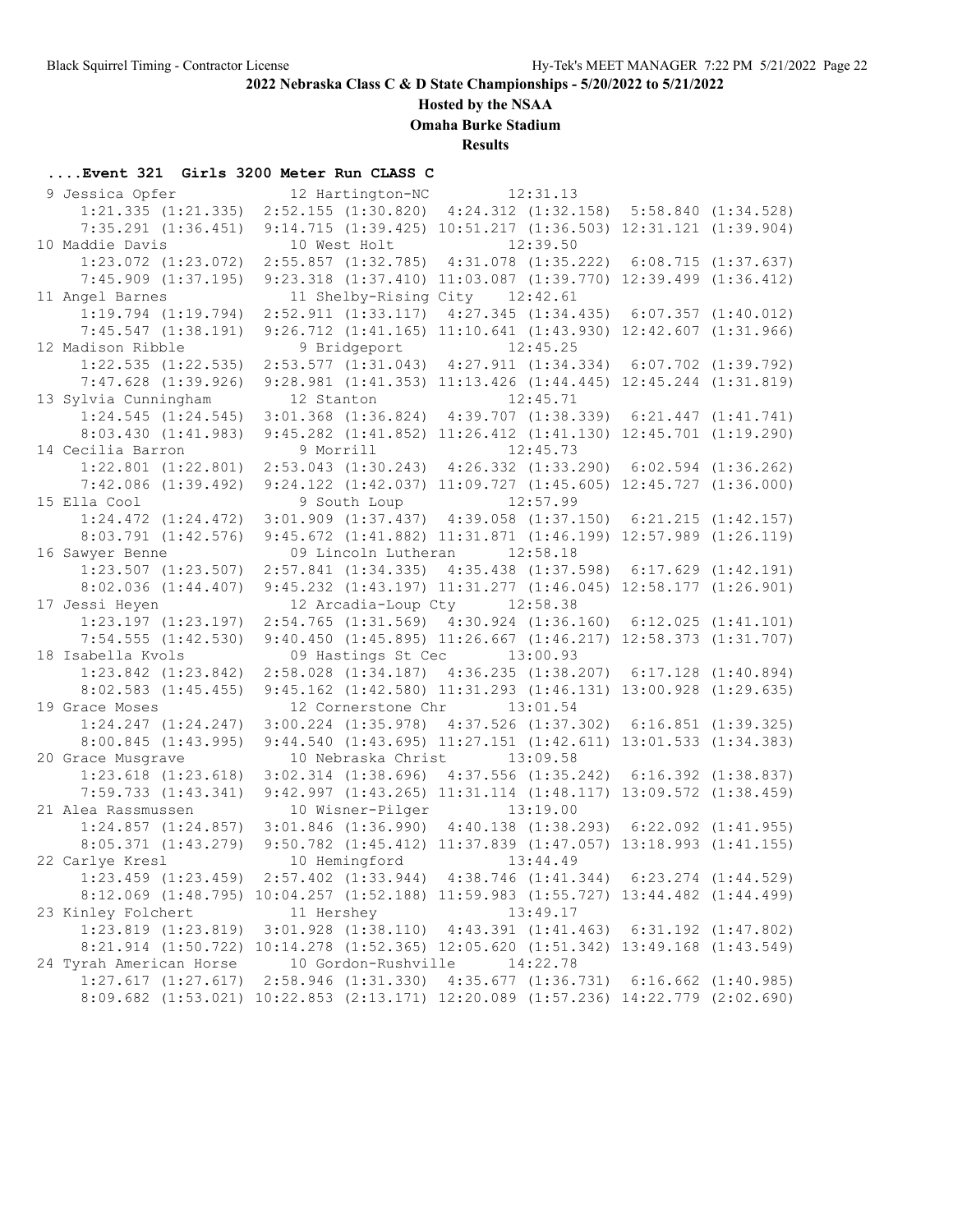## 2022 Nebraska Class C & D State Championships - 5/20/2022 to 5/21/2022

**Hosted by the NSAA**

**Omaha Burke Stadium**

**Results**

### ....Event 321 Girls 3200 Meter Run CLASS C

```
 9 Jessica Opfer            12 Hartington-NC         12:31.13  
     1:21.335 (1:21.335)  2:52.155 (1:30.820)  4:24.312 (1:32.158)  5:58.840 (1:34.528)
     7:35.291 (1:36.451)  9:14.715 (1:39.425) 10:51.217 (1:36.503) 12:31.121 (1:39.904)
10 Maddie Davis             10 West Holt             12:39.50  
     1:23.072 (1:23.072)  2:55.857 (1:32.785)  4:31.078 (1:35.222)  6:08.715 (1:37.637)
     7:45.909 (1:37.195)  9:23.318 (1:37.410) 11:03.087 (1:39.770) 12:39.499 (1:36.412)
11 Angel Barnes             11 Shelby-Rising City    12:42.61  
     1:19.794 (1:19.794)  2:52.911 (1:33.117)  4:27.345 (1:34.435)  6:07.357 (1:40.012)
     7:45.547 (1:38.191)  9:26.712 (1:41.165) 11:10.641 (1:43.930) 12:42.607 (1:31.966)
12 Madison Ribble            9 Bridgeport            12:45.25  
     1:22.535 (1:22.535)  2:53.577 (1:31.043)  4:27.911 (1:34.334)  6:07.702 (1:39.792)
     7:47.628 (1:39.926)  9:28.981 (1:41.353) 11:13.426 (1:44.445) 12:45.244 (1:31.819)
13 Sylvia Cunningham        12 Stanton               12:45.71  
     1:24.545 (1:24.545)  3:01.368 (1:36.824)  4:39.707 (1:38.339)  6:21.447 (1:41.741)
     8:03.430 (1:41.983)  9:45.282 (1:41.852) 11:26.412 (1:41.130) 12:45.701 (1:19.290)
14 Cecilia Barron            9 Morrill               12:45.73  
     1:22.801 (1:22.801)  2:53.043 (1:30.243)  4:26.332 (1:33.290)  6:02.594 (1:36.262)
     7:42.086 (1:39.492)  9:24.122 (1:42.037) 11:09.727 (1:45.605) 12:45.727 (1:36.000)
15 Ella Cool                 9 South Loup            12:57.99  
     1:24.472 (1:24.472)  3:01.909 (1:37.437)  4:39.058 (1:37.150)  6:21.215 (1:42.157)
     8:03.791 (1:42.576)  9:45.672 (1:41.882) 11:31.871 (1:46.199) 12:57.989 (1:26.119)
16 Sawyer Benne             09 Lincoln Lutheran      12:58.18  
     1:23.507 (1:23.507)  2:57.841 (1:34.335)  4:35.438 (1:37.598)  6:17.629 (1:42.191)
     8:02.036 (1:44.407)  9:45.232 (1:43.197) 11:31.277 (1:46.045) 12:58.177 (1:26.901)
17 Jessi Heyen              12 Arcadia-Loup Cty      12:58.38  
     1:23.197 (1:23.197)  2:54.765 (1:31.569)  4:30.924 (1:36.160)  6:12.025 (1:41.101)
     7:54.555 (1:42.530)  9:40.450 (1:45.895) 11:26.667 (1:46.217) 12:58.373 (1:31.707)
18 Isabella Kvols           09 Hastings St Cec       13:00.93  
     1:23.842 (1:23.842)  2:58.028 (1:34.187)  4:36.235 (1:38.207)  6:17.128 (1:40.894)
     8:02.583 (1:45.455)  9:45.162 (1:42.580) 11:31.293 (1:46.131) 13:00.928 (1:29.635)
19 Grace Moses              12 Cornerstone Chr       13:01.54  
     1:24.247 (1:24.247)  3:00.224 (1:35.978)  4:37.526 (1:37.302)  6:16.851 (1:39.325)
     8:00.845 (1:43.995)  9:44.540 (1:43.695) 11:27.151 (1:42.611) 13:01.533 (1:34.383)
20 Grace Musgrave           10 Nebraska Christ       13:09.58  
     1:23.618 (1:23.618)  3:02.314 (1:38.696)  4:37.556 (1:35.242)  6:16.392 (1:38.837)
     7:59.733 (1:43.341)  9:42.997 (1:43.265) 11:31.114 (1:48.117) 13:09.572 (1:38.459)
21 Alea Rassmussen          10 Wisner-Pilger         13:19.00  
     1:24.857 (1:24.857)  3:01.846 (1:36.990)  4:40.138 (1:38.293)  6:22.092 (1:41.955)
     8:05.371 (1:43.279)  9:50.782 (1:45.412) 11:37.839 (1:47.057) 13:18.993 (1:41.155)
22 Carlye Kresl             10 Hemingford            13:44.49  
     1:23.459 (1:23.459)  2:57.402 (1:33.944)  4:38.746 (1:41.344)  6:23.274 (1:44.529)
     8:12.069 (1:48.795) 10:04.257 (1:52.188) 11:59.983 (1:55.727) 13:44.482 (1:44.499)
23 Kinley Folchert          11 Hershey               13:49.17  
     1:23.819 (1:23.819)  3:01.928 (1:38.110)  4:43.391 (1:41.463)  6:31.192 (1:47.802)
     8:21.914 (1:50.722) 10:14.278 (1:52.365) 12:05.620 (1:51.342) 13:49.168 (1:43.549)
24 Tyrah American Horse     10 Gordon-Rushville      14:22.78  
     1:27.617 (1:27.617)  2:58.946 (1:31.330)  4:35.677 (1:36.731)  6:16.662 (1:40.985)
     8:09.682 (1:53.021) 10:22.853 (2:13.171) 12:20.089 (1:57.236) 14:22.779 (2:02.690)
```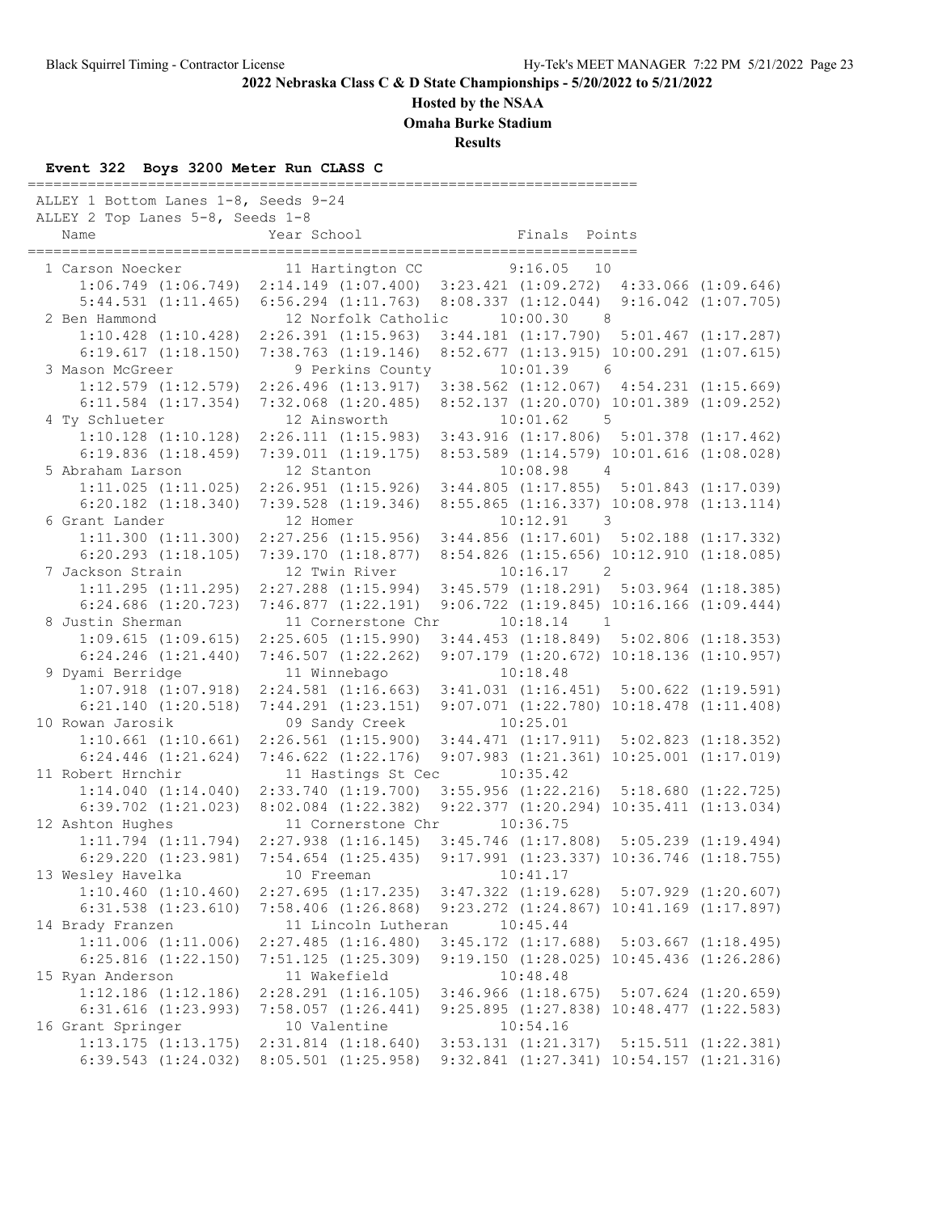**2022 Nebraska Class C & D State Championships - 5/20/2022 to 5/21/2022**

**Hosted by the NSAA**

**Omaha Burke Stadium**

**Results**

### Event 322 Boys 3200 Meter Run CLASS C

ALLEY 1 Bottom Lanes 1-8, Seeds 9-24
ALLEY 2 Top Lanes 5-8, Seeds 1-8

| Place | Name | Year | School | Finals | Points |
|---|---|---|---|---|---|
| 1 | Carson Noecker | 11 | Hartington CC | 9:16.05 | 10 |
| 2 | Ben Hammond | 12 | Norfolk Catholic | 10:00.30 | 8 |
| 3 | Mason McGreer | 9 | Perkins County | 10:01.39 | 6 |
| 4 | Ty Schlueter | 12 | Ainsworth | 10:01.62 | 5 |
| 5 | Abraham Larson | 12 | Stanton | 10:08.98 | 4 |
| 6 | Grant Lander | 12 | Homer | 10:12.91 | 3 |
| 7 | Jackson Strain | 12 | Twin River | 10:16.17 | 2 |
| 8 | Justin Sherman | 11 | Cornerstone Chr | 10:18.14 | 1 |
| 9 | Dyami Berridge | 11 | Winnebago | 10:18.48 | |
| 10 | Rowan Jarosik | 09 | Sandy Creek | 10:25.01 | |
| 11 | Robert Hrnchir | 11 | Hastings St Cec | 10:35.42 | |
| 12 | Ashton Hughes | 11 | Cornerstone Chr | 10:36.75 | |
| 13 | Wesley Havelka | 10 | Freeman | 10:41.17 | |
| 14 | Brady Franzen | 11 | Lincoln Lutheran | 10:45.44 | |
| 15 | Ryan Anderson | 11 | Wakefield | 10:48.48 | |
| 16 | Grant Springer | 10 | Valentine | 10:54.16 | |

Splits:

```
 1 Carson Noecker
     1:06.749 (1:06.749)  2:14.149 (1:07.400)  3:23.421 (1:09.272)  4:33.066 (1:09.646)
     5:44.531 (1:11.465)  6:56.294 (1:11.763)  8:08.337 (1:12.044)  9:16.042 (1:07.705)
 2 Ben Hammond
     1:10.428 (1:10.428)  2:26.391 (1:15.963)  3:44.181 (1:17.790)  5:01.467 (1:17.287)
     6:19.617 (1:18.150)  7:38.763 (1:19.146)  8:52.677 (1:13.915) 10:00.291 (1:07.615)
 3 Mason McGreer
     1:12.579 (1:12.579)  2:26.496 (1:13.917)  3:38.562 (1:12.067)  4:54.231 (1:15.669)
     6:11.584 (1:17.354)  7:32.068 (1:20.485)  8:52.137 (1:20.070) 10:01.389 (1:09.252)
 4 Ty Schlueter
     1:10.128 (1:10.128)  2:26.111 (1:15.983)  3:43.916 (1:17.806)  5:01.378 (1:17.462)
     6:19.836 (1:18.459)  7:39.011 (1:19.175)  8:53.589 (1:14.579) 10:01.616 (1:08.028)
 5 Abraham Larson
     1:11.025 (1:11.025)  2:26.951 (1:15.926)  3:44.805 (1:17.855)  5:01.843 (1:17.039)
     6:20.182 (1:18.340)  7:39.528 (1:19.346)  8:55.865 (1:16.337) 10:08.978 (1:13.114)
 6 Grant Lander
     1:11.300 (1:11.300)  2:27.256 (1:15.956)  3:44.856 (1:17.601)  5:02.188 (1:17.332)
     6:20.293 (1:18.105)  7:39.170 (1:18.877)  8:54.826 (1:15.656) 10:12.910 (1:18.085)
 7 Jackson Strain
     1:11.295 (1:11.295)  2:27.288 (1:15.994)  3:45.579 (1:18.291)  5:03.964 (1:18.385)
     6:24.686 (1:20.723)  7:46.877 (1:22.191)  9:06.722 (1:19.845) 10:16.166 (1:09.444)
 8 Justin Sherman
     1:09.615 (1:09.615)  2:25.605 (1:15.990)  3:44.453 (1:18.849)  5:02.806 (1:18.353)
     6:24.246 (1:21.440)  7:46.507 (1:22.262)  9:07.179 (1:20.672) 10:18.136 (1:10.957)
 9 Dyami Berridge
     1:07.918 (1:07.918)  2:24.581 (1:16.663)  3:41.031 (1:16.451)  5:00.622 (1:19.591)
     6:21.140 (1:20.518)  7:44.291 (1:23.151)  9:07.071 (1:22.780) 10:18.478 (1:11.408)
10 Rowan Jarosik
     1:10.661 (1:10.661)  2:26.561 (1:15.900)  3:44.471 (1:17.911)  5:02.823 (1:18.352)
     6:24.446 (1:21.624)  7:46.622 (1:22.176)  9:07.983 (1:21.361) 10:25.001 (1:17.019)
11 Robert Hrnchir
     1:14.040 (1:14.040)  2:33.740 (1:19.700)  3:55.956 (1:22.216)  5:18.680 (1:22.725)
     6:39.702 (1:21.023)  8:02.084 (1:22.382)  9:22.377 (1:20.294) 10:35.411 (1:13.034)
12 Ashton Hughes
     1:11.794 (1:11.794)  2:27.938 (1:16.145)  3:45.746 (1:17.808)  5:05.239 (1:19.494)
     6:29.220 (1:23.981)  7:54.654 (1:25.435)  9:17.991 (1:23.337) 10:36.746 (1:18.755)
13 Wesley Havelka
     1:10.460 (1:10.460)  2:27.695 (1:17.235)  3:47.322 (1:19.628)  5:07.929 (1:20.607)
     6:31.538 (1:23.610)  7:58.406 (1:26.868)  9:23.272 (1:24.867) 10:41.169 (1:17.897)
14 Brady Franzen
     1:11.006 (1:11.006)  2:27.485 (1:16.480)  3:45.172 (1:17.688)  5:03.667 (1:18.495)
     6:25.816 (1:22.150)  7:51.125 (1:25.309)  9:19.150 (1:28.025) 10:45.436 (1:26.286)
15 Ryan Anderson
     1:12.186 (1:12.186)  2:28.291 (1:16.105)  3:46.966 (1:18.675)  5:07.624 (1:20.659)
     6:31.616 (1:23.993)  7:58.057 (1:26.441)  9:25.895 (1:27.838) 10:48.477 (1:22.583)
16 Grant Springer
     1:13.175 (1:13.175)  2:31.814 (1:18.640)  3:53.131 (1:21.317)  5:15.511 (1:22.381)
     6:39.543 (1:24.032)  8:05.501 (1:25.958)  9:32.841 (1:27.341) 10:54.157 (1:21.316)
```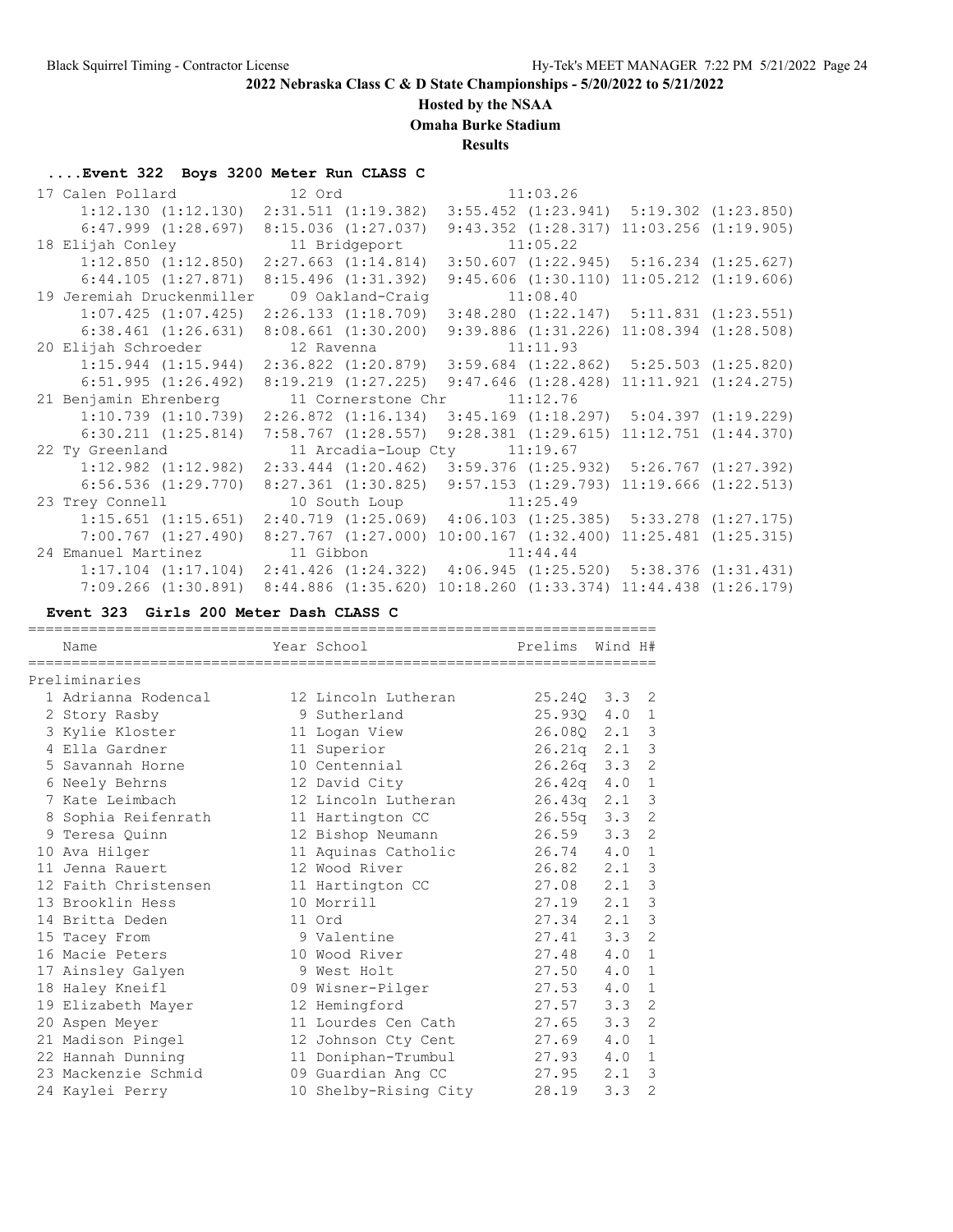**2022 Nebraska Class C & D State Championships - 5/20/2022 to 5/21/2022**

**Hosted by the NSAA**

**Omaha Burke Stadium**

**Results**

### ....Event 322 Boys 3200 Meter Run CLASS C

| Place | Name | Year | School | Finals |
|---|---|---|---|---|
| 17 | Calen Pollard | 12 | Ord | 11:03.26 |
| | 1:12.130 (1:12.130) 2:31.511 (1:19.382) 3:55.452 (1:23.941) 5:19.302 (1:23.850) | | | |
| | 6:47.999 (1:28.697) 8:15.036 (1:27.037) 9:43.352 (1:28.317) 11:03.256 (1:19.905) | | | |
| 18 | Elijah Conley | 11 | Bridgeport | 11:05.22 |
| | 1:12.850 (1:12.850) 2:27.663 (1:14.814) 3:50.607 (1:22.945) 5:16.234 (1:25.627) | | | |
| | 6:44.105 (1:27.871) 8:15.496 (1:31.392) 9:45.606 (1:30.110) 11:05.212 (1:19.606) | | | |
| 19 | Jeremiah Druckenmiller | 09 | Oakland-Craig | 11:08.40 |
| | 1:07.425 (1:07.425) 2:26.133 (1:18.709) 3:48.280 (1:22.147) 5:11.831 (1:23.551) | | | |
| | 6:38.461 (1:26.631) 8:08.661 (1:30.200) 9:39.886 (1:31.226) 11:08.394 (1:28.508) | | | |
| 20 | Elijah Schroeder | 12 | Ravenna | 11:11.93 |
| | 1:15.944 (1:15.944) 2:36.822 (1:20.879) 3:59.684 (1:22.862) 5:25.503 (1:25.820) | | | |
| | 6:51.995 (1:26.492) 8:19.219 (1:27.225) 9:47.646 (1:28.428) 11:11.921 (1:24.275) | | | |
| 21 | Benjamin Ehrenberg | 11 | Cornerstone Chr | 11:12.76 |
| | 1:10.739 (1:10.739) 2:26.872 (1:16.134) 3:45.169 (1:18.297) 5:04.397 (1:19.229) | | | |
| | 6:30.211 (1:25.814) 7:58.767 (1:28.557) 9:28.381 (1:29.615) 11:12.751 (1:44.370) | | | |
| 22 | Ty Greenland | 11 | Arcadia-Loup Cty | 11:19.67 |
| | 1:12.982 (1:12.982) 2:33.444 (1:20.462) 3:59.376 (1:25.932) 5:26.767 (1:27.392) | | | |
| | 6:56.536 (1:29.770) 8:27.361 (1:30.825) 9:57.153 (1:29.793) 11:19.666 (1:22.513) | | | |
| 23 | Trey Connell | 10 | South Loup | 11:25.49 |
| | 1:15.651 (1:15.651) 2:40.719 (1:25.069) 4:06.103 (1:25.385) 5:33.278 (1:27.175) | | | |
| | 7:00.767 (1:27.490) 8:27.767 (1:27.000) 10:00.167 (1:32.400) 11:25.481 (1:25.315) | | | |
| 24 | Emanuel Martinez | 11 | Gibbon | 11:44.44 |
| | 1:17.104 (1:17.104) 2:41.426 (1:24.322) 4:06.945 (1:25.520) 5:38.376 (1:31.431) | | | |
| | 7:09.266 (1:30.891) 8:44.886 (1:35.620) 10:18.260 (1:33.374) 11:44.438 (1:26.179) | | | |

### Event 323 Girls 200 Meter Dash CLASS C

**Preliminaries**

| Place | Name | Year | School | Prelims | Wind | H# |
|---|---|---|---|---|---|---|
| 1 | Adrianna Rodencal | 12 | Lincoln Lutheran | 25.24Q | 3.3 | 2 |
| 2 | Story Rasby | 9 | Sutherland | 25.93Q | 4.0 | 1 |
| 3 | Kylie Kloster | 11 | Logan View | 26.08Q | 2.1 | 3 |
| 4 | Ella Gardner | 11 | Superior | 26.21q | 2.1 | 3 |
| 5 | Savannah Horne | 10 | Centennial | 26.26q | 3.3 | 2 |
| 6 | Neely Behrns | 12 | David City | 26.42q | 4.0 | 1 |
| 7 | Kate Leimbach | 12 | Lincoln Lutheran | 26.43q | 2.1 | 3 |
| 8 | Sophia Reifenrath | 11 | Hartington CC | 26.55q | 3.3 | 2 |
| 9 | Teresa Quinn | 12 | Bishop Neumann | 26.59 | 3.3 | 2 |
| 10 | Ava Hilger | 11 | Aquinas Catholic | 26.74 | 4.0 | 1 |
| 11 | Jenna Rauert | 12 | Wood River | 26.82 | 2.1 | 3 |
| 12 | Faith Christensen | 11 | Hartington CC | 27.08 | 2.1 | 3 |
| 13 | Brooklin Hess | 10 | Morrill | 27.19 | 2.1 | 3 |
| 14 | Britta Deden | 11 | Ord | 27.34 | 2.1 | 3 |
| 15 | Tacey From | 9 | Valentine | 27.41 | 3.3 | 2 |
| 16 | Macie Peters | 10 | Wood River | 27.48 | 4.0 | 1 |
| 17 | Ainsley Galyen | 9 | West Holt | 27.50 | 4.0 | 1 |
| 18 | Haley Kneifl | 09 | Wisner-Pilger | 27.53 | 4.0 | 1 |
| 19 | Elizabeth Mayer | 12 | Hemingford | 27.57 | 3.3 | 2 |
| 20 | Aspen Meyer | 11 | Lourdes Cen Cath | 27.65 | 3.3 | 2 |
| 21 | Madison Pingel | 12 | Johnson Cty Cent | 27.69 | 4.0 | 1 |
| 22 | Hannah Dunning | 11 | Doniphan-Trumbul | 27.93 | 4.0 | 1 |
| 23 | Mackenzie Schmid | 09 | Guardian Ang CC | 27.95 | 2.1 | 3 |
| 24 | Kaylei Perry | 10 | Shelby-Rising City | 28.19 | 3.3 | 2 |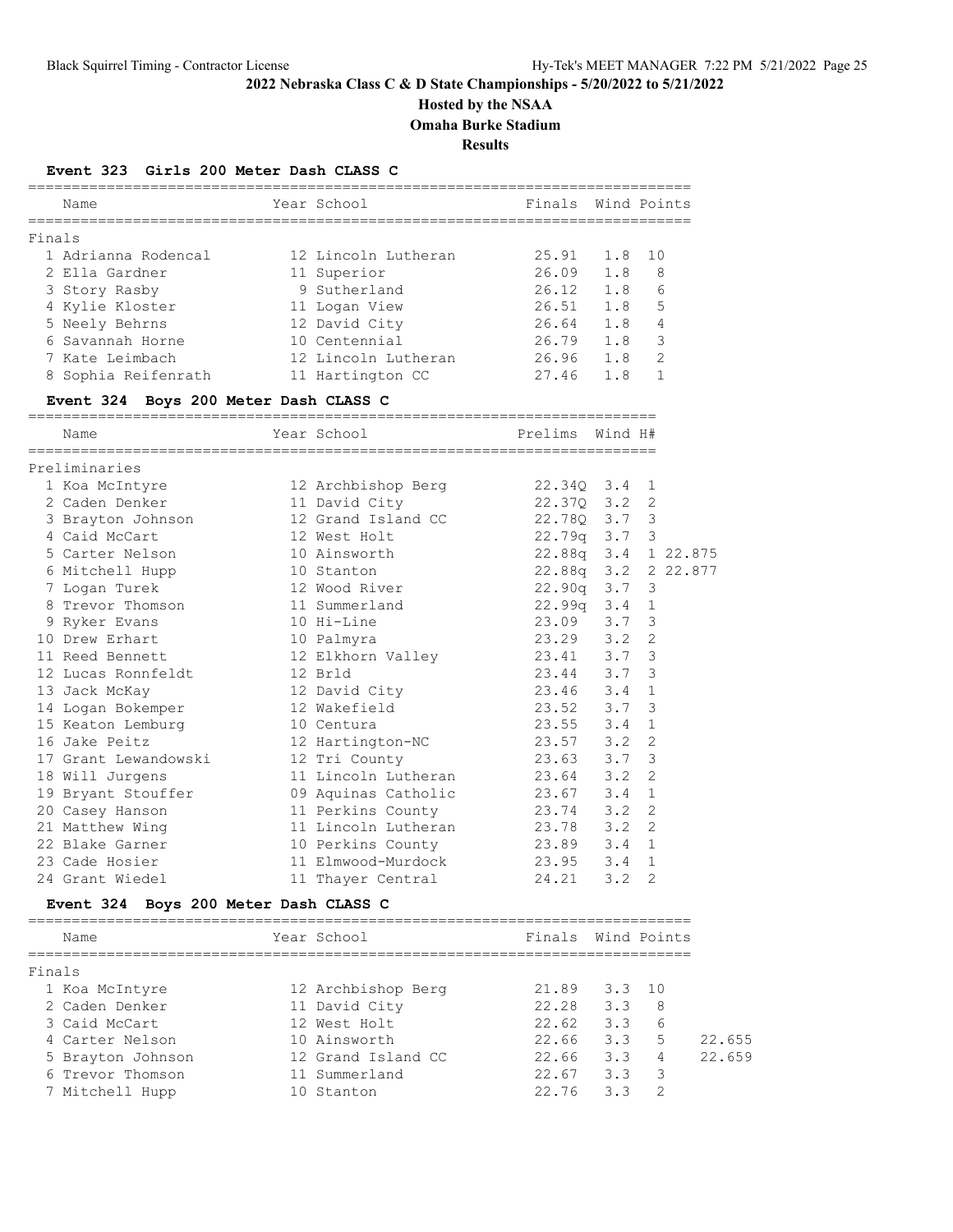## 2022 Nebraska Class C & D State Championships - 5/20/2022 to 5/21/2022

**Hosted by the NSAA**

**Omaha Burke Stadium**

**Results**

### Event 323 Girls 200 Meter Dash CLASS C

**Finals**

| Place | Name | Year | School | Finals | Wind | Points |
|---|---|---|---|---|---|---|
| 1 | Adrianna Rodencal | 12 | Lincoln Lutheran | 25.91 | 1.8 | 10 |
| 2 | Ella Gardner | 11 | Superior | 26.09 | 1.8 | 8 |
| 3 | Story Rasby | 9 | Sutherland | 26.12 | 1.8 | 6 |
| 4 | Kylie Kloster | 11 | Logan View | 26.51 | 1.8 | 5 |
| 5 | Neely Behrns | 12 | David City | 26.64 | 1.8 | 4 |
| 6 | Savannah Horne | 10 | Centennial | 26.79 | 1.8 | 3 |
| 7 | Kate Leimbach | 12 | Lincoln Lutheran | 26.96 | 1.8 | 2 |
| 8 | Sophia Reifenrath | 11 | Hartington CC | 27.46 | 1.8 | 1 |

### Event 324 Boys 200 Meter Dash CLASS C

**Preliminaries**

| Place | Name | Year | School | Prelims | Wind | H# | |
|---|---|---|---|---|---|---|---|
| 1 | Koa McIntyre | 12 | Archbishop Berg | 22.34Q | 3.4 | 1 | |
| 2 | Caden Denker | 11 | David City | 22.37Q | 3.2 | 2 | |
| 3 | Brayton Johnson | 12 | Grand Island CC | 22.78Q | 3.7 | 3 | |
| 4 | Caid McCart | 12 | West Holt | 22.79q | 3.7 | 3 | |
| 5 | Carter Nelson | 10 | Ainsworth | 22.88q | 3.4 | 1 | 22.875 |
| 6 | Mitchell Hupp | 10 | Stanton | 22.88q | 3.2 | 2 | 22.877 |
| 7 | Logan Turek | 12 | Wood River | 22.90q | 3.7 | 3 | |
| 8 | Trevor Thomson | 11 | Summerland | 22.99q | 3.4 | 1 | |
| 9 | Ryker Evans | 10 | Hi-Line | 23.09 | 3.7 | 3 | |
| 10 | Drew Erhart | 10 | Palmyra | 23.29 | 3.2 | 2 | |
| 11 | Reed Bennett | 12 | Elkhorn Valley | 23.41 | 3.7 | 3 | |
| 12 | Lucas Ronnfeldt | 12 | Brld | 23.44 | 3.7 | 3 | |
| 13 | Jack McKay | 12 | David City | 23.46 | 3.4 | 1 | |
| 14 | Logan Bokemper | 12 | Wakefield | 23.52 | 3.7 | 3 | |
| 15 | Keaton Lemburg | 10 | Centura | 23.55 | 3.4 | 1 | |
| 16 | Jake Peitz | 12 | Hartington-NC | 23.57 | 3.2 | 2 | |
| 17 | Grant Lewandowski | 12 | Tri County | 23.63 | 3.7 | 3 | |
| 18 | Will Jurgens | 11 | Lincoln Lutheran | 23.64 | 3.2 | 2 | |
| 19 | Bryant Stouffer | 09 | Aquinas Catholic | 23.67 | 3.4 | 1 | |
| 20 | Casey Hanson | 11 | Perkins County | 23.74 | 3.2 | 2 | |
| 21 | Matthew Wing | 11 | Lincoln Lutheran | 23.78 | 3.2 | 2 | |
| 22 | Blake Garner | 10 | Perkins County | 23.89 | 3.4 | 1 | |
| 23 | Cade Hosier | 11 | Elmwood-Murdock | 23.95 | 3.4 | 1 | |
| 24 | Grant Wiedel | 11 | Thayer Central | 24.21 | 3.2 | 2 | |

### Event 324 Boys 200 Meter Dash CLASS C

**Finals**

| Place | Name | Year | School | Finals | Wind | Points | |
|---|---|---|---|---|---|---|---|
| 1 | Koa McIntyre | 12 | Archbishop Berg | 21.89 | 3.3 | 10 | |
| 2 | Caden Denker | 11 | David City | 22.28 | 3.3 | 8 | |
| 3 | Caid McCart | 12 | West Holt | 22.62 | 3.3 | 6 | |
| 4 | Carter Nelson | 10 | Ainsworth | 22.66 | 3.3 | 5 | 22.655 |
| 5 | Brayton Johnson | 12 | Grand Island CC | 22.66 | 3.3 | 4 | 22.659 |
| 6 | Trevor Thomson | 11 | Summerland | 22.67 | 3.3 | 3 | |
| 7 | Mitchell Hupp | 10 | Stanton | 22.76 | 3.3 | 2 | |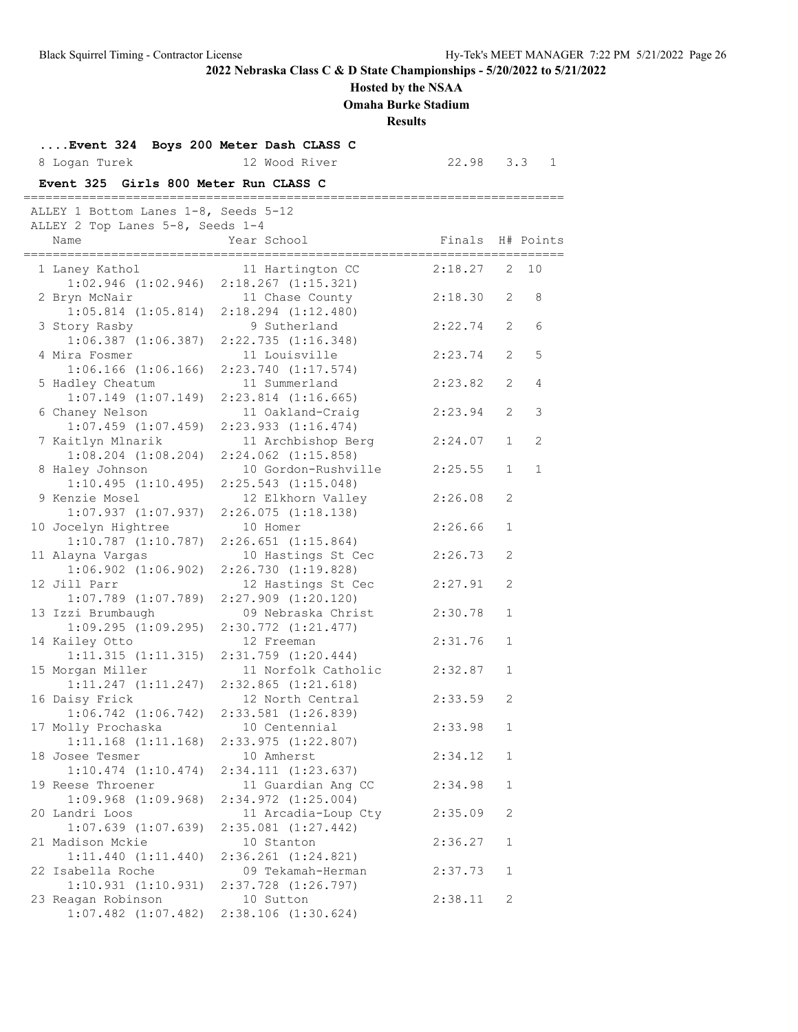**2022 Nebraska Class C & D State Championships - 5/20/2022 to 5/21/2022**

**Hosted by the NSAA**

**Omaha Burke Stadium**

**Results**

### ....Event 324 Boys 200 Meter Dash CLASS C

| Name | Year School | Finals | Wind | H# |
|---|---|---|---|---|
| 8 Logan Turek | 12 Wood River | 22.98 | 3.3 | 1 |

### Event 325 Girls 800 Meter Run CLASS C

ALLEY 1 Bottom Lanes 1-8, Seeds 5-12
ALLEY 2 Top Lanes 5-8, Seeds 1-4

| Name | Year School | Finals | H# | Points |
|---|---|---|---|---|
| 1 Laney Kathol | 11 Hartington CC | 2:18.27 | 2 | 10 |
| 1:02.946 (1:02.946) 2:18.267 (1:15.321) | | | | |
| 2 Bryn McNair | 11 Chase County | 2:18.30 | 2 | 8 |
| 1:05.814 (1:05.814) 2:18.294 (1:12.480) | | | | |
| 3 Story Rasby | 9 Sutherland | 2:22.74 | 2 | 6 |
| 1:06.387 (1:06.387) 2:22.735 (1:16.348) | | | | |
| 4 Mira Fosmer | 11 Louisville | 2:23.74 | 2 | 5 |
| 1:06.166 (1:06.166) 2:23.740 (1:17.574) | | | | |
| 5 Hadley Cheatum | 11 Summerland | 2:23.82 | 2 | 4 |
| 1:07.149 (1:07.149) 2:23.814 (1:16.665) | | | | |
| 6 Chaney Nelson | 11 Oakland-Craig | 2:23.94 | 2 | 3 |
| 1:07.459 (1:07.459) 2:23.933 (1:16.474) | | | | |
| 7 Kaitlyn Mlnarik | 11 Archbishop Berg | 2:24.07 | 1 | 2 |
| 1:08.204 (1:08.204) 2:24.062 (1:15.858) | | | | |
| 8 Haley Johnson | 10 Gordon-Rushville | 2:25.55 | 1 | 1 |
| 1:10.495 (1:10.495) 2:25.543 (1:15.048) | | | | |
| 9 Kenzie Mosel | 12 Elkhorn Valley | 2:26.08 | 2 | |
| 1:07.937 (1:07.937) 2:26.075 (1:18.138) | | | | |
| 10 Jocelyn Hightree | 10 Homer | 2:26.66 | 1 | |
| 1:10.787 (1:10.787) 2:26.651 (1:15.864) | | | | |
| 11 Alayna Vargas | 10 Hastings St Cec | 2:26.73 | 2 | |
| 1:06.902 (1:06.902) 2:26.730 (1:19.828) | | | | |
| 12 Jill Parr | 12 Hastings St Cec | 2:27.91 | 2 | |
| 1:07.789 (1:07.789) 2:27.909 (1:20.120) | | | | |
| 13 Izzi Brumbaugh | 09 Nebraska Christ | 2:30.78 | 1 | |
| 1:09.295 (1:09.295) 2:30.772 (1:21.477) | | | | |
| 14 Kailey Otto | 12 Freeman | 2:31.76 | 1 | |
| 1:11.315 (1:11.315) 2:31.759 (1:20.444) | | | | |
| 15 Morgan Miller | 11 Norfolk Catholic | 2:32.87 | 1 | |
| 1:11.247 (1:11.247) 2:32.865 (1:21.618) | | | | |
| 16 Daisy Frick | 12 North Central | 2:33.59 | 2 | |
| 1:06.742 (1:06.742) 2:33.581 (1:26.839) | | | | |
| 17 Molly Prochaska | 10 Centennial | 2:33.98 | 1 | |
| 1:11.168 (1:11.168) 2:33.975 (1:22.807) | | | | |
| 18 Josee Tesmer | 10 Amherst | 2:34.12 | 1 | |
| 1:10.474 (1:10.474) 2:34.111 (1:23.637) | | | | |
| 19 Reese Throener | 11 Guardian Ang CC | 2:34.98 | 1 | |
| 1:09.968 (1:09.968) 2:34.972 (1:25.004) | | | | |
| 20 Landri Loos | 11 Arcadia-Loup Cty | 2:35.09 | 2 | |
| 1:07.639 (1:07.639) 2:35.081 (1:27.442) | | | | |
| 21 Madison Mckie | 10 Stanton | 2:36.27 | 1 | |
| 1:11.440 (1:11.440) 2:36.261 (1:24.821) | | | | |
| 22 Isabella Roche | 09 Tekamah-Herman | 2:37.73 | 1 | |
| 1:10.931 (1:10.931) 2:37.728 (1:26.797) | | | | |
| 23 Reagan Robinson | 10 Sutton | 2:38.11 | 2 | |
| 1:07.482 (1:07.482) 2:38.106 (1:30.624) | | | | |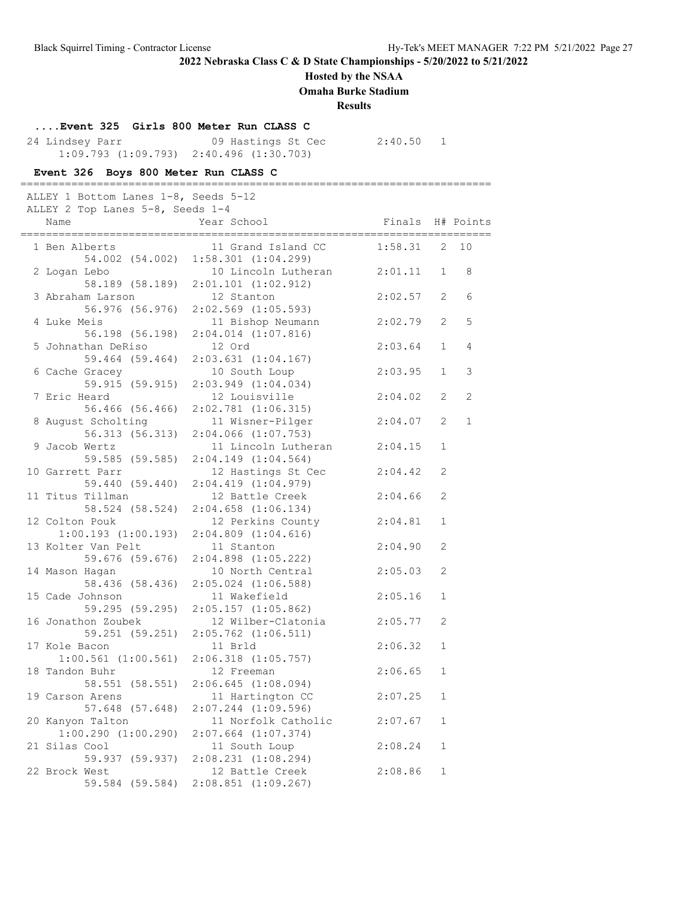**2022 Nebraska Class C & D State Championships - 5/20/2022 to 5/21/2022**

**Hosted by the NSAA**

**Omaha Burke Stadium**

**Results**

### ....Event 325 Girls 800 Meter Run CLASS C

| Name | Year School | Finals | H# | Points |
|---|---|---|---|---|
| 24 Lindsey Parr | 09 Hastings St Cec | 2:40.50 | 1 | |
| 1:09.793 (1:09.793) 2:40.496 (1:30.703) | | | | |

### Event 326 Boys 800 Meter Run CLASS C

ALLEY 1 Bottom Lanes 1-8, Seeds 5-12
ALLEY 2 Top Lanes 5-8, Seeds 1-4

| Name | Year School | Finals | H# | Points |
|---|---|---|---|---|
| 1 Ben Alberts | 11 Grand Island CC | 1:58.31 | 2 | 10 |
| 54.002 (54.002) 1:58.301 (1:04.299) | | | | |
| 2 Logan Lebo | 10 Lincoln Lutheran | 2:01.11 | 1 | 8 |
| 58.189 (58.189) 2:01.101 (1:02.912) | | | | |
| 3 Abraham Larson | 12 Stanton | 2:02.57 | 2 | 6 |
| 56.976 (56.976) 2:02.569 (1:05.593) | | | | |
| 4 Luke Meis | 11 Bishop Neumann | 2:02.79 | 2 | 5 |
| 56.198 (56.198) 2:04.014 (1:07.816) | | | | |
| 5 Johnathan DeRiso | 12 Ord | 2:03.64 | 1 | 4 |
| 59.464 (59.464) 2:03.631 (1:04.167) | | | | |
| 6 Cache Gracey | 10 South Loup | 2:03.95 | 1 | 3 |
| 59.915 (59.915) 2:03.949 (1:04.034) | | | | |
| 7 Eric Heard | 12 Louisville | 2:04.02 | 2 | 2 |
| 56.466 (56.466) 2:02.781 (1:06.315) | | | | |
| 8 August Scholting | 11 Wisner-Pilger | 2:04.07 | 2 | 1 |
| 56.313 (56.313) 2:04.066 (1:07.753) | | | | |
| 9 Jacob Wertz | 11 Lincoln Lutheran | 2:04.15 | 1 | |
| 59.585 (59.585) 2:04.149 (1:04.564) | | | | |
| 10 Garrett Parr | 12 Hastings St Cec | 2:04.42 | 2 | |
| 59.440 (59.440) 2:04.419 (1:04.979) | | | | |
| 11 Titus Tillman | 12 Battle Creek | 2:04.66 | 2 | |
| 58.524 (58.524) 2:04.658 (1:06.134) | | | | |
| 12 Colton Pouk | 12 Perkins County | 2:04.81 | 1 | |
| 1:00.193 (1:00.193) 2:04.809 (1:04.616) | | | | |
| 13 Kolter Van Pelt | 11 Stanton | 2:04.90 | 2 | |
| 59.676 (59.676) 2:04.898 (1:05.222) | | | | |
| 14 Mason Hagan | 10 North Central | 2:05.03 | 2 | |
| 58.436 (58.436) 2:05.024 (1:06.588) | | | | |
| 15 Cade Johnson | 11 Wakefield | 2:05.16 | 1 | |
| 59.295 (59.295) 2:05.157 (1:05.862) | | | | |
| 16 Jonathon Zoubek | 12 Wilber-Clatonia | 2:05.77 | 2 | |
| 59.251 (59.251) 2:05.762 (1:06.511) | | | | |
| 17 Kole Bacon | 11 Brld | 2:06.32 | 1 | |
| 1:00.561 (1:00.561) 2:06.318 (1:05.757) | | | | |
| 18 Tandon Buhr | 12 Freeman | 2:06.65 | 1 | |
| 58.551 (58.551) 2:06.645 (1:08.094) | | | | |
| 19 Carson Arens | 11 Hartington CC | 2:07.25 | 1 | |
| 57.648 (57.648) 2:07.244 (1:09.596) | | | | |
| 20 Kanyon Talton | 11 Norfolk Catholic | 2:07.67 | 1 | |
| 1:00.290 (1:00.290) 2:07.664 (1:07.374) | | | | |
| 21 Silas Cool | 11 South Loup | 2:08.24 | 1 | |
| 59.937 (59.937) 2:08.231 (1:08.294) | | | | |
| 22 Brock West | 12 Battle Creek | 2:08.86 | 1 | |
| 59.584 (59.584) 2:08.851 (1:09.267) | | | | |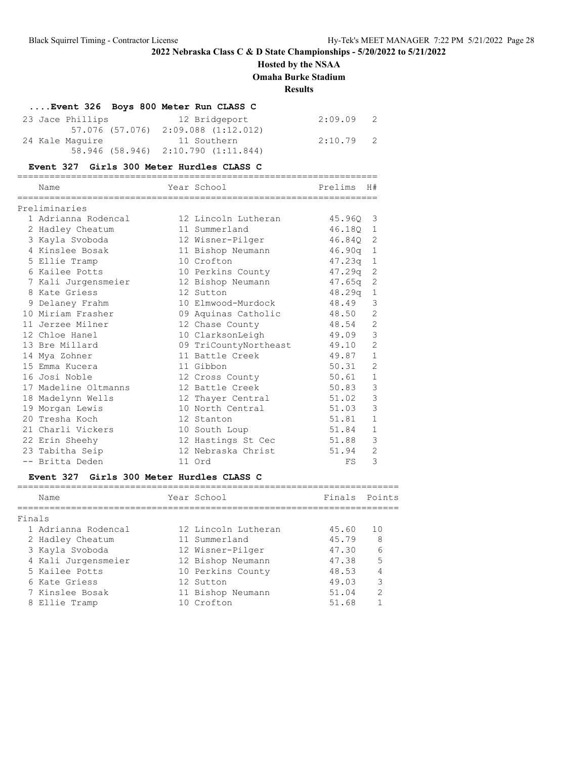## 2022 Nebraska Class C & D State Championships - 5/20/2022 to 5/21/2022

**Hosted by the NSAA**

**Omaha Burke Stadium**

**Results**

### ....Event 326 Boys 800 Meter Run CLASS C

| Place | Name | Year | School | Finals | H# |
|---|---|---|---|---|---|
| 23 | Jace Phillips | 12 | Bridgeport | 2:09.09 | 2 |
| | 57.076 (57.076) 2:09.088 (1:12.012) | | | | |
| 24 | Kale Maguire | 11 | Southern | 2:10.79 | 2 |
| | 58.946 (58.946) 2:10.790 (1:11.844) | | | | |

### Event 327 Girls 300 Meter Hurdles CLASS C

Preliminaries

| Place | Name | Year | School | Prelims | H# |
|---|---|---|---|---|---|
| 1 | Adrianna Rodencal | 12 | Lincoln Lutheran | 45.96Q | 3 |
| 2 | Hadley Cheatum | 11 | Summerland | 46.18Q | 1 |
| 3 | Kayla Svoboda | 12 | Wisner-Pilger | 46.84Q | 2 |
| 4 | Kinslee Bosak | 11 | Bishop Neumann | 46.90q | 1 |
| 5 | Ellie Tramp | 10 | Crofton | 47.23q | 1 |
| 6 | Kailee Potts | 10 | Perkins County | 47.29q | 2 |
| 7 | Kali Jurgensmeier | 12 | Bishop Neumann | 47.65q | 2 |
| 8 | Kate Griess | 12 | Sutton | 48.29q | 1 |
| 9 | Delaney Frahm | 10 | Elmwood-Murdock | 48.49 | 3 |
| 10 | Miriam Frasher | 09 | Aquinas Catholic | 48.50 | 2 |
| 11 | Jerzee Milner | 12 | Chase County | 48.54 | 2 |
| 12 | Chloe Hanel | 10 | ClarksonLeigh | 49.09 | 3 |
| 13 | Bre Millard | 09 | TriCountyNortheast | 49.10 | 2 |
| 14 | Mya Zohner | 11 | Battle Creek | 49.87 | 1 |
| 15 | Emma Kucera | 11 | Gibbon | 50.31 | 2 |
| 16 | Josi Noble | 12 | Cross County | 50.61 | 1 |
| 17 | Madeline Oltmanns | 12 | Battle Creek | 50.83 | 3 |
| 18 | Madelynn Wells | 12 | Thayer Central | 51.02 | 3 |
| 19 | Morgan Lewis | 10 | North Central | 51.03 | 3 |
| 20 | Tresha Koch | 12 | Stanton | 51.81 | 1 |
| 21 | Charli Vickers | 10 | South Loup | 51.84 | 1 |
| 22 | Erin Sheehy | 12 | Hastings St Cec | 51.88 | 3 |
| 23 | Tabitha Seip | 12 | Nebraska Christ | 51.94 | 2 |
| -- | Britta Deden | 11 | Ord | FS | 3 |

### Event 327 Girls 300 Meter Hurdles CLASS C

Finals

| Place | Name | Year | School | Finals | Points |
|---|---|---|---|---|---|
| 1 | Adrianna Rodencal | 12 | Lincoln Lutheran | 45.60 | 10 |
| 2 | Hadley Cheatum | 11 | Summerland | 45.79 | 8 |
| 3 | Kayla Svoboda | 12 | Wisner-Pilger | 47.30 | 6 |
| 4 | Kali Jurgensmeier | 12 | Bishop Neumann | 47.38 | 5 |
| 5 | Kailee Potts | 10 | Perkins County | 48.53 | 4 |
| 6 | Kate Griess | 12 | Sutton | 49.03 | 3 |
| 7 | Kinslee Bosak | 11 | Bishop Neumann | 51.04 | 2 |
| 8 | Ellie Tramp | 10 | Crofton | 51.68 | 1 |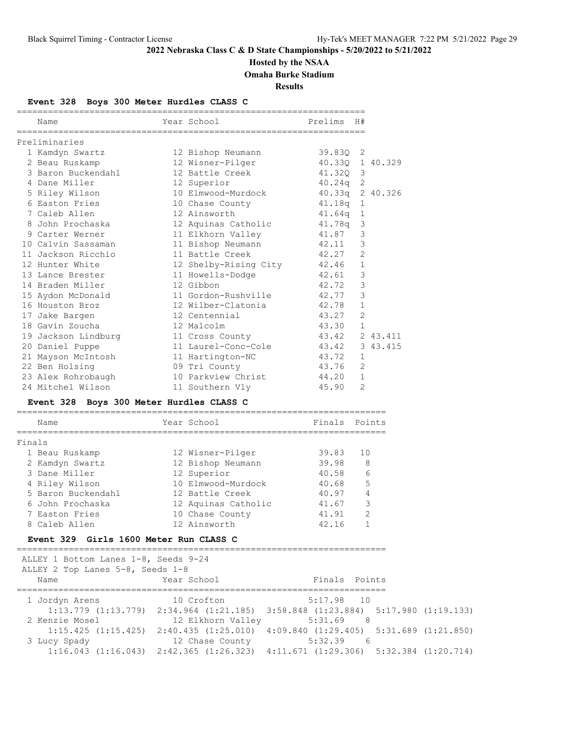**2022 Nebraska Class C & D State Championships - 5/20/2022 to 5/21/2022**

**Hosted by the NSAA**

**Omaha Burke Stadium**

**Results**

### Event 328 Boys 300 Meter Hurdles CLASS C

**Preliminaries**

| | Name | Year | School | Prelims | H# | |
|---|---|---|---|---|---|---|
| 1 | Kamdyn Swartz | 12 | Bishop Neumann | 39.83Q | 2 | |
| 2 | Beau Ruskamp | 12 | Wisner-Pilger | 40.33Q | 1 | 40.329 |
| 3 | Baron Buckendahl | 12 | Battle Creek | 41.32Q | 3 | |
| 4 | Dane Miller | 12 | Superior | 40.24q | 2 | |
| 5 | Riley Wilson | 10 | Elmwood-Murdock | 40.33q | 2 | 40.326 |
| 6 | Easton Fries | 10 | Chase County | 41.18q | 1 | |
| 7 | Caleb Allen | 12 | Ainsworth | 41.64q | 1 | |
| 8 | John Prochaska | 12 | Aquinas Catholic | 41.78q | 3 | |
| 9 | Carter Werner | 11 | Elkhorn Valley | 41.87 | 3 | |
| 10 | Calvin Sassaman | 11 | Bishop Neumann | 42.11 | 3 | |
| 11 | Jackson Ricchio | 11 | Battle Creek | 42.27 | 2 | |
| 12 | Hunter White | 12 | Shelby-Rising City | 42.46 | 1 | |
| 13 | Lance Brester | 11 | Howells-Dodge | 42.61 | 3 | |
| 14 | Braden Miller | 12 | Gibbon | 42.72 | 3 | |
| 15 | Aydon McDonald | 11 | Gordon-Rushville | 42.77 | 3 | |
| 16 | Houston Broz | 12 | Wilber-Clatonia | 42.78 | 1 | |
| 17 | Jake Bargen | 12 | Centennial | 43.27 | 2 | |
| 18 | Gavin Zoucha | 12 | Malcolm | 43.30 | 1 | |
| 19 | Jackson Lindburg | 11 | Cross County | 43.42 | 2 | 43.411 |
| 20 | Daniel Puppe | 11 | Laurel-Conc-Cole | 43.42 | 3 | 43.415 |
| 21 | Mayson McIntosh | 11 | Hartington-NC | 43.72 | 1 | |
| 22 | Ben Holsing | 09 | Tri County | 43.76 | 2 | |
| 23 | Alex Rohrobaugh | 10 | Parkview Christ | 44.20 | 1 | |
| 24 | Mitchel Wilson | 11 | Southern Vly | 45.90 | 2 | |

### Event 328 Boys 300 Meter Hurdles CLASS C

**Finals**

| | Name | Year | School | Finals | Points |
|---|---|---|---|---|---|
| 1 | Beau Ruskamp | 12 | Wisner-Pilger | 39.83 | 10 |
| 2 | Kamdyn Swartz | 12 | Bishop Neumann | 39.98 | 8 |
| 3 | Dane Miller | 12 | Superior | 40.58 | 6 |
| 4 | Riley Wilson | 10 | Elmwood-Murdock | 40.68 | 5 |
| 5 | Baron Buckendahl | 12 | Battle Creek | 40.97 | 4 |
| 6 | John Prochaska | 12 | Aquinas Catholic | 41.67 | 3 |
| 7 | Easton Fries | 10 | Chase County | 41.91 | 2 |
| 8 | Caleb Allen | 12 | Ainsworth | 42.16 | 1 |

### Event 329 Girls 1600 Meter Run CLASS C

ALLEY 1 Bottom Lanes 1-8, Seeds 9-24
ALLEY 2 Top Lanes 5-8, Seeds 1-8

| | Name | Year | School | Finals | Points |
|---|---|---|---|---|---|
| 1 | Jordyn Arens | 10 | Crofton | 5:17.98 | 10 |
| | 1:13.779 (1:13.779) | 2:34.964 (1:21.185) | 3:58.848 (1:23.884) | 5:17.980 (1:19.133) | |
| 2 | Kenzie Mosel | 12 | Elkhorn Valley | 5:31.69 | 8 |
| | 1:15.425 (1:15.425) | 2:40.435 (1:25.010) | 4:09.840 (1:29.405) | 5:31.689 (1:21.850) | |
| 3 | Lucy Spady | 12 | Chase County | 5:32.39 | 6 |
| | 1:16.043 (1:16.043) | 2:42.365 (1:26.323) | 4:11.671 (1:29.306) | 5:32.384 (1:20.714) | |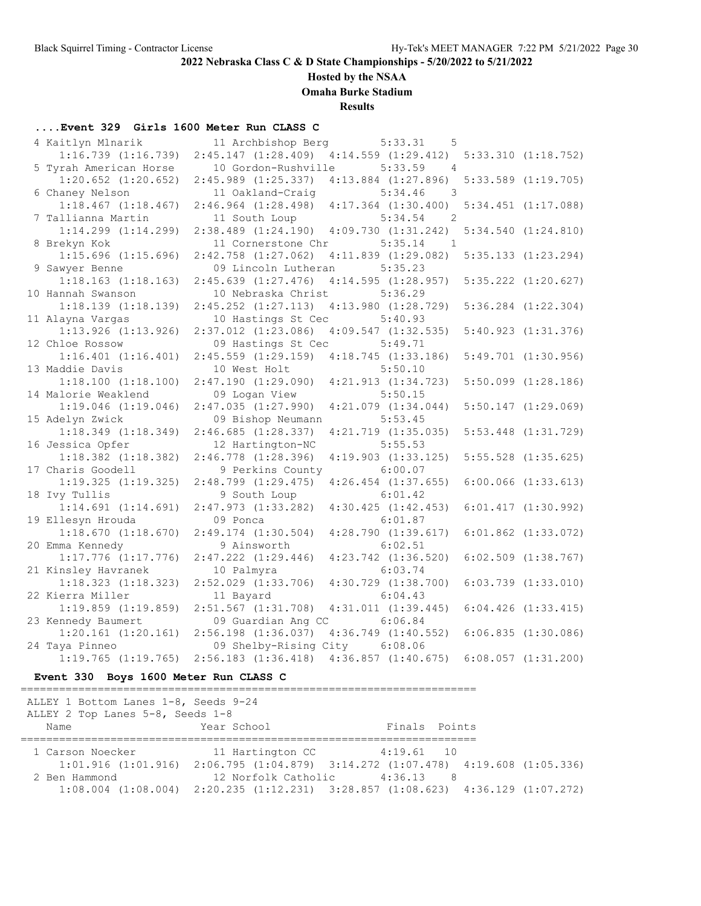## 2022 Nebraska Class C & D State Championships - 5/20/2022 to 5/21/2022

**Hosted by the NSAA**

**Omaha Burke Stadium**

**Results**

### ....Event 329 Girls 1600 Meter Run CLASS C

```
  4 Kaitlyn Mlnarik          11 Archbishop Berg         5:33.31    5  
     1:16.739 (1:16.739)  2:45.147 (1:28.409)  4:14.559 (1:29.412)  5:33.310 (1:18.752)
  5 Tyrah American Horse     10 Gordon-Rushville        5:33.59    4  
     1:20.652 (1:20.652)  2:45.989 (1:25.337)  4:13.884 (1:27.896)  5:33.589 (1:19.705)
  6 Chaney Nelson            11 Oakland-Craig           5:34.46    3  
     1:18.467 (1:18.467)  2:46.964 (1:28.498)  4:17.364 (1:30.400)  5:34.451 (1:17.088)
  7 Tallianna Martin         11 South Loup              5:34.54    2  
     1:14.299 (1:14.299)  2:38.489 (1:24.190)  4:09.730 (1:31.242)  5:34.540 (1:24.810)
  8 Brekyn Kok               11 Cornerstone Chr         5:35.14    1  
     1:15.696 (1:15.696)  2:42.758 (1:27.062)  4:11.839 (1:29.082)  5:35.133 (1:23.294)
  9 Sawyer Benne             09 Lincoln Lutheran        5:35.23  
     1:18.163 (1:18.163)  2:45.639 (1:27.476)  4:14.595 (1:28.957)  5:35.222 (1:20.627)
 10 Hannah Swanson           10 Nebraska Christ         5:36.29  
     1:18.139 (1:18.139)  2:45.252 (1:27.113)  4:13.980 (1:28.729)  5:36.284 (1:22.304)
 11 Alayna Vargas            10 Hastings St Cec         5:40.93  
     1:13.926 (1:13.926)  2:37.012 (1:23.086)  4:09.547 (1:32.535)  5:40.923 (1:31.376)
 12 Chloe Rossow             09 Hastings St Cec         5:49.71  
     1:16.401 (1:16.401)  2:45.559 (1:29.159)  4:18.745 (1:33.186)  5:49.701 (1:30.956)
 13 Maddie Davis             10 West Holt               5:50.10  
     1:18.100 (1:18.100)  2:47.190 (1:29.090)  4:21.913 (1:34.723)  5:50.099 (1:28.186)
 14 Malorie Weaklend         09 Logan View              5:50.15  
     1:19.046 (1:19.046)  2:47.035 (1:27.990)  4:21.079 (1:34.044)  5:50.147 (1:29.069)
 15 Adelyn Zwick             09 Bishop Neumann          5:53.45  
     1:18.349 (1:18.349)  2:46.685 (1:28.337)  4:21.719 (1:35.035)  5:53.448 (1:31.729)
 16 Jessica Opfer            12 Hartington-NC           5:55.53  
     1:18.382 (1:18.382)  2:46.778 (1:28.396)  4:19.903 (1:33.125)  5:55.528 (1:35.625)
 17 Charis Goodell            9 Perkins County          6:00.07  
     1:19.325 (1:19.325)  2:48.799 (1:29.475)  4:26.454 (1:37.655)  6:00.066 (1:33.613)
 18 Ivy Tullis                9 South Loup              6:01.42  
     1:14.691 (1:14.691)  2:47.973 (1:33.282)  4:30.425 (1:42.453)  6:01.417 (1:30.992)
 19 Ellesyn Hrouda           09 Ponca                   6:01.87  
     1:18.670 (1:18.670)  2:49.174 (1:30.504)  4:28.790 (1:39.617)  6:01.862 (1:33.072)
 20 Emma Kennedy              9 Ainsworth               6:02.51  
     1:17.776 (1:17.776)  2:47.222 (1:29.446)  4:23.742 (1:36.520)  6:02.509 (1:38.767)
 21 Kinsley Havranek         10 Palmyra                 6:03.74  
     1:18.323 (1:18.323)  2:52.029 (1:33.706)  4:30.729 (1:38.700)  6:03.739 (1:33.010)
 22 Kierra Miller            11 Bayard                  6:04.43  
     1:19.859 (1:19.859)  2:51.567 (1:31.708)  4:31.011 (1:39.445)  6:04.426 (1:33.415)
 23 Kennedy Baumert          09 Guardian Ang CC         6:06.84  
     1:20.161 (1:20.161)  2:56.198 (1:36.037)  4:36.749 (1:40.552)  6:06.835 (1:30.086)
 24 Taya Pinneo              09 Shelby-Rising City      6:08.06  
     1:19.765 (1:19.765)  2:56.183 (1:36.418)  4:36.857 (1:40.675)  6:08.057 (1:31.200)
```

### Event 330 Boys 1600 Meter Run CLASS C

```
=======================================================================
 ALLEY 1 Bottom Lanes 1-8, Seeds 9-24
 ALLEY 2 Top Lanes 5-8, Seeds 1-8
    Name                    Year School                  Finals  Points
=======================================================================
  1 Carson Noecker           11 Hartington CC           4:19.61   10  
     1:01.916 (1:01.916)  2:06.795 (1:04.879)  3:14.272 (1:07.478)  4:19.608 (1:05.336)
  2 Ben Hammond              12 Norfolk Catholic        4:36.13    8  
     1:08.004 (1:08.004)  2:20.235 (1:12.231)  3:28.857 (1:08.623)  4:36.129 (1:07.272)
```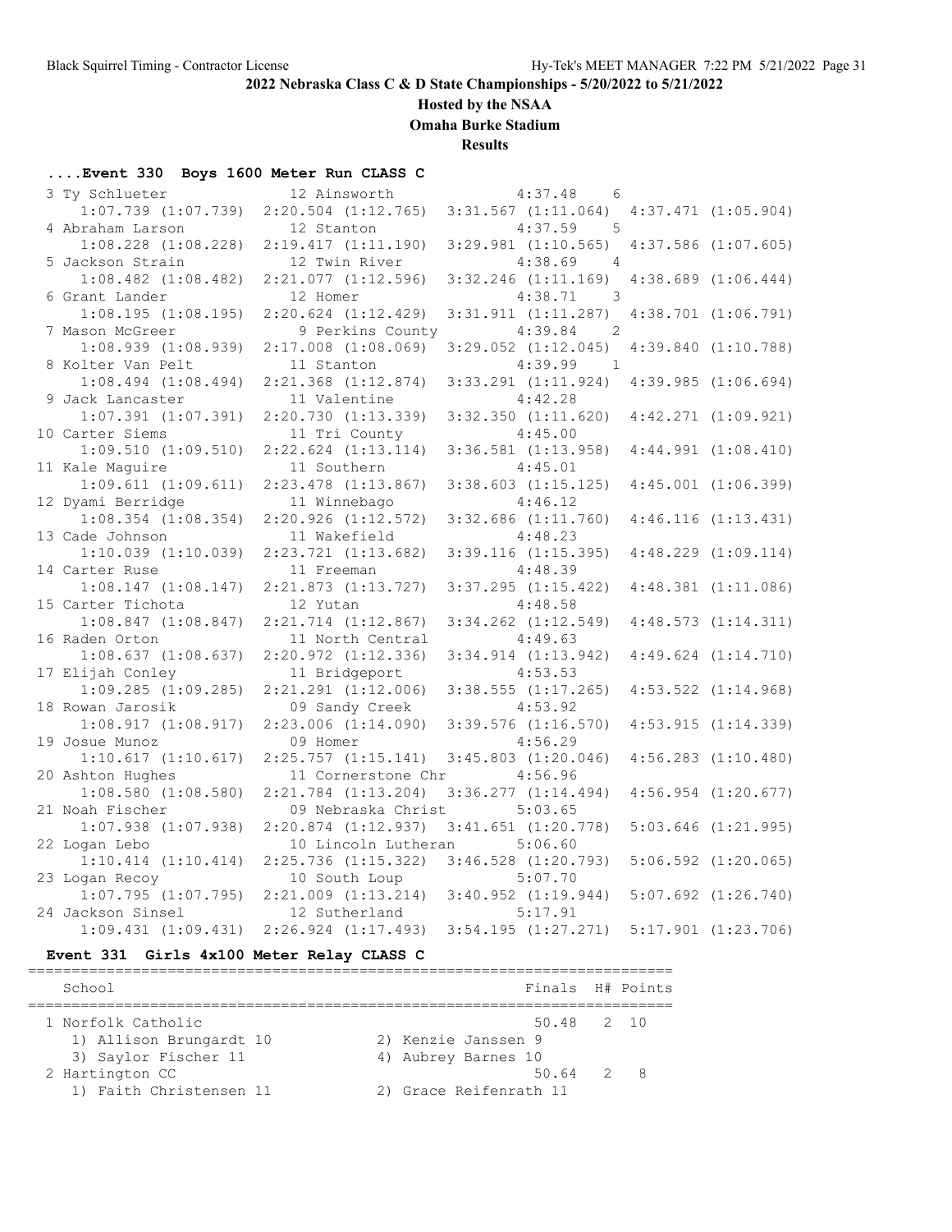**2022 Nebraska Class C & D State Championships - 5/20/2022 to 5/21/2022**

**Hosted by the NSAA**

**Omaha Burke Stadium**

**Results**

### ....Event 330 Boys 1600 Meter Run CLASS C

```
  3 Ty Schlueter            12 Ainsworth            4:37.48    6 
     1:07.739 (1:07.739)  2:20.504 (1:12.765)  3:31.567 (1:11.064)  4:37.471 (1:05.904)
  4 Abraham Larson          12 Stanton              4:37.59    5 
     1:08.228 (1:08.228)  2:19.417 (1:11.190)  3:29.981 (1:10.565)  4:37.586 (1:07.605)
  5 Jackson Strain          12 Twin River           4:38.69    4 
     1:08.482 (1:08.482)  2:21.077 (1:12.596)  3:32.246 (1:11.169)  4:38.689 (1:06.444)
  6 Grant Lander            12 Homer                4:38.71    3 
     1:08.195 (1:08.195)  2:20.624 (1:12.429)  3:31.911 (1:11.287)  4:38.701 (1:06.791)
  7 Mason McGreer            9 Perkins County       4:39.84    2 
     1:08.939 (1:08.939)  2:17.008 (1:08.069)  3:29.052 (1:12.045)  4:39.840 (1:10.788)
  8 Kolter Van Pelt         11 Stanton              4:39.99    1 
     1:08.494 (1:08.494)  2:21.368 (1:12.874)  3:33.291 (1:11.924)  4:39.985 (1:06.694)
  9 Jack Lancaster          11 Valentine            4:42.28 
     1:07.391 (1:07.391)  2:20.730 (1:13.339)  3:32.350 (1:11.620)  4:42.271 (1:09.921)
 10 Carter Siems            11 Tri County           4:45.00 
     1:09.510 (1:09.510)  2:22.624 (1:13.114)  3:36.581 (1:13.958)  4:44.991 (1:08.410)
 11 Kale Maguire            11 Southern             4:45.01 
     1:09.611 (1:09.611)  2:23.478 (1:13.867)  3:38.603 (1:15.125)  4:45.001 (1:06.399)
 12 Dyami Berridge          11 Winnebago            4:46.12 
     1:08.354 (1:08.354)  2:20.926 (1:12.572)  3:32.686 (1:11.760)  4:46.116 (1:13.431)
 13 Cade Johnson            11 Wakefield            4:48.23 
     1:10.039 (1:10.039)  2:23.721 (1:13.682)  3:39.116 (1:15.395)  4:48.229 (1:09.114)
 14 Carter Ruse             11 Freeman              4:48.39 
     1:08.147 (1:08.147)  2:21.873 (1:13.727)  3:37.295 (1:15.422)  4:48.381 (1:11.086)
 15 Carter Tichota          12 Yutan                4:48.58 
     1:08.847 (1:08.847)  2:21.714 (1:12.867)  3:34.262 (1:12.549)  4:48.573 (1:14.311)
 16 Raden Orton             11 North Central        4:49.63 
     1:08.637 (1:08.637)  2:20.972 (1:12.336)  3:34.914 (1:13.942)  4:49.624 (1:14.710)
 17 Elijah Conley           11 Bridgeport           4:53.53 
     1:09.285 (1:09.285)  2:21.291 (1:12.006)  3:38.555 (1:17.265)  4:53.522 (1:14.968)
 18 Rowan Jarosik           09 Sandy Creek          4:53.92 
     1:08.917 (1:08.917)  2:23.006 (1:14.090)  3:39.576 (1:16.570)  4:53.915 (1:14.339)
 19 Josue Munoz             09 Homer                4:56.29 
     1:10.617 (1:10.617)  2:25.757 (1:15.141)  3:45.803 (1:20.046)  4:56.283 (1:10.480)
 20 Ashton Hughes           11 Cornerstone Chr      4:56.96 
     1:08.580 (1:08.580)  2:21.784 (1:13.204)  3:36.277 (1:14.494)  4:56.954 (1:20.677)
 21 Noah Fischer            09 Nebraska Christ      5:03.65 
     1:07.938 (1:07.938)  2:20.874 (1:12.937)  3:41.651 (1:20.778)  5:03.646 (1:21.995)
 22 Logan Lebo              10 Lincoln Lutheran     5:06.60 
     1:10.414 (1:10.414)  2:25.736 (1:15.322)  3:46.528 (1:20.793)  5:06.592 (1:20.065)
 23 Logan Recoy             10 South Loup           5:07.70 
     1:07.795 (1:07.795)  2:21.009 (1:13.214)  3:40.952 (1:19.944)  5:07.692 (1:26.740)
 24 Jackson Sinsel          12 Sutherland           5:17.91 
     1:09.431 (1:09.431)  2:26.924 (1:17.493)  3:54.195 (1:27.271)  5:17.901 (1:23.706)
```

### Event 331 Girls 4x100 Meter Relay CLASS C

```
=========================================================================
    School                                               Finals  H# Points
=========================================================================
  1 Norfolk Catholic                                      50.48   2  10 
     1) Allison Brungardt 10            2) Kenzie Janssen 9 
     3) Saylor Fischer 11               4) Aubrey Barnes 10 
  2 Hartington CC                                         50.64   2   8 
     1) Faith Christensen 11            2) Grace Reifenrath 11 
```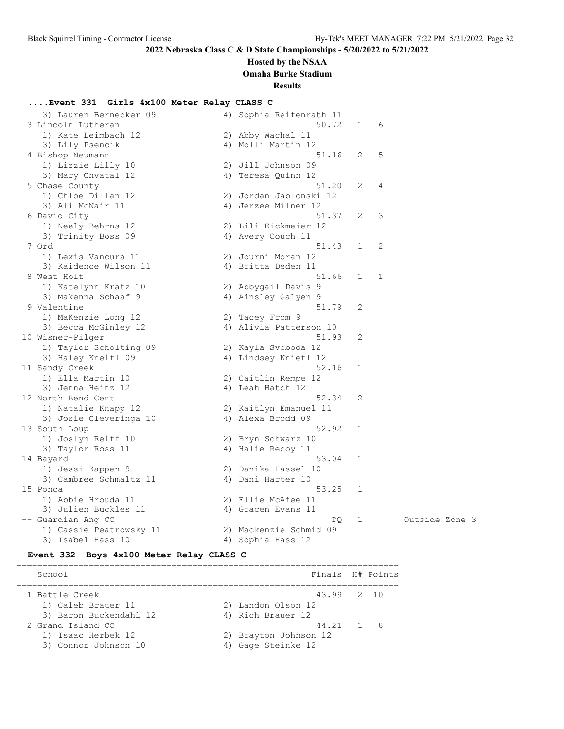## 2022 Nebraska Class C & D State Championships - 5/20/2022 to 5/21/2022

**Hosted by the NSAA**

**Omaha Burke Stadium**

**Results**

### ....Event 331 Girls 4x100 Meter Relay CLASS C

| Place | School | Finals | H# | Points | Notes |
|---|---|---|---|---|---|
| | 3) Lauren Bernecker 09 / 4) Sophia Reifenrath 11 | | | | |
| 3 | Lincoln Lutheran | 50.72 | 1 | 6 | |
| | 1) Kate Leimbach 12 / 2) Abby Wachal 11 / 3) Lily Psencik / 4) Molli Martin 12 | | | | |
| 4 | Bishop Neumann | 51.16 | 2 | 5 | |
| | 1) Lizzie Lilly 10 / 2) Jill Johnson 09 / 3) Mary Chvatal 12 / 4) Teresa Quinn 12 | | | | |
| 5 | Chase County | 51.20 | 2 | 4 | |
| | 1) Chloe Dillan 12 / 2) Jordan Jablonski 12 / 3) Ali McNair 11 / 4) Jerzee Milner 12 | | | | |
| 6 | David City | 51.37 | 2 | 3 | |
| | 1) Neely Behrns 12 / 2) Lili Eickmeier 12 / 3) Trinity Boss 09 / 4) Avery Couch 11 | | | | |
| 7 | Ord | 51.43 | 1 | 2 | |
| | 1) Lexis Vancura 11 / 2) Journi Moran 12 / 3) Kaidence Wilson 11 / 4) Britta Deden 11 | | | | |
| 8 | West Holt | 51.66 | 1 | 1 | |
| | 1) Katelynn Kratz 10 / 2) Abbygail Davis 9 / 3) Makenna Schaaf 9 / 4) Ainsley Galyen 9 | | | | |
| 9 | Valentine | 51.79 | 2 | | |
| | 1) MaKenzie Long 12 / 2) Tacey From 9 / 3) Becca McGinley 12 / 4) Alivia Patterson 10 | | | | |
| 10 | Wisner-Pilger | 51.93 | 2 | | |
| | 1) Taylor Scholting 09 / 2) Kayla Svoboda 12 / 3) Haley Kniefl 09 / 4) Lindsey Kniefl 12 | | | | |
| 11 | Sandy Creek | 52.16 | 1 | | |
| | 1) Ella Martin 10 / 2) Caitlin Rempe 12 / 3) Jenna Heinz 12 / 4) Leah Hatch 12 | | | | |
| 12 | North Bend Cent | 52.34 | 2 | | |
| | 1) Natalie Knapp 12 / 2) Kaitlyn Emanuel 11 / 3) Josie Cleveringa 10 / 4) Alexa Brodd 09 | | | | |
| 13 | South Loup | 52.92 | 1 | | |
| | 1) Joslyn Reiff 10 / 2) Bryn Schwarz 10 / 3) Taylor Ross 11 / 4) Halie Recoy 11 | | | | |
| 14 | Bayard | 53.04 | 1 | | |
| | 1) Jessi Kappen 9 / 2) Danika Hassel 10 / 3) Cambree Schmaltz 11 / 4) Dani Harter 10 | | | | |
| 15 | Ponca | 53.25 | 1 | | |
| | 1) Abbie Hrouda 11 / 2) Ellie McAfee 11 / 3) Julien Buckles 11 / 4) Gracen Evans 11 | | | | |
| -- | Guardian Ang CC | DQ | 1 | | Outside Zone 3 |
| | 1) Cassie Peatrowsky 11 / 2) Mackenzie Schmid 09 / 3) Isabel Hass 10 / 4) Sophia Hass 12 | | | | |

### Event 332 Boys 4x100 Meter Relay CLASS C

| Place | School | Finals | H# | Points |
|---|---|---|---|---|
| 1 | Battle Creek | 43.99 | 2 | 10 |
| | 1) Caleb Brauer 11 / 2) Landon Olson 12 / 3) Baron Buckendahl 12 / 4) Rich Brauer 12 | | | |
| 2 | Grand Island CC | 44.21 | 1 | 8 |
| | 1) Isaac Herbek 12 / 2) Brayton Johnson 12 / 3) Connor Johnson 10 / 4) Gage Steinke 12 | | | |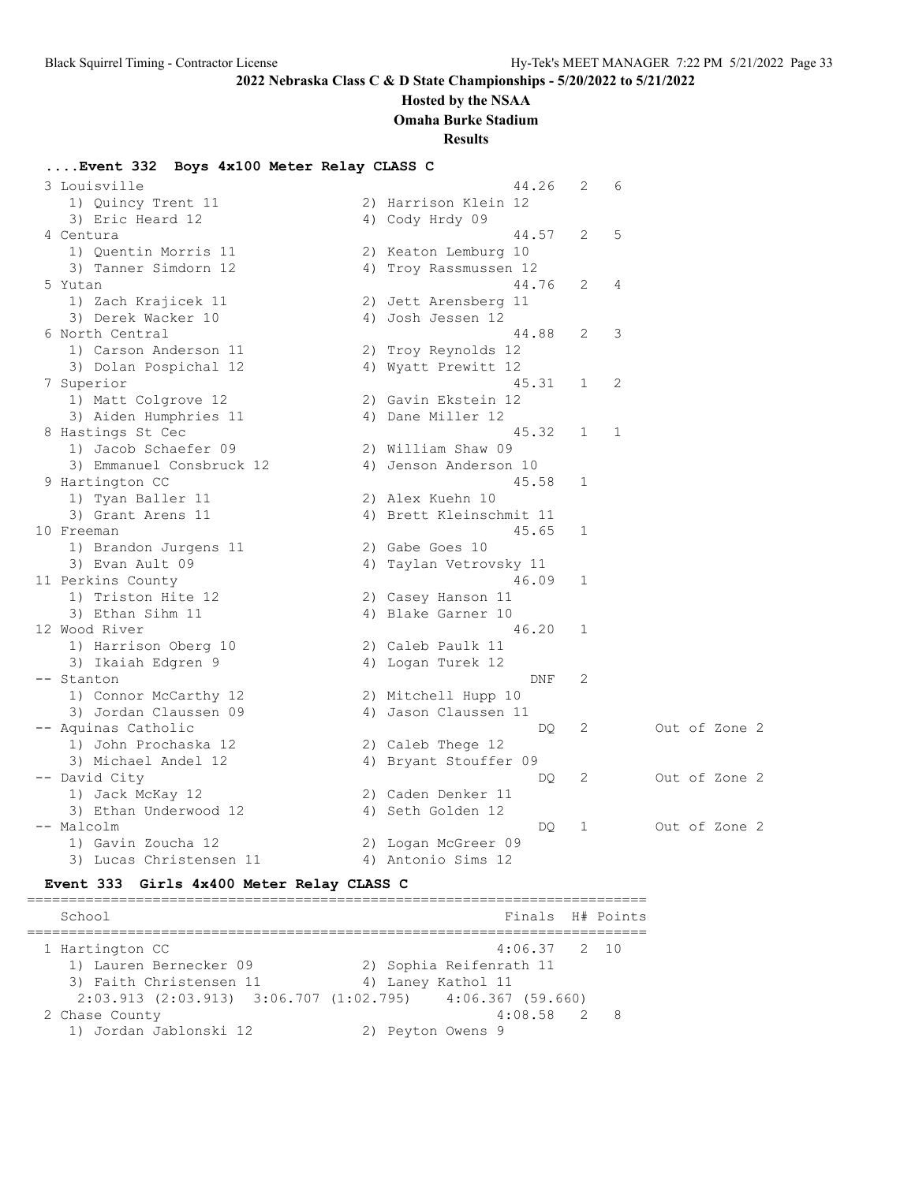## ....Event 332 Boys 4x100 Meter Relay CLASS C

```
  3 Louisville                                        44.26   2   6
     1) Quincy Trent 11               2) Harrison Klein 12
     3) Eric Heard 12                 4) Cody Hrdy 09
  4 Centura                                           44.57   2   5
     1) Quentin Morris 11             2) Keaton Lemburg 10
     3) Tanner Simdorn 12             4) Troy Rassmussen 12
  5 Yutan                                             44.76   2   4
     1) Zach Krajicek 11              2) Jett Arensberg 11
     3) Derek Wacker 10               4) Josh Jessen 12
  6 North Central                                     44.88   2   3
     1) Carson Anderson 11            2) Troy Reynolds 12
     3) Dolan Pospichal 12            4) Wyatt Prewitt 12
  7 Superior                                          45.31   1   2
     1) Matt Colgrove 12              2) Gavin Ekstein 12
     3) Aiden Humphries 11            4) Dane Miller 12
  8 Hastings St Cec                                   45.32   1   1
     1) Jacob Schaefer 09             2) William Shaw 09
     3) Emmanuel Consbruck 12         4) Jenson Anderson 10
  9 Hartington CC                                     45.58   1
     1) Tyan Baller 11                2) Alex Kuehn 10
     3) Grant Arens 11                4) Brett Kleinschmit 11
 10 Freeman                                           45.65   1
     1) Brandon Jurgens 11            2) Gabe Goes 10
     3) Evan Ault 09                  4) Taylan Vetrovsky 11
 11 Perkins County                                    46.09   1
     1) Triston Hite 12               2) Casey Hanson 11
     3) Ethan Sihm 11                 4) Blake Garner 10
 12 Wood River                                        46.20   1
     1) Harrison Oberg 10             2) Caleb Paulk 11
     3) Ikaiah Edgren 9               4) Logan Turek 12
 -- Stanton                                             DNF   2
     1) Connor McCarthy 12            2) Mitchell Hupp 10
     3) Jordan Claussen 09            4) Jason Claussen 11
 -- Aquinas Catholic                                     DQ   2        Out of Zone 2
     1) John Prochaska 12             2) Caleb Thege 12
     3) Michael Andel 12              4) Bryant Stouffer 09
 -- David City                                           DQ   2        Out of Zone 2
     1) Jack McKay 12                 2) Caden Denker 11
     3) Ethan Underwood 12            4) Seth Golden 12
 -- Malcolm                                              DQ   1        Out of Zone 2
     1) Gavin Zoucha 12               2) Logan McGreer 09
     3) Lucas Christensen 11          4) Antonio Sims 12
```

## Event 333 Girls 4x400 Meter Relay CLASS C

```
=======================================================================
    School                                            Finals  H# Points
=======================================================================
  1 Hartington CC                                    4:06.37   2  10
     1) Lauren Bernecker 09           2) Sophia Reifenrath 11
     3) Faith Christensen 11          4) Laney Kathol 11
      2:03.913 (2:03.913)  3:06.707 (1:02.795)   4:06.367 (59.660)
  2 Chase County                                     4:08.58   2   8
     1) Jordan Jablonski 12           2) Peyton Owens 9
```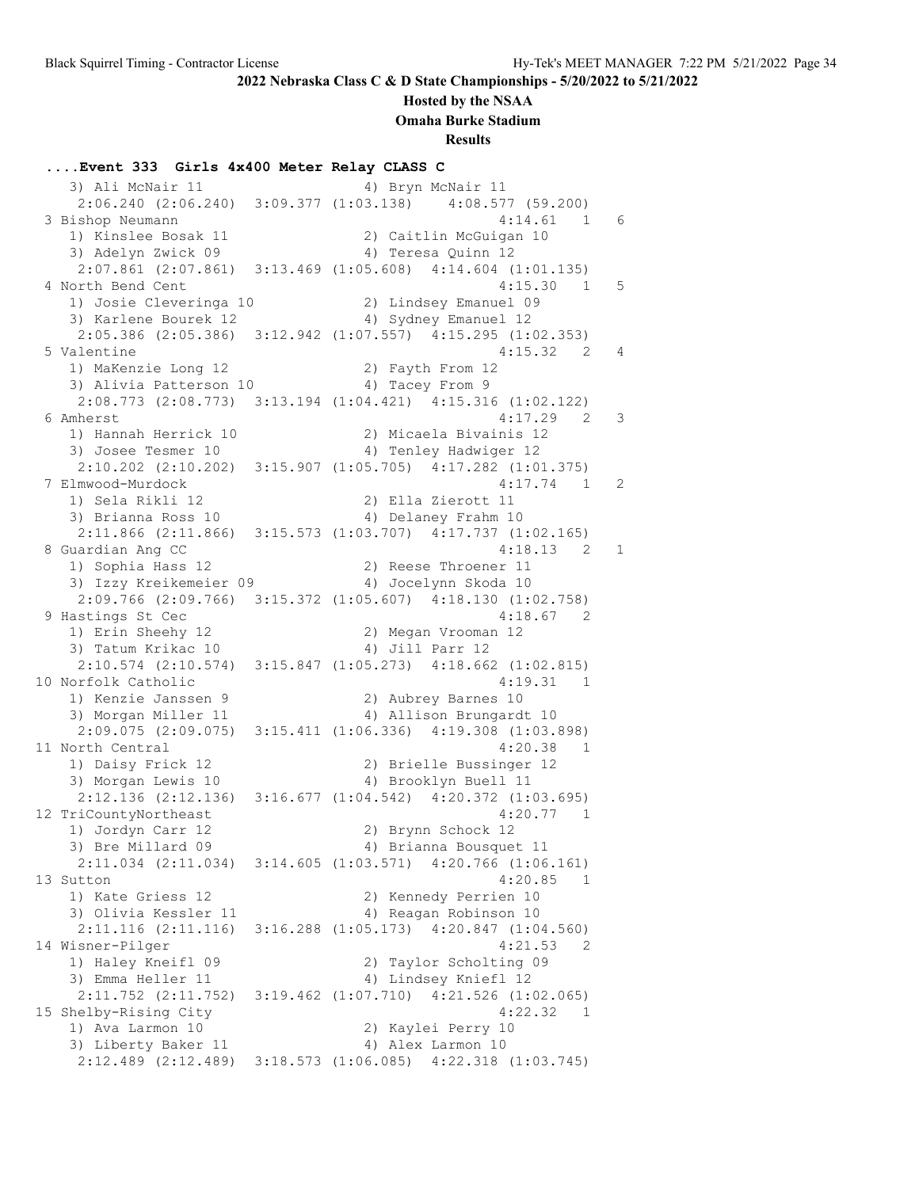## 2022 Nebraska Class C & D State Championships - 5/20/2022 to 5/21/2022

**Hosted by the NSAA**

**Omaha Burke Stadium**

**Results**

### ....Event 333 Girls 4x400 Meter Relay CLASS C

```
   3) Ali McNair 11                   4) Bryn McNair 11
     2:06.240 (2:06.240)  3:09.377 (1:03.138)    4:08.577 (59.200)
 3 Bishop Neumann                                     4:14.61   1    6
   1) Kinslee Bosak 11                2) Caitlin McGuigan 10
   3) Adelyn Zwick 09                 4) Teresa Quinn 12
     2:07.861 (2:07.861)  3:13.469 (1:05.608)  4:14.604 (1:01.135)
 4 North Bend Cent                                    4:15.30   1    5
   1) Josie Cleveringa 10             2) Lindsey Emanuel 09
   3) Karlene Bourek 12               4) Sydney Emanuel 12
     2:05.386 (2:05.386)  3:12.942 (1:07.557)  4:15.295 (1:02.353)
 5 Valentine                                          4:15.32   2    4
   1) MaKenzie Long 12                2) Fayth From 12
   3) Alivia Patterson 10             4) Tacey From 9
     2:08.773 (2:08.773)  3:13.194 (1:04.421)  4:15.316 (1:02.122)
 6 Amherst                                            4:17.29   2    3
   1) Hannah Herrick 10               2) Micaela Bivainis 12
   3) Josee Tesmer 10                 4) Tenley Hadwiger 12
     2:10.202 (2:10.202)  3:15.907 (1:05.705)  4:17.282 (1:01.375)
 7 Elmwood-Murdock                                    4:17.74   1    2
   1) Sela Rikli 12                   2) Ella Zierott 11
   3) Brianna Ross 10                 4) Delaney Frahm 10
     2:11.866 (2:11.866)  3:15.573 (1:03.707)  4:17.737 (1:02.165)
 8 Guardian Ang CC                                    4:18.13   2    1
   1) Sophia Hass 12                  2) Reese Throener 11
   3) Izzy Kreikemeier 09             4) Jocelynn Skoda 10
     2:09.766 (2:09.766)  3:15.372 (1:05.607)  4:18.130 (1:02.758)
 9 Hastings St Cec                                    4:18.67   2
   1) Erin Sheehy 12                  2) Megan Vrooman 12
   3) Tatum Krikac 10                 4) Jill Parr 12
     2:10.574 (2:10.574)  3:15.847 (1:05.273)  4:18.662 (1:02.815)
10 Norfolk Catholic                                   4:19.31   1
   1) Kenzie Janssen 9                2) Aubrey Barnes 10
   3) Morgan Miller 11                4) Allison Brungardt 10
     2:09.075 (2:09.075)  3:15.411 (1:06.336)  4:19.308 (1:03.898)
11 North Central                                      4:20.38   1
   1) Daisy Frick 12                  2) Brielle Bussinger 12
   3) Morgan Lewis 10                 4) Brooklyn Buell 11
     2:12.136 (2:12.136)  3:16.677 (1:04.542)  4:20.372 (1:03.695)
12 TriCountyNortheast                                 4:20.77   1
   1) Jordyn Carr 12                  2) Brynn Schock 12
   3) Bre Millard 09                  4) Brianna Bousquet 11
     2:11.034 (2:11.034)  3:14.605 (1:03.571)  4:20.766 (1:06.161)
13 Sutton                                             4:20.85   1
   1) Kate Griess 12                  2) Kennedy Perrien 10
   3) Olivia Kessler 11               4) Reagan Robinson 10
     2:11.116 (2:11.116)  3:16.288 (1:05.173)  4:20.847 (1:04.560)
14 Wisner-Pilger                                      4:21.53   2
   1) Haley Kneifl 09                 2) Taylor Scholting 09
   3) Emma Heller 11                  4) Lindsey Kniefl 12
     2:11.752 (2:11.752)  3:19.462 (1:07.710)  4:21.526 (1:02.065)
15 Shelby-Rising City                                 4:22.32   1
   1) Ava Larmon 10                   2) Kaylei Perry 10
   3) Liberty Baker 11                4) Alex Larmon 10
     2:12.489 (2:12.489)  3:18.573 (1:06.085)  4:22.318 (1:03.745)
```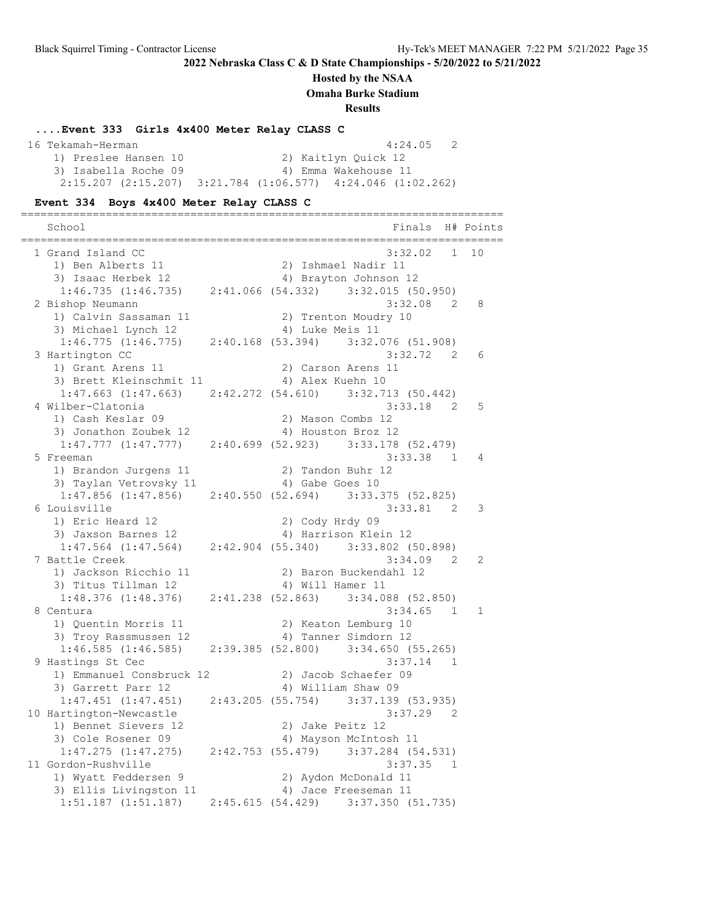## 2022 Nebraska Class C & D State Championships - 5/20/2022 to 5/21/2022

**Hosted by the NSAA**

**Omaha Burke Stadium**

**Results**

### ....Event 333 Girls 4x400 Meter Relay CLASS C

| Place | School | Finals | H# | Points |
|---|---|---|---|---|
| 16 | Tekamah-Herman | 4:24.05 | 2 | |

1) Preslee Hansen 10, 2) Kaitlyn Quick 12, 3) Isabella Roche 09, 4) Emma Wakehouse 11
2:15.207 (2:15.207) 3:21.784 (1:06.577) 4:24.046 (1:02.262)

### Event 334 Boys 4x400 Meter Relay CLASS C

| Place | School | Finals | H# | Points |
|---|---|---|---|---|
| 1 | Grand Island CC | 3:32.02 | 1 | 10 |
| 2 | Bishop Neumann | 3:32.08 | 2 | 8 |
| 3 | Hartington CC | 3:32.72 | 2 | 6 |
| 4 | Wilber-Clatonia | 3:33.18 | 2 | 5 |
| 5 | Freeman | 3:33.38 | 1 | 4 |
| 6 | Louisville | 3:33.81 | 2 | 3 |
| 7 | Battle Creek | 3:34.09 | 2 | 2 |
| 8 | Centura | 3:34.65 | 1 | 1 |
| 9 | Hastings St Cec | 3:37.14 | 1 | |
| 10 | Hartington-Newcastle | 3:37.29 | 2 | |
| 11 | Gordon-Rushville | 3:37.35 | 1 | |

1 Grand Island CC: 1) Ben Alberts 11, 2) Ishmael Nadir 11, 3) Isaac Herbek 12, 4) Brayton Johnson 12
1:46.735 (1:46.735) 2:41.066 (54.332) 3:32.015 (50.950)

2 Bishop Neumann: 1) Calvin Sassaman 11, 2) Trenton Moudry 10, 3) Michael Lynch 12, 4) Luke Meis 11
1:46.775 (1:46.775) 2:40.168 (53.394) 3:32.076 (51.908)

3 Hartington CC: 1) Grant Arens 11, 2) Carson Arens 11, 3) Brett Kleinschmit 11, 4) Alex Kuehn 10
1:47.663 (1:47.663) 2:42.272 (54.610) 3:32.713 (50.442)

4 Wilber-Clatonia: 1) Cash Keslar 09, 2) Mason Combs 12, 3) Jonathon Zoubek 12, 4) Houston Broz 12
1:47.777 (1:47.777) 2:40.699 (52.923) 3:33.178 (52.479)

5 Freeman: 1) Brandon Jurgens 11, 2) Tandon Buhr 12, 3) Taylan Vetrovsky 11, 4) Gabe Goes 10
1:47.856 (1:47.856) 2:40.550 (52.694) 3:33.375 (52.825)

6 Louisville: 1) Eric Heard 12, 2) Cody Hrdy 09, 3) Jaxson Barnes 12, 4) Harrison Klein 12
1:47.564 (1:47.564) 2:42.904 (55.340) 3:33.802 (50.898)

7 Battle Creek: 1) Jackson Ricchio 11, 2) Baron Buckendahl 12, 3) Titus Tillman 12, 4) Will Hamer 11
1:48.376 (1:48.376) 2:41.238 (52.863) 3:34.088 (52.850)

8 Centura: 1) Quentin Morris 11, 2) Keaton Lemburg 10, 3) Troy Rassmussen 12, 4) Tanner Simdorn 12
1:46.585 (1:46.585) 2:39.385 (52.800) 3:34.650 (55.265)

9 Hastings St Cec: 1) Emmanuel Consbruck 12, 2) Jacob Schaefer 09, 3) Garrett Parr 12, 4) William Shaw 09
1:47.451 (1:47.451) 2:43.205 (55.754) 3:37.139 (53.935)

10 Hartington-Newcastle: 1) Bennet Sievers 12, 2) Jake Peitz 12, 3) Cole Rosener 09, 4) Mayson McIntosh 11
1:47.275 (1:47.275) 2:42.753 (55.479) 3:37.284 (54.531)

11 Gordon-Rushville: 1) Wyatt Feddersen 9, 2) Aydon McDonald 11, 3) Ellis Livingston 11, 4) Jace Freeseman 11
1:51.187 (1:51.187) 2:45.615 (54.429) 3:37.350 (51.735)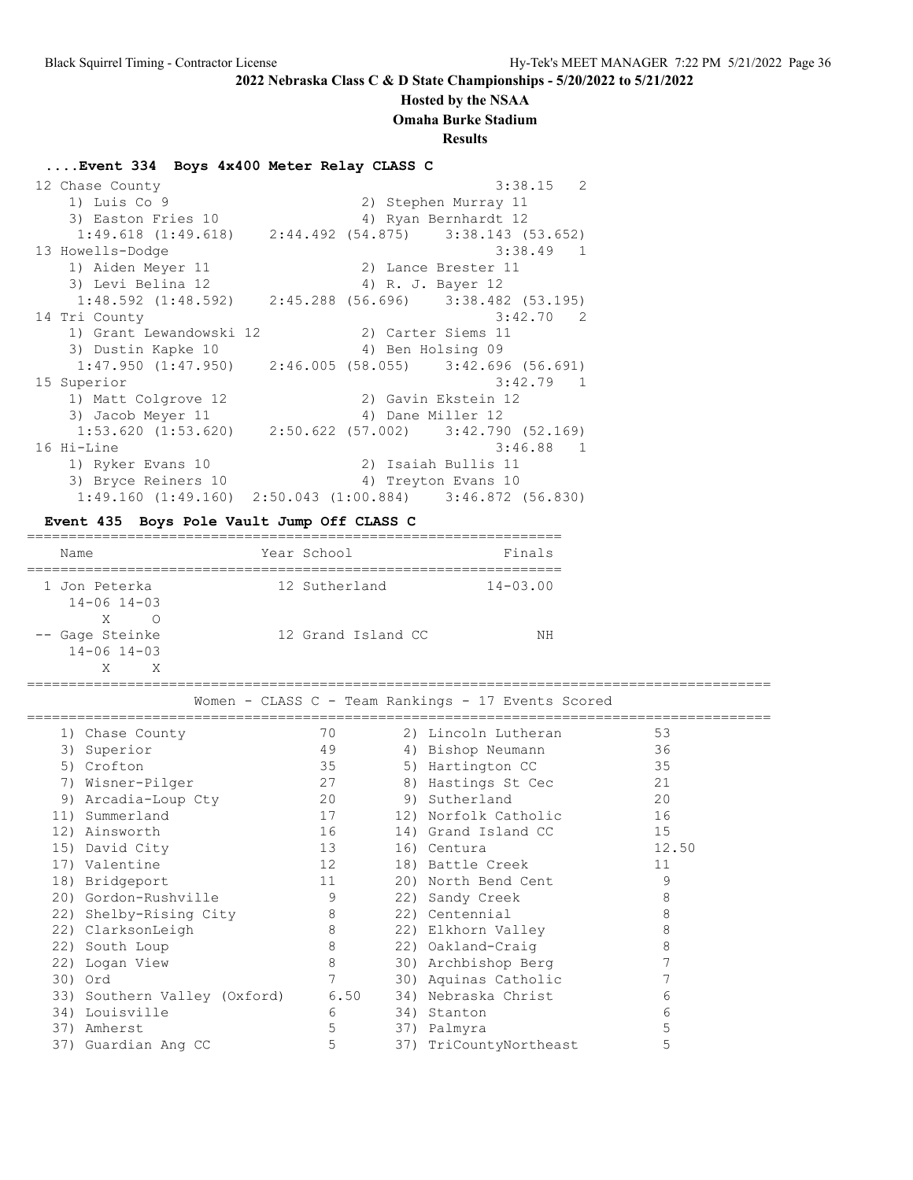## 2022 Nebraska Class C & D State Championships - 5/20/2022 to 5/21/2022

### Hosted by the NSAA
### Omaha Burke Stadium
### Results

#### ....Event 334 Boys 4x400 Meter Relay CLASS C

```
 12 Chase County                                          3:38.15   2
    1) Luis Co 9                        2) Stephen Murray 11
    3) Easton Fries 10                  4) Ryan Bernhardt 12
     1:49.618 (1:49.618)    2:44.492 (54.875)    3:38.143 (53.652)
 13 Howells-Dodge                                         3:38.49   1
    1) Aiden Meyer 11                   2) Lance Brester 11
    3) Levi Belina 12                   4) R. J. Bayer 12
     1:48.592 (1:48.592)    2:45.288 (56.696)    3:38.482 (53.195)
 14 Tri County                                            3:42.70   2
    1) Grant Lewandowski 12             2) Carter Siems 11
    3) Dustin Kapke 10                  4) Ben Holsing 09
     1:47.950 (1:47.950)    2:46.005 (58.055)    3:42.696 (56.691)
 15 Superior                                              3:42.79   1
    1) Matt Colgrove 12                 2) Gavin Ekstein 12
    3) Jacob Meyer 11                   4) Dane Miller 12
     1:53.620 (1:53.620)    2:50.622 (57.002)    3:42.790 (52.169)
 16 Hi-Line                                               3:46.88   1
    1) Ryker Evans 10                   2) Isaiah Bullis 11
    3) Bryce Reiners 10                 4) Treyton Evans 10
     1:49.160 (1:49.160)  2:50.043 (1:00.884)   3:46.872 (56.830)
```

#### Event 435 Boys Pole Vault Jump Off CLASS C

| Name | Year School | Finals |
|---|---|---|
| 1 Jon Peterka | 12 Sutherland | 14-03.00 |
| 14-06 14-03 | | |
| X O | | |
| -- Gage Steinke | 12 Grand Island CC | NH |
| 14-06 14-03 | | |
| X X | | |

#### Women - CLASS C - Team Rankings - 17 Events Scored

| Rank | Team | Points | Rank | Team | Points |
|---|---|---|---|---|---|
| 1) | Chase County | 70 | 2) | Lincoln Lutheran | 53 |
| 3) | Superior | 49 | 4) | Bishop Neumann | 36 |
| 5) | Crofton | 35 | 5) | Hartington CC | 35 |
| 7) | Wisner-Pilger | 27 | 8) | Hastings St Cec | 21 |
| 9) | Arcadia-Loup Cty | 20 | 9) | Sutherland | 20 |
| 11) | Summerland | 17 | 12) | Norfolk Catholic | 16 |
| 12) | Ainsworth | 16 | 14) | Grand Island CC | 15 |
| 15) | David City | 13 | 16) | Centura | 12.50 |
| 17) | Valentine | 12 | 18) | Battle Creek | 11 |
| 18) | Bridgeport | 11 | 20) | North Bend Cent | 9 |
| 20) | Gordon-Rushville | 9 | 22) | Sandy Creek | 8 |
| 22) | Shelby-Rising City | 8 | 22) | Centennial | 8 |
| 22) | ClarksonLeigh | 8 | 22) | Elkhorn Valley | 8 |
| 22) | South Loup | 8 | 22) | Oakland-Craig | 8 |
| 22) | Logan View | 8 | 30) | Archbishop Berg | 7 |
| 30) | Ord | 7 | 30) | Aquinas Catholic | 7 |
| 33) | Southern Valley (Oxford) | 6.50 | 34) | Nebraska Christ | 6 |
| 34) | Louisville | 6 | 34) | Stanton | 6 |
| 37) | Amherst | 5 | 37) | Palmyra | 5 |
| 37) | Guardian Ang CC | 5 | 37) | TriCountyNortheast | 5 |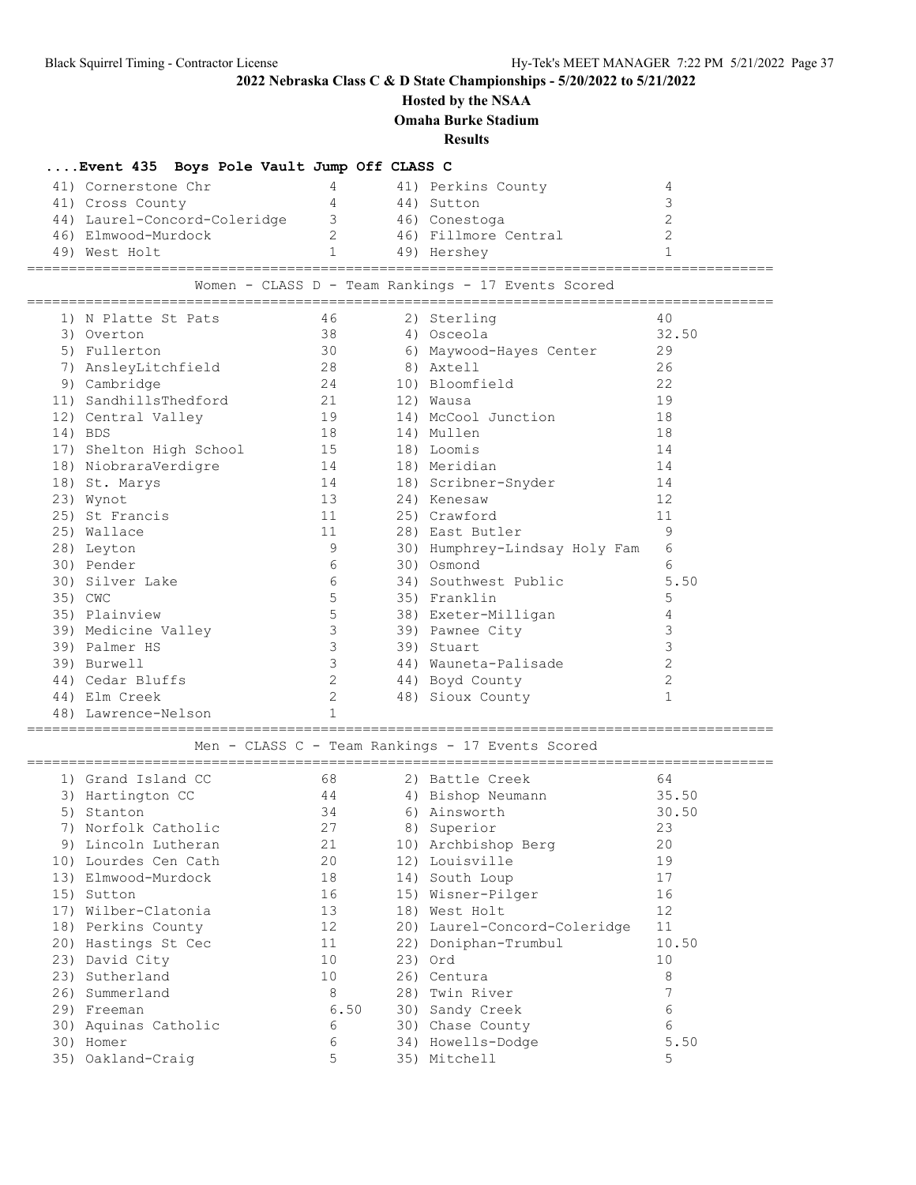## 2022 Nebraska Class C & D State Championships - 5/20/2022 to 5/21/2022

**Hosted by the NSAA**

**Omaha Burke Stadium**

**Results**

### ....Event 435 Boys Pole Vault Jump Off CLASS C

| Rank | Team | Points | Rank | Team | Points |
|---|---|---|---|---|---|
| 41) | Cornerstone Chr | 4 | 41) | Perkins County | 4 |
| 41) | Cross County | 4 | 44) | Sutton | 3 |
| 44) | Laurel-Concord-Coleridge | 3 | 46) | Conestoga | 2 |
| 46) | Elmwood-Murdock | 2 | 46) | Fillmore Central | 2 |
| 49) | West Holt | 1 | 49) | Hershey | 1 |

### Women - CLASS D - Team Rankings - 17 Events Scored

| Rank | Team | Points | Rank | Team | Points |
|---|---|---|---|---|---|
| 1) | N Platte St Pats | 46 | 2) | Sterling | 40 |
| 3) | Overton | 38 | 4) | Osceola | 32.50 |
| 5) | Fullerton | 30 | 6) | Maywood-Hayes Center | 29 |
| 7) | AnsleyLitchfield | 28 | 8) | Axtell | 26 |
| 9) | Cambridge | 24 | 10) | Bloomfield | 22 |
| 11) | SandhillsThedford | 21 | 12) | Wausa | 19 |
| 12) | Central Valley | 19 | 14) | McCool Junction | 18 |
| 14) | BDS | 18 | 14) | Mullen | 18 |
| 17) | Shelton High School | 15 | 18) | Loomis | 14 |
| 18) | NiobraraVerdigre | 14 | 18) | Meridian | 14 |
| 18) | St. Marys | 14 | 18) | Scribner-Snyder | 14 |
| 23) | Wynot | 13 | 24) | Kenesaw | 12 |
| 25) | St Francis | 11 | 25) | Crawford | 11 |
| 25) | Wallace | 11 | 28) | East Butler | 9 |
| 28) | Leyton | 9 | 30) | Humphrey-Lindsay Holy Fam | 6 |
| 30) | Pender | 6 | 30) | Osmond | 6 |
| 30) | Silver Lake | 6 | 34) | Southwest Public | 5.50 |
| 35) | CWC | 5 | 35) | Franklin | 5 |
| 35) | Plainview | 5 | 38) | Exeter-Milligan | 4 |
| 39) | Medicine Valley | 3 | 39) | Pawnee City | 3 |
| 39) | Palmer HS | 3 | 39) | Stuart | 3 |
| 39) | Burwell | 3 | 44) | Wauneta-Palisade | 2 |
| 44) | Cedar Bluffs | 2 | 44) | Boyd County | 2 |
| 44) | Elm Creek | 2 | 48) | Sioux County | 1 |
| 48) | Lawrence-Nelson | 1 | | | |

### Men - CLASS C - Team Rankings - 17 Events Scored

| Rank | Team | Points | Rank | Team | Points |
|---|---|---|---|---|---|
| 1) | Grand Island CC | 68 | 2) | Battle Creek | 64 |
| 3) | Hartington CC | 44 | 4) | Bishop Neumann | 35.50 |
| 5) | Stanton | 34 | 6) | Ainsworth | 30.50 |
| 7) | Norfolk Catholic | 27 | 8) | Superior | 23 |
| 9) | Lincoln Lutheran | 21 | 10) | Archbishop Berg | 20 |
| 10) | Lourdes Cen Cath | 20 | 12) | Louisville | 19 |
| 13) | Elmwood-Murdock | 18 | 14) | South Loup | 17 |
| 15) | Sutton | 16 | 15) | Wisner-Pilger | 16 |
| 17) | Wilber-Clatonia | 13 | 18) | West Holt | 12 |
| 18) | Perkins County | 12 | 20) | Laurel-Concord-Coleridge | 11 |
| 20) | Hastings St Cec | 11 | 22) | Doniphan-Trumbul | 10.50 |
| 23) | David City | 10 | 23) | Ord | 10 |
| 23) | Sutherland | 10 | 26) | Centura | 8 |
| 26) | Summerland | 8 | 28) | Twin River | 7 |
| 29) | Freeman | 6.50 | 30) | Sandy Creek | 6 |
| 30) | Aquinas Catholic | 6 | 30) | Chase County | 6 |
| 30) | Homer | 6 | 34) | Howells-Dodge | 5.50 |
| 35) | Oakland-Craig | 5 | 35) | Mitchell | 5 |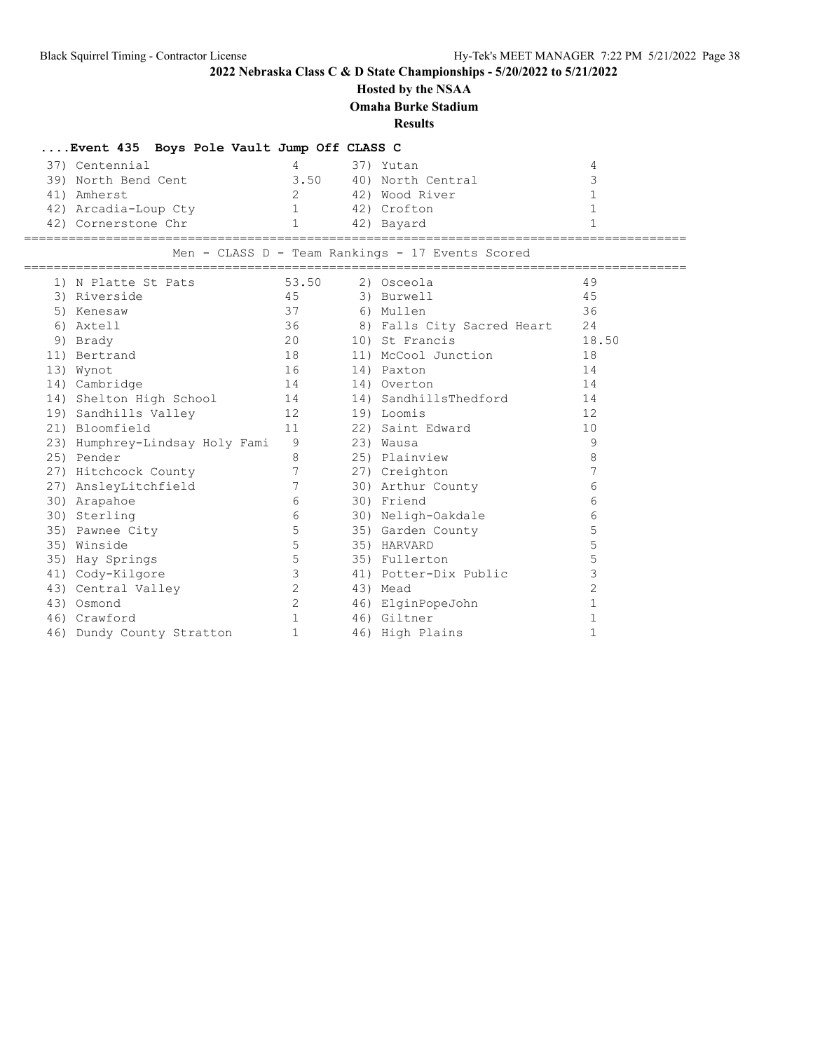**2022 Nebraska Class C & D State Championships - 5/20/2022 to 5/21/2022**

**Hosted by the NSAA**

**Omaha Burke Stadium**

**Results**

### ....Event 435 Boys Pole Vault Jump Off CLASS C

| | | | |
|---|---|---|---|
| 37) Centennial | 4 | 37) Yutan | 4 |
| 39) North Bend Cent | 3.50 | 40) North Central | 3 |
| 41) Amherst | 2 | 42) Wood River | 1 |
| 42) Arcadia-Loup Cty | 1 | 42) Crofton | 1 |
| 42) Cornerstone Chr | 1 | 42) Bayard | 1 |

### Men - CLASS D - Team Rankings - 17 Events Scored

| | | | |
|---|---|---|---|
| 1) N Platte St Pats | 53.50 | 2) Osceola | 49 |
| 3) Riverside | 45 | 3) Burwell | 45 |
| 5) Kenesaw | 37 | 6) Mullen | 36 |
| 6) Axtell | 36 | 8) Falls City Sacred Heart | 24 |
| 9) Brady | 20 | 10) St Francis | 18.50 |
| 11) Bertrand | 18 | 11) McCool Junction | 18 |
| 13) Wynot | 16 | 14) Paxton | 14 |
| 14) Cambridge | 14 | 14) Overton | 14 |
| 14) Shelton High School | 14 | 14) SandhillsThedford | 14 |
| 19) Sandhills Valley | 12 | 19) Loomis | 12 |
| 21) Bloomfield | 11 | 22) Saint Edward | 10 |
| 23) Humphrey-Lindsay Holy Fami | 9 | 23) Wausa | 9 |
| 25) Pender | 8 | 25) Plainview | 8 |
| 27) Hitchcock County | 7 | 27) Creighton | 7 |
| 27) AnsleyLitchfield | 7 | 30) Arthur County | 6 |
| 30) Arapahoe | 6 | 30) Friend | 6 |
| 30) Sterling | 6 | 30) Neligh-Oakdale | 6 |
| 35) Pawnee City | 5 | 35) Garden County | 5 |
| 35) Winside | 5 | 35) HARVARD | 5 |
| 35) Hay Springs | 5 | 35) Fullerton | 5 |
| 41) Cody-Kilgore | 3 | 41) Potter-Dix Public | 3 |
| 43) Central Valley | 2 | 43) Mead | 2 |
| 43) Osmond | 2 | 46) ElginPopeJohn | 1 |
| 46) Crawford | 1 | 46) Giltner | 1 |
| 46) Dundy County Stratton | 1 | 46) High Plains | 1 |